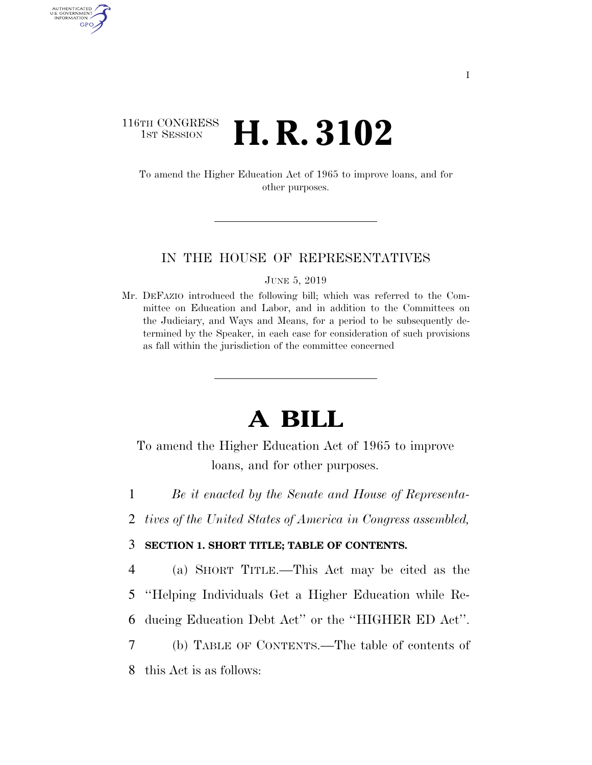116TH CONGRESS
1ST SESSION

# H. R. 3102

To amend the Higher Education Act of 1965 to improve loans, and for other purposes.

---

IN THE HOUSE OF REPRESENTATIVES

JUNE 5, 2019

Mr. DEFAZIO introduced the following bill; which was referred to the Committee on Education and Labor, and in addition to the Committees on the Judiciary, and Ways and Means, for a period to be subsequently determined by the Speaker, in each case for consideration of such provisions as fall within the jurisdiction of the committee concerned

---

# A BILL

To amend the Higher Education Act of 1965 to improve loans, and for other purposes.

*Be it enacted by the Senate and House of Representatives of the United States of America in Congress assembled,*

**SECTION 1. SHORT TITLE; TABLE OF CONTENTS.**

(a) SHORT TITLE.—This Act may be cited as the ''Helping Individuals Get a Higher Education while Reducing Education Debt Act'' or the ''HIGHER ED Act''.

(b) TABLE OF CONTENTS.—The table of contents of this Act is as follows: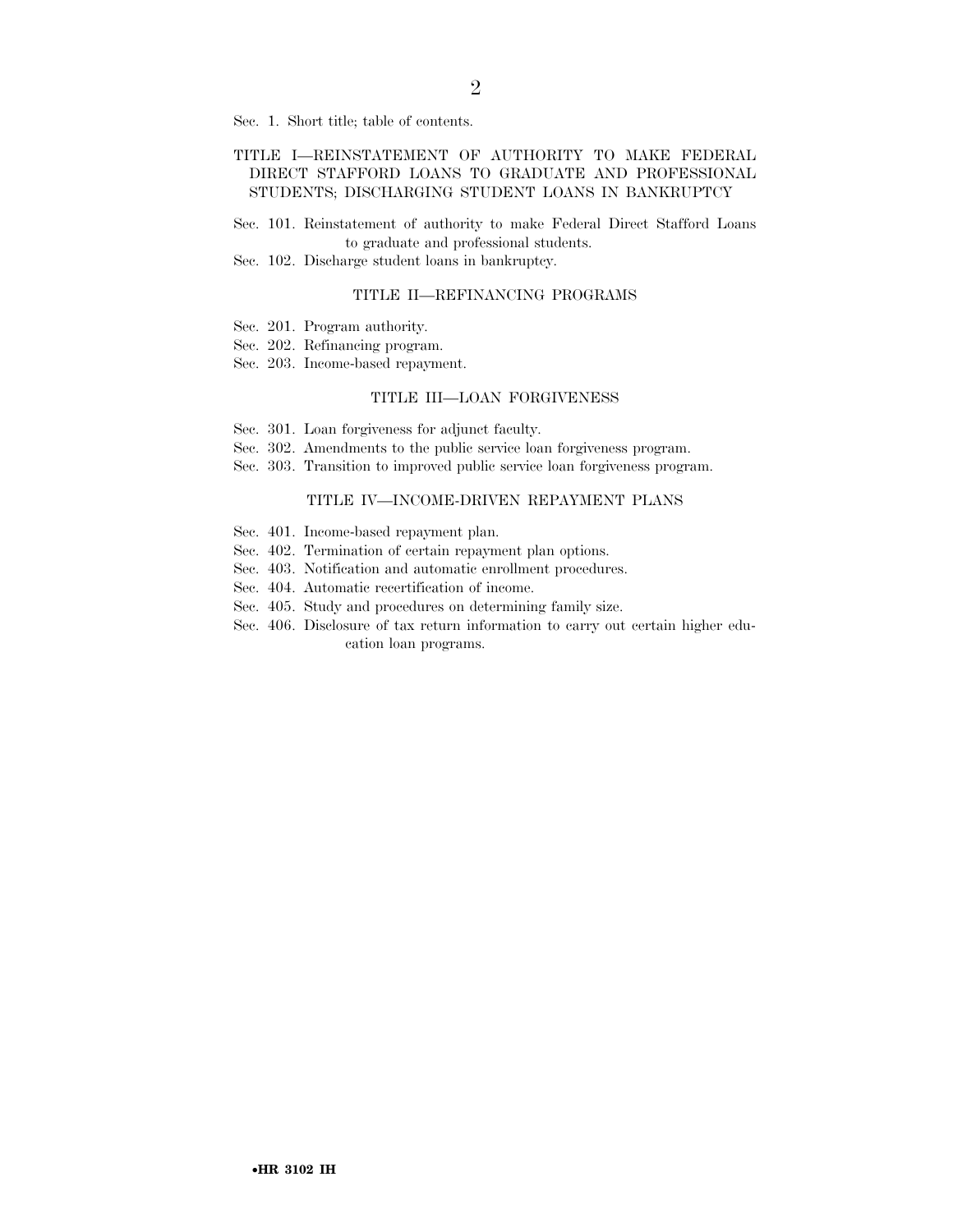Sec. 1. Short title; table of contents.

TITLE I—REINSTATEMENT OF AUTHORITY TO MAKE FEDERAL DIRECT STAFFORD LOANS TO GRADUATE AND PROFESSIONAL STUDENTS; DISCHARGING STUDENT LOANS IN BANKRUPTCY

Sec. 101. Reinstatement of authority to make Federal Direct Stafford Loans to graduate and professional students.

Sec. 102. Discharge student loans in bankruptcy.

TITLE II—REFINANCING PROGRAMS

Sec. 201. Program authority.

Sec. 202. Refinancing program.

Sec. 203. Income-based repayment.

TITLE III—LOAN FORGIVENESS

Sec. 301. Loan forgiveness for adjunct faculty.

Sec. 302. Amendments to the public service loan forgiveness program.

Sec. 303. Transition to improved public service loan forgiveness program.

TITLE IV—INCOME-DRIVEN REPAYMENT PLANS

Sec. 401. Income-based repayment plan.

Sec. 402. Termination of certain repayment plan options.

Sec. 403. Notification and automatic enrollment procedures.

Sec. 404. Automatic recertification of income.

Sec. 405. Study and procedures on determining family size.

Sec. 406. Disclosure of tax return information to carry out certain higher education loan programs.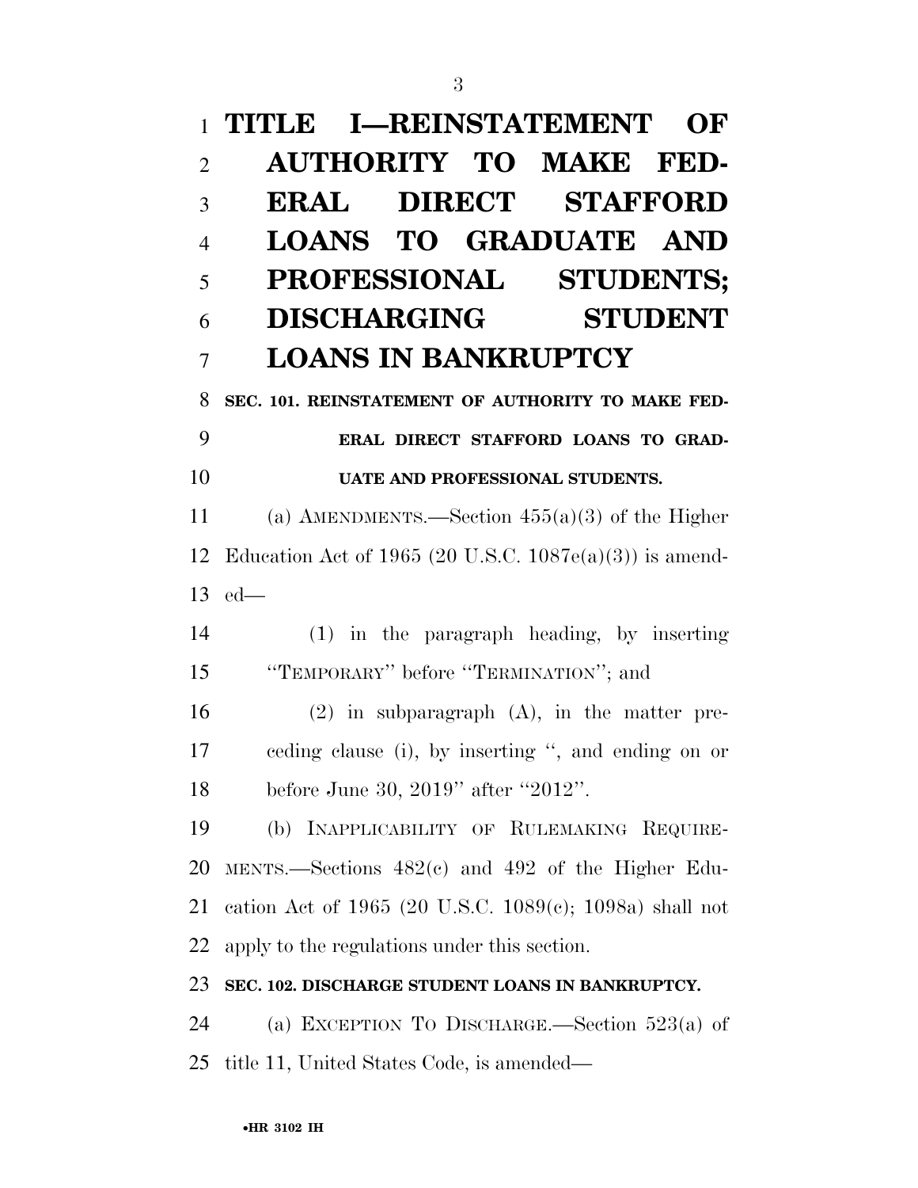# TITLE I—REINSTATEMENT OF AUTHORITY TO MAKE FEDERAL DIRECT STAFFORD LOANS TO GRADUATE AND PROFESSIONAL STUDENTS; DISCHARGING STUDENT LOANS IN BANKRUPTCY

## SEC. 101. REINSTATEMENT OF AUTHORITY TO MAKE FEDERAL DIRECT STAFFORD LOANS TO GRADUATE AND PROFESSIONAL STUDENTS.

(a) AMENDMENTS.—Section 455(a)(3) of the Higher Education Act of 1965 (20 U.S.C. 1087e(a)(3)) is amended—

(1) in the paragraph heading, by inserting "TEMPORARY" before "TERMINATION"; and

(2) in subparagraph (A), in the matter preceding clause (i), by inserting ", and ending on or before June 30, 2019" after "2012".

(b) INAPPLICABILITY OF RULEMAKING REQUIREMENTS.—Sections 482(c) and 492 of the Higher Education Act of 1965 (20 U.S.C. 1089(c); 1098a) shall not apply to the regulations under this section.

## SEC. 102. DISCHARGE STUDENT LOANS IN BANKRUPTCY.

(a) EXCEPTION TO DISCHARGE.—Section 523(a) of title 11, United States Code, is amended—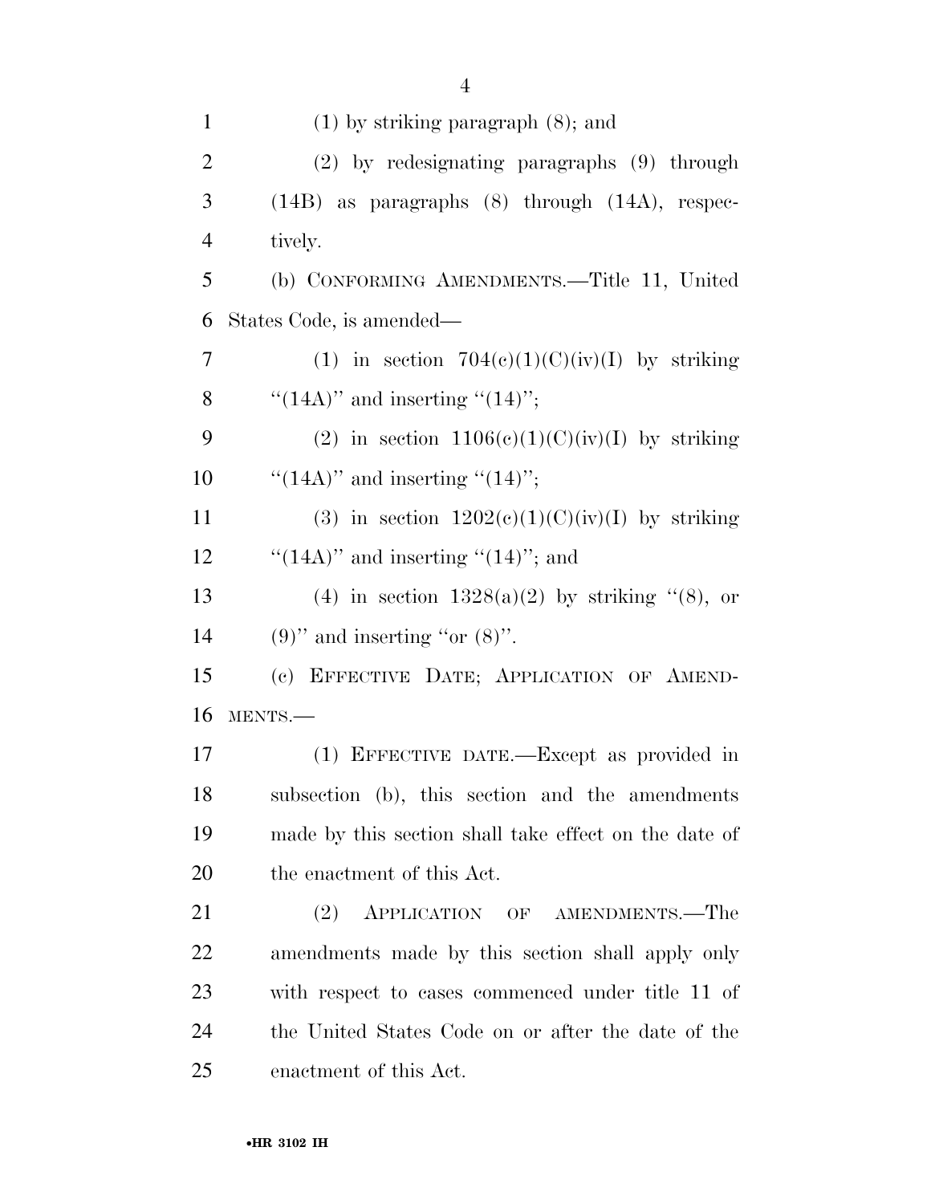(1) by striking paragraph (8); and

(2) by redesignating paragraphs (9) through (14B) as paragraphs (8) through (14A), respectively.

(b) CONFORMING AMENDMENTS.—Title 11, United States Code, is amended—

(1) in section 704(c)(1)(C)(iv)(I) by striking "(14A)" and inserting "(14)";

(2) in section 1106(c)(1)(C)(iv)(I) by striking "(14A)" and inserting "(14)";

(3) in section 1202(c)(1)(C)(iv)(I) by striking "(14A)" and inserting "(14)"; and

(4) in section 1328(a)(2) by striking "(8), or (9)" and inserting "or (8)".

(c) EFFECTIVE DATE; APPLICATION OF AMENDMENTS.—

(1) EFFECTIVE DATE.—Except as provided in subsection (b), this section and the amendments made by this section shall take effect on the date of the enactment of this Act.

(2) APPLICATION OF AMENDMENTS.—The amendments made by this section shall apply only with respect to cases commenced under title 11 of the United States Code on or after the date of the enactment of this Act.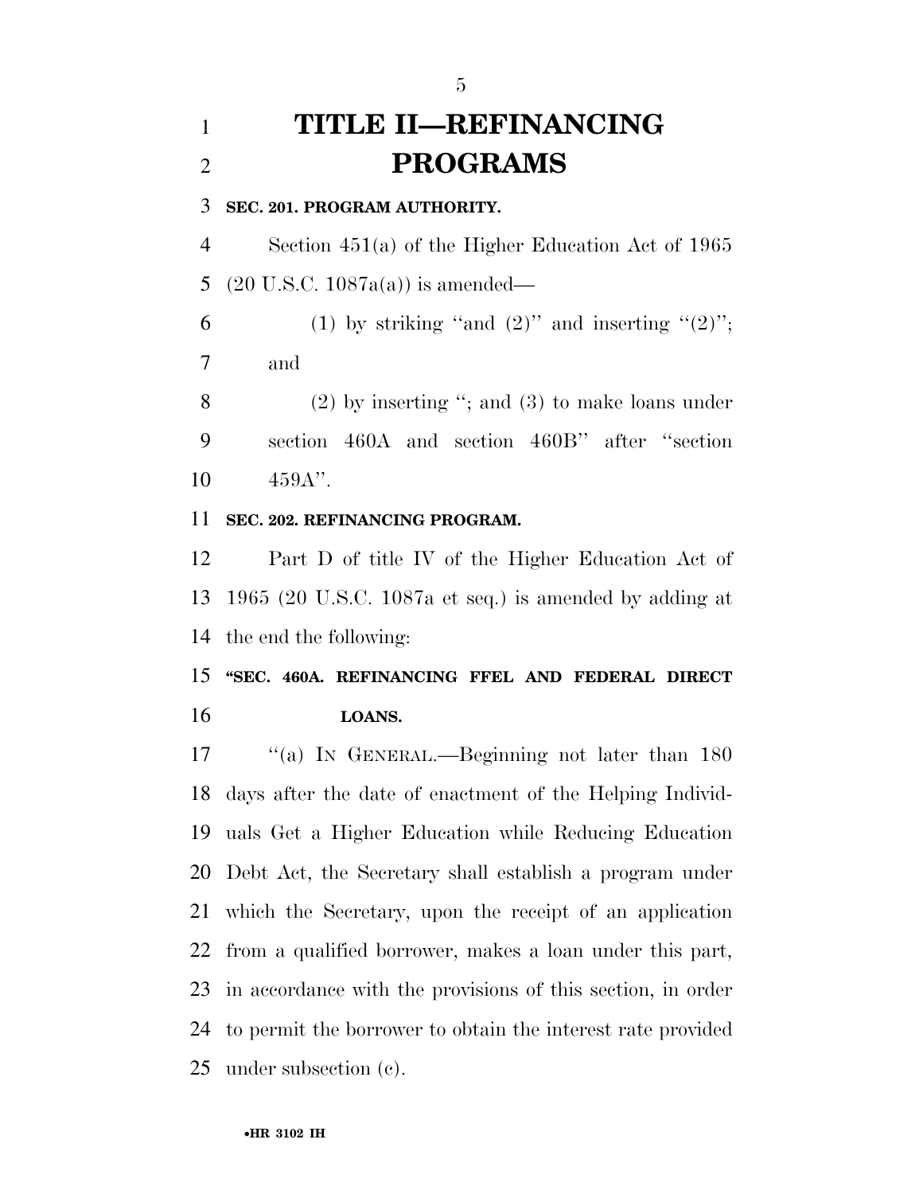# TITLE II—REFINANCING PROGRAMS

**SEC. 201. PROGRAM AUTHORITY.**

Section 451(a) of the Higher Education Act of 1965 (20 U.S.C. 1087a(a)) is amended—

(1) by striking ''and (2)'' and inserting ''(2)''; and

(2) by inserting ''; and (3) to make loans under section 460A and section 460B'' after ''section 459A''.

**SEC. 202. REFINANCING PROGRAM.**

Part D of title IV of the Higher Education Act of 1965 (20 U.S.C. 1087a et seq.) is amended by adding at the end the following:

**''SEC. 460A. REFINANCING FFEL AND FEDERAL DIRECT LOANS.**

''(a) IN GENERAL.—Beginning not later than 180 days after the date of enactment of the Helping Individuals Get a Higher Education while Reducing Education Debt Act, the Secretary shall establish a program under which the Secretary, upon the receipt of an application from a qualified borrower, makes a loan under this part, in accordance with the provisions of this section, in order to permit the borrower to obtain the interest rate provided under subsection (c).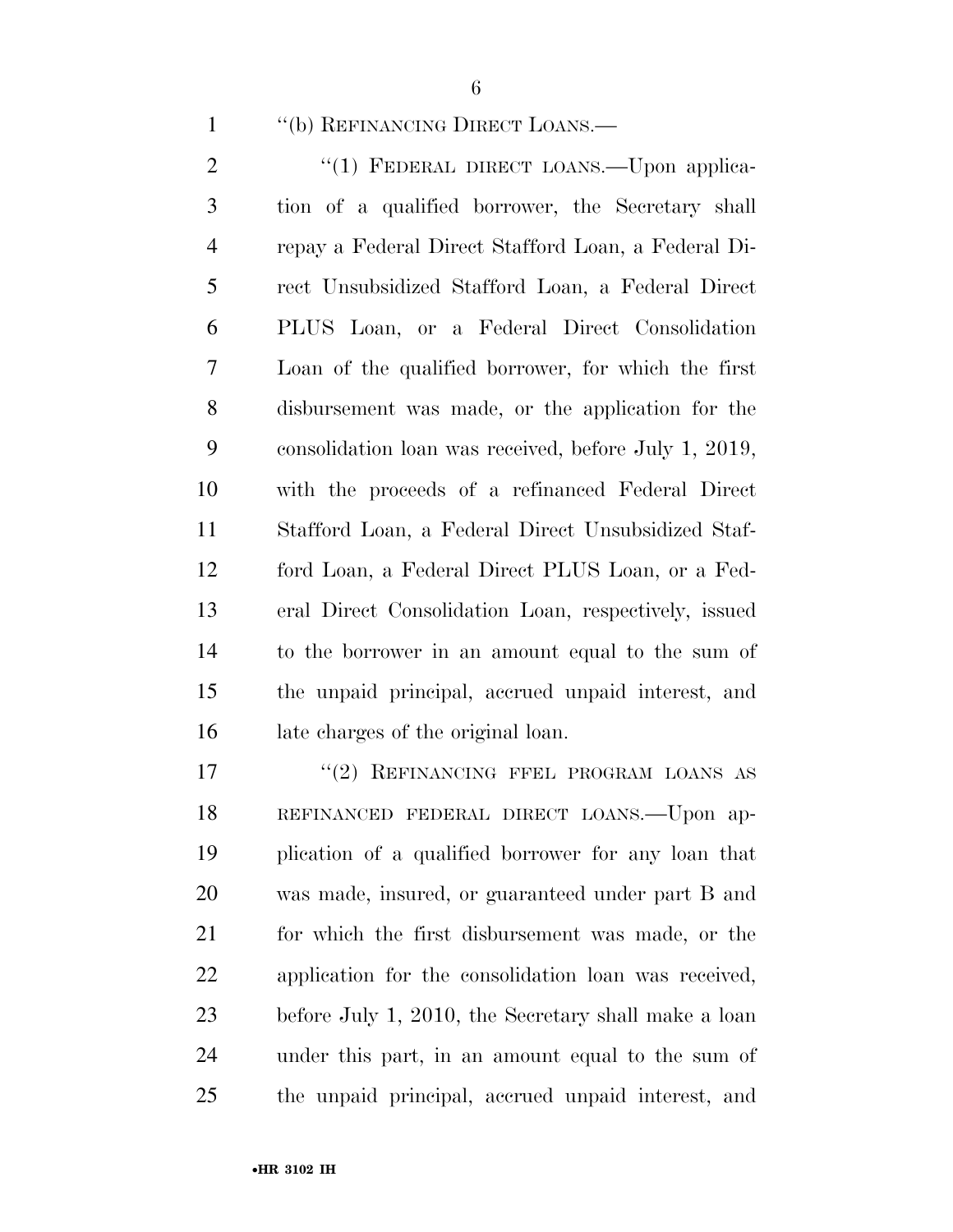''(b) REFINANCING DIRECT LOANS.—

''(1) FEDERAL DIRECT LOANS.—Upon application of a qualified borrower, the Secretary shall repay a Federal Direct Stafford Loan, a Federal Direct Unsubsidized Stafford Loan, a Federal Direct PLUS Loan, or a Federal Direct Consolidation Loan of the qualified borrower, for which the first disbursement was made, or the application for the consolidation loan was received, before July 1, 2019, with the proceeds of a refinanced Federal Direct Stafford Loan, a Federal Direct Unsubsidized Stafford Loan, a Federal Direct PLUS Loan, or a Federal Direct Consolidation Loan, respectively, issued to the borrower in an amount equal to the sum of the unpaid principal, accrued unpaid interest, and late charges of the original loan.

''(2) REFINANCING FFEL PROGRAM LOANS AS REFINANCED FEDERAL DIRECT LOANS.—Upon application of a qualified borrower for any loan that was made, insured, or guaranteed under part B and for which the first disbursement was made, or the application for the consolidation loan was received, before July 1, 2010, the Secretary shall make a loan under this part, in an amount equal to the sum of the unpaid principal, accrued unpaid interest, and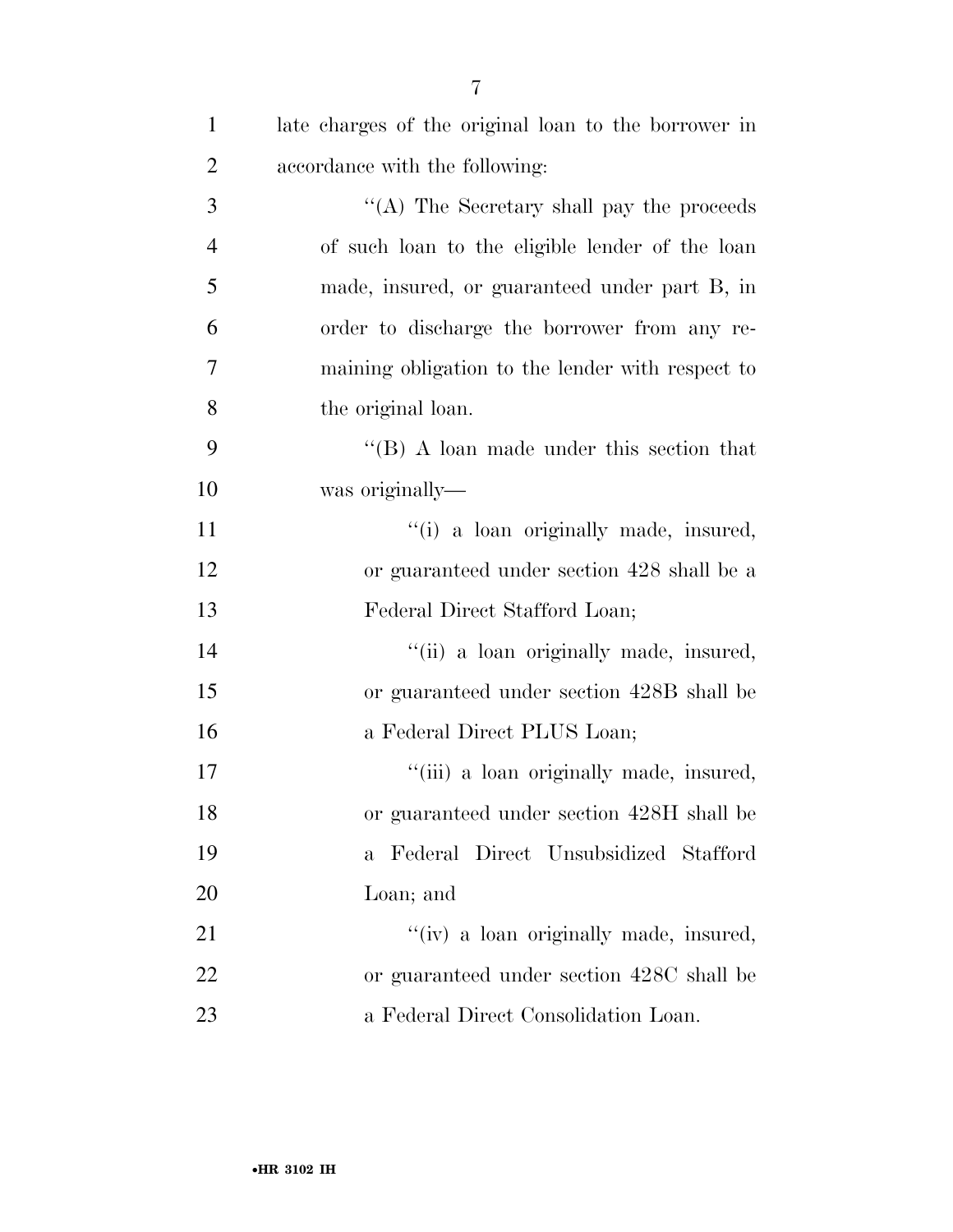late charges of the original loan to the borrower in accordance with the following:

''(A) The Secretary shall pay the proceeds of such loan to the eligible lender of the loan made, insured, or guaranteed under part B, in order to discharge the borrower from any remaining obligation to the lender with respect to the original loan.

''(B) A loan made under this section that was originally—

''(i) a loan originally made, insured, or guaranteed under section 428 shall be a Federal Direct Stafford Loan;

''(ii) a loan originally made, insured, or guaranteed under section 428B shall be a Federal Direct PLUS Loan;

''(iii) a loan originally made, insured, or guaranteed under section 428H shall be a Federal Direct Unsubsidized Stafford Loan; and

''(iv) a loan originally made, insured, or guaranteed under section 428C shall be a Federal Direct Consolidation Loan.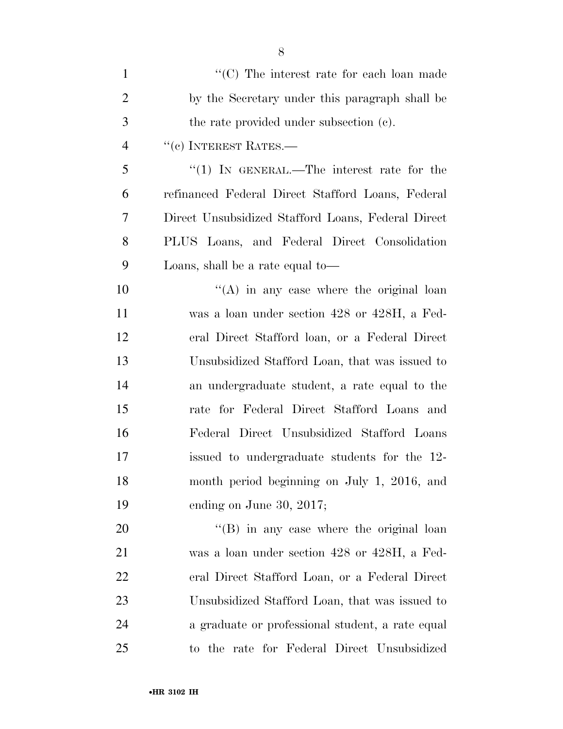"(C) The interest rate for each loan made by the Secretary under this paragraph shall be the rate provided under subsection (c).

"(c) INTEREST RATES.—

"(1) IN GENERAL.—The interest rate for the refinanced Federal Direct Stafford Loans, Federal Direct Unsubsidized Stafford Loans, Federal Direct PLUS Loans, and Federal Direct Consolidation Loans, shall be a rate equal to—

"(A) in any case where the original loan was a loan under section 428 or 428H, a Federal Direct Stafford loan, or a Federal Direct Unsubsidized Stafford Loan, that was issued to an undergraduate student, a rate equal to the rate for Federal Direct Stafford Loans and Federal Direct Unsubsidized Stafford Loans issued to undergraduate students for the 12-month period beginning on July 1, 2016, and ending on June 30, 2017;

"(B) in any case where the original loan was a loan under section 428 or 428H, a Federal Direct Stafford Loan, or a Federal Direct Unsubsidized Stafford Loan, that was issued to a graduate or professional student, a rate equal to the rate for Federal Direct Unsubsidized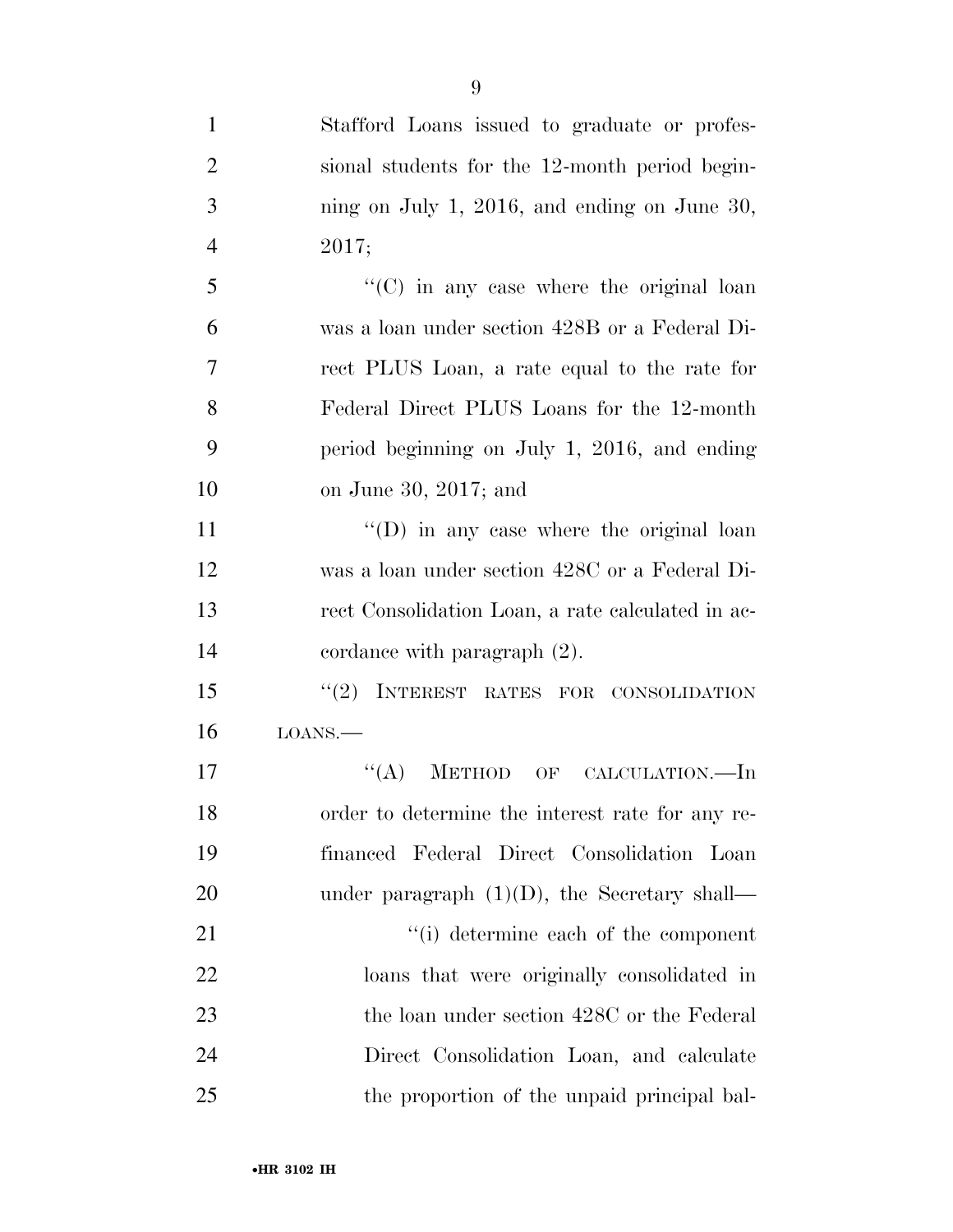Stafford Loans issued to graduate or professional students for the 12-month period beginning on July 1, 2016, and ending on June 30, 2017;

"(C) in any case where the original loan was a loan under section 428B or a Federal Direct PLUS Loan, a rate equal to the rate for Federal Direct PLUS Loans for the 12-month period beginning on July 1, 2016, and ending on June 30, 2017; and

"(D) in any case where the original loan was a loan under section 428C or a Federal Direct Consolidation Loan, a rate calculated in accordance with paragraph (2).

"(2) INTEREST RATES FOR CONSOLIDATION LOANS.—

"(A) METHOD OF CALCULATION.—In order to determine the interest rate for any refinanced Federal Direct Consolidation Loan under paragraph (1)(D), the Secretary shall—

"(i) determine each of the component loans that were originally consolidated in the loan under section 428C or the Federal Direct Consolidation Loan, and calculate the proportion of the unpaid principal bal-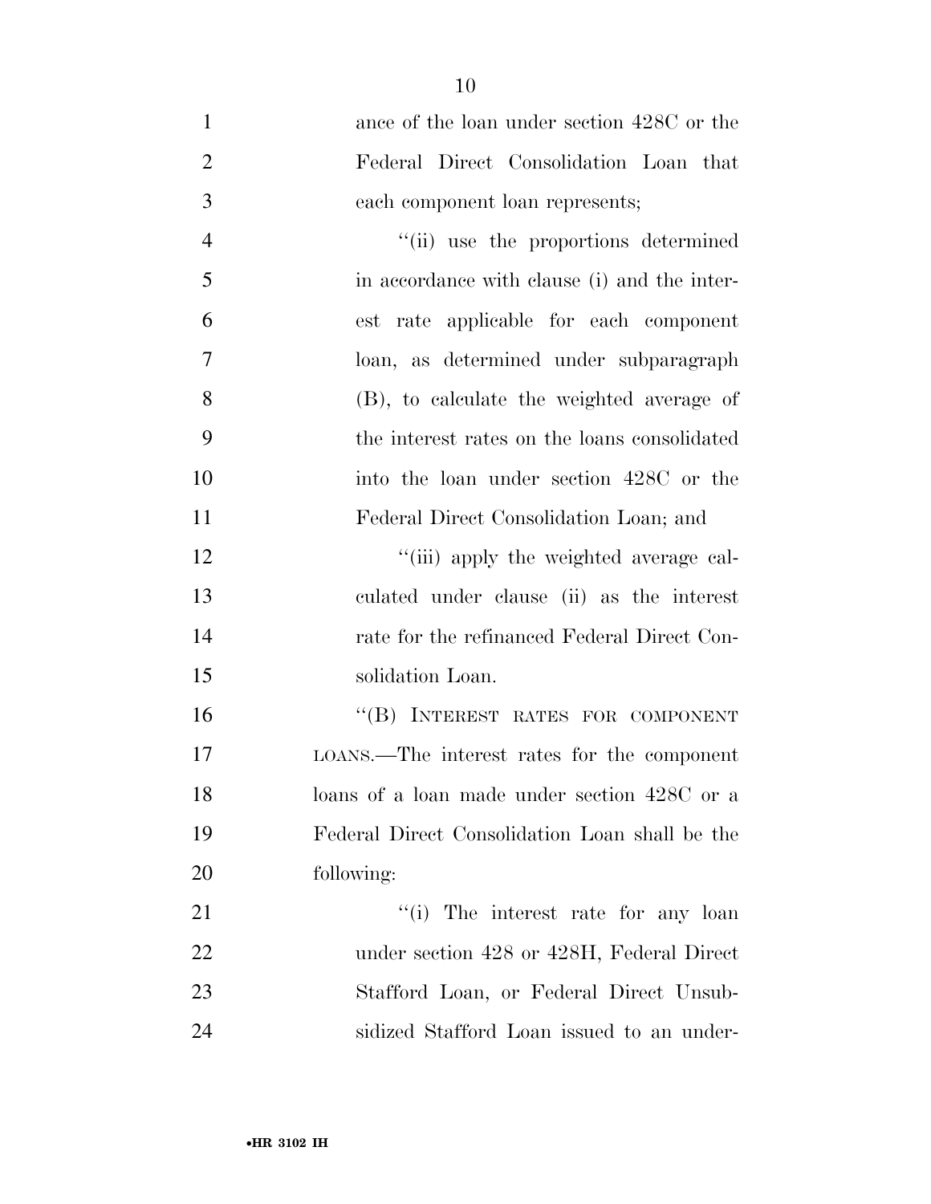ance of the loan under section 428C or the Federal Direct Consolidation Loan that each component loan represents;

"(ii) use the proportions determined in accordance with clause (i) and the interest rate applicable for each component loan, as determined under subparagraph (B), to calculate the weighted average of the interest rates on the loans consolidated into the loan under section 428C or the Federal Direct Consolidation Loan; and

"(iii) apply the weighted average calculated under clause (ii) as the interest rate for the refinanced Federal Direct Consolidation Loan.

"(B) INTEREST RATES FOR COMPONENT LOANS.—The interest rates for the component loans of a loan made under section 428C or a Federal Direct Consolidation Loan shall be the following:

"(i) The interest rate for any loan under section 428 or 428H, Federal Direct Stafford Loan, or Federal Direct Unsubsidized Stafford Loan issued to an under-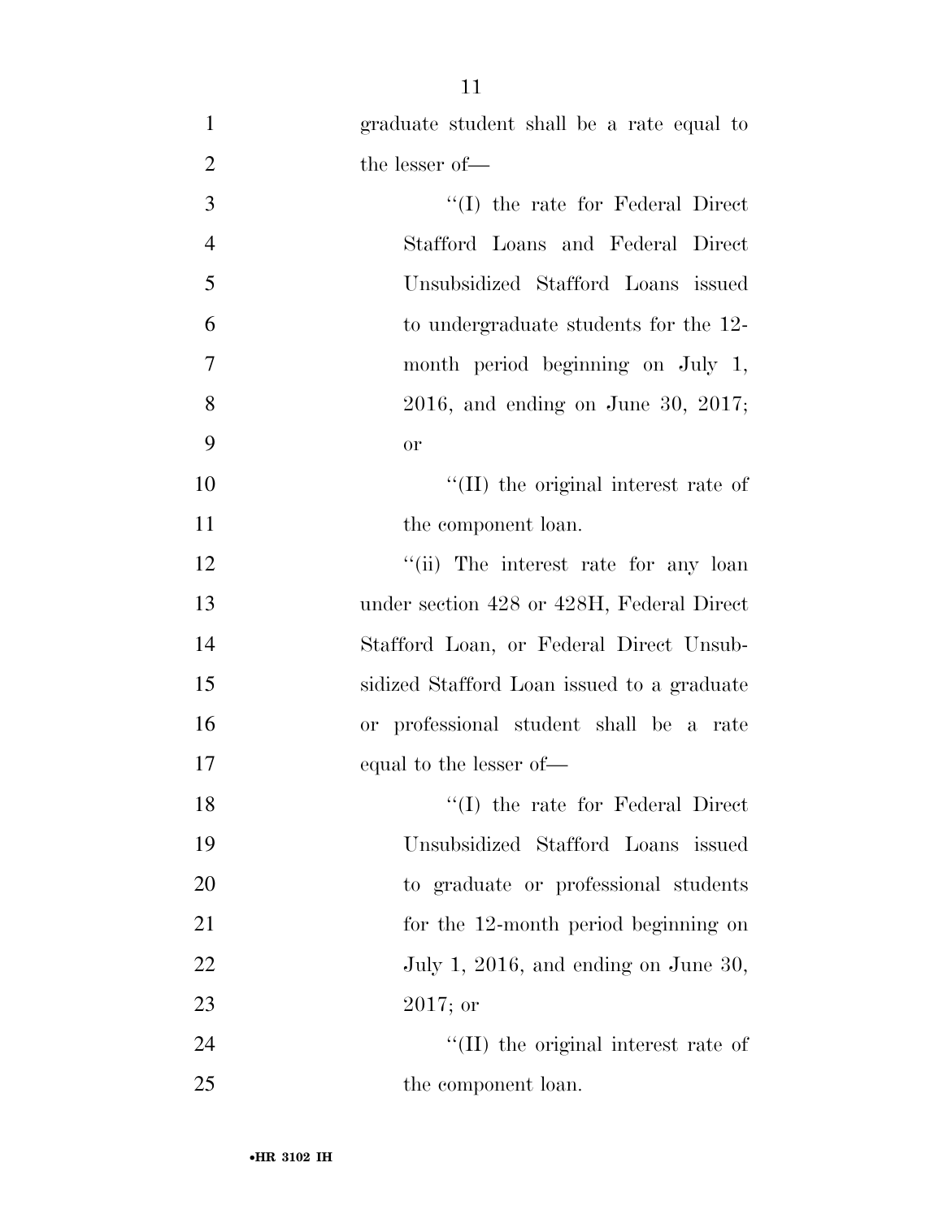graduate student shall be a rate equal to the lesser of—

''(I) the rate for Federal Direct Stafford Loans and Federal Direct Unsubsidized Stafford Loans issued to undergraduate students for the 12-month period beginning on July 1, 2016, and ending on June 30, 2017; or

''(II) the original interest rate of the component loan.

''(ii) The interest rate for any loan under section 428 or 428H, Federal Direct Stafford Loan, or Federal Direct Unsubsidized Stafford Loan issued to a graduate or professional student shall be a rate equal to the lesser of—

''(I) the rate for Federal Direct Unsubsidized Stafford Loans issued to graduate or professional students for the 12-month period beginning on July 1, 2016, and ending on June 30, 2017; or

''(II) the original interest rate of the component loan.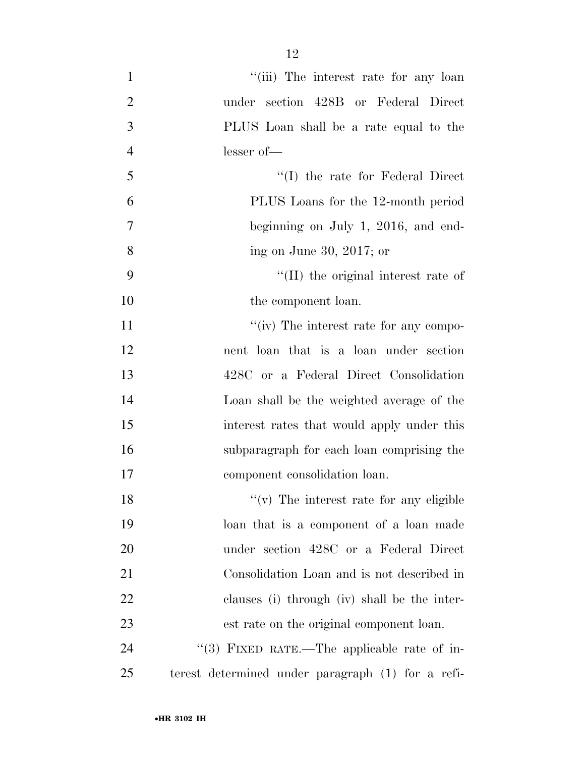"(iii) The interest rate for any loan under section 428B or Federal Direct PLUS Loan shall be a rate equal to the lesser of—

"(I) the rate for Federal Direct PLUS Loans for the 12-month period beginning on July 1, 2016, and ending on June 30, 2017; or

"(II) the original interest rate of the component loan.

"(iv) The interest rate for any component loan that is a loan under section 428C or a Federal Direct Consolidation Loan shall be the weighted average of the interest rates that would apply under this subparagraph for each loan comprising the component consolidation loan.

"(v) The interest rate for any eligible loan that is a component of a loan made under section 428C or a Federal Direct Consolidation Loan and is not described in clauses (i) through (iv) shall be the interest rate on the original component loan.

"(3) FIXED RATE.—The applicable rate of interest determined under paragraph (1) for a refi-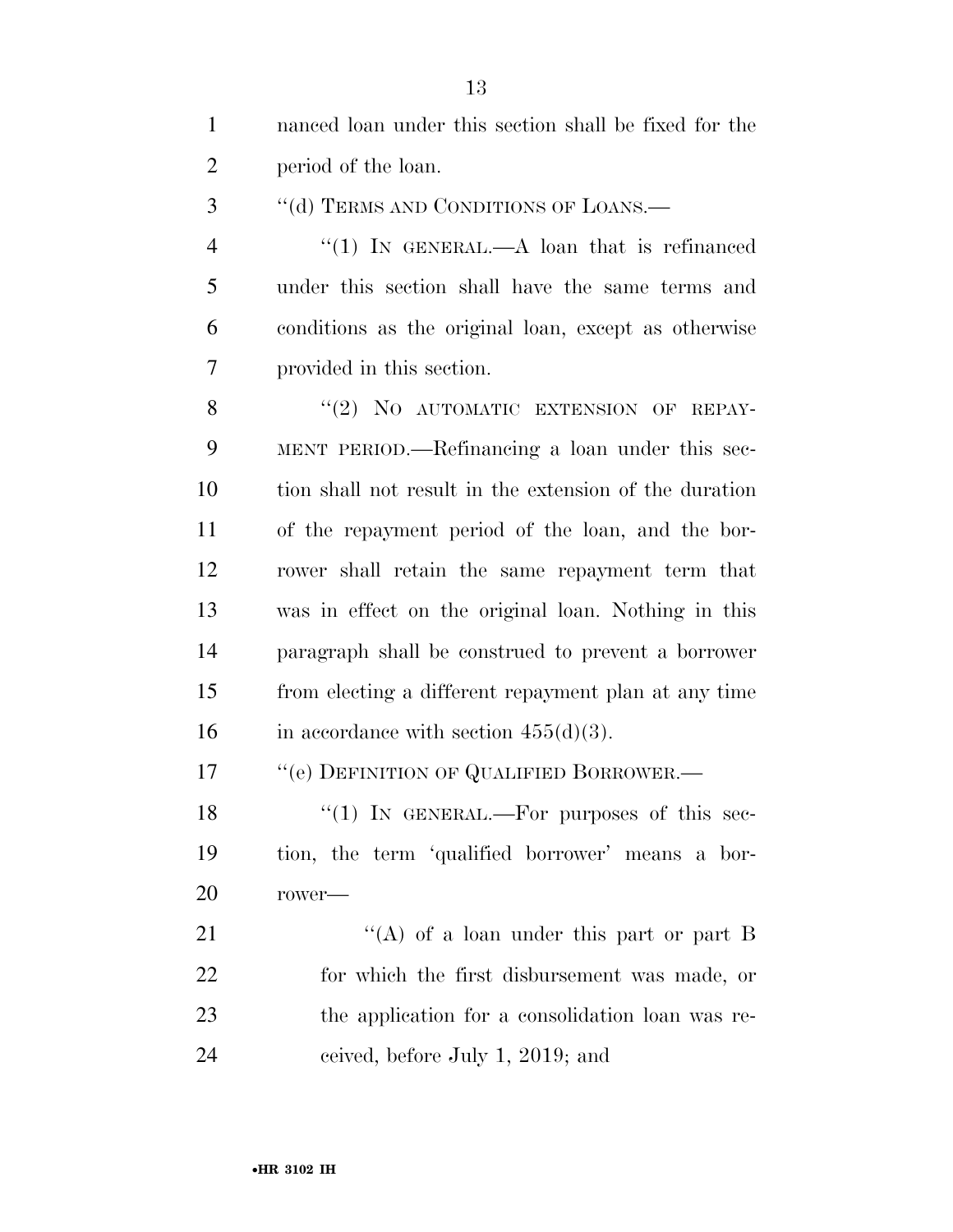nanced loan under this section shall be fixed for the period of the loan.

''(d) TERMS AND CONDITIONS OF LOANS.—

''(1) IN GENERAL.—A loan that is refinanced under this section shall have the same terms and conditions as the original loan, except as otherwise provided in this section.

''(2) NO AUTOMATIC EXTENSION OF REPAYMENT PERIOD.—Refinancing a loan under this section shall not result in the extension of the duration of the repayment period of the loan, and the borrower shall retain the same repayment term that was in effect on the original loan. Nothing in this paragraph shall be construed to prevent a borrower from electing a different repayment plan at any time in accordance with section 455(d)(3).

''(e) DEFINITION OF QUALIFIED BORROWER.—

''(1) IN GENERAL.—For purposes of this section, the term 'qualified borrower' means a borrower—

''(A) of a loan under this part or part B for which the first disbursement was made, or the application for a consolidation loan was received, before July 1, 2019; and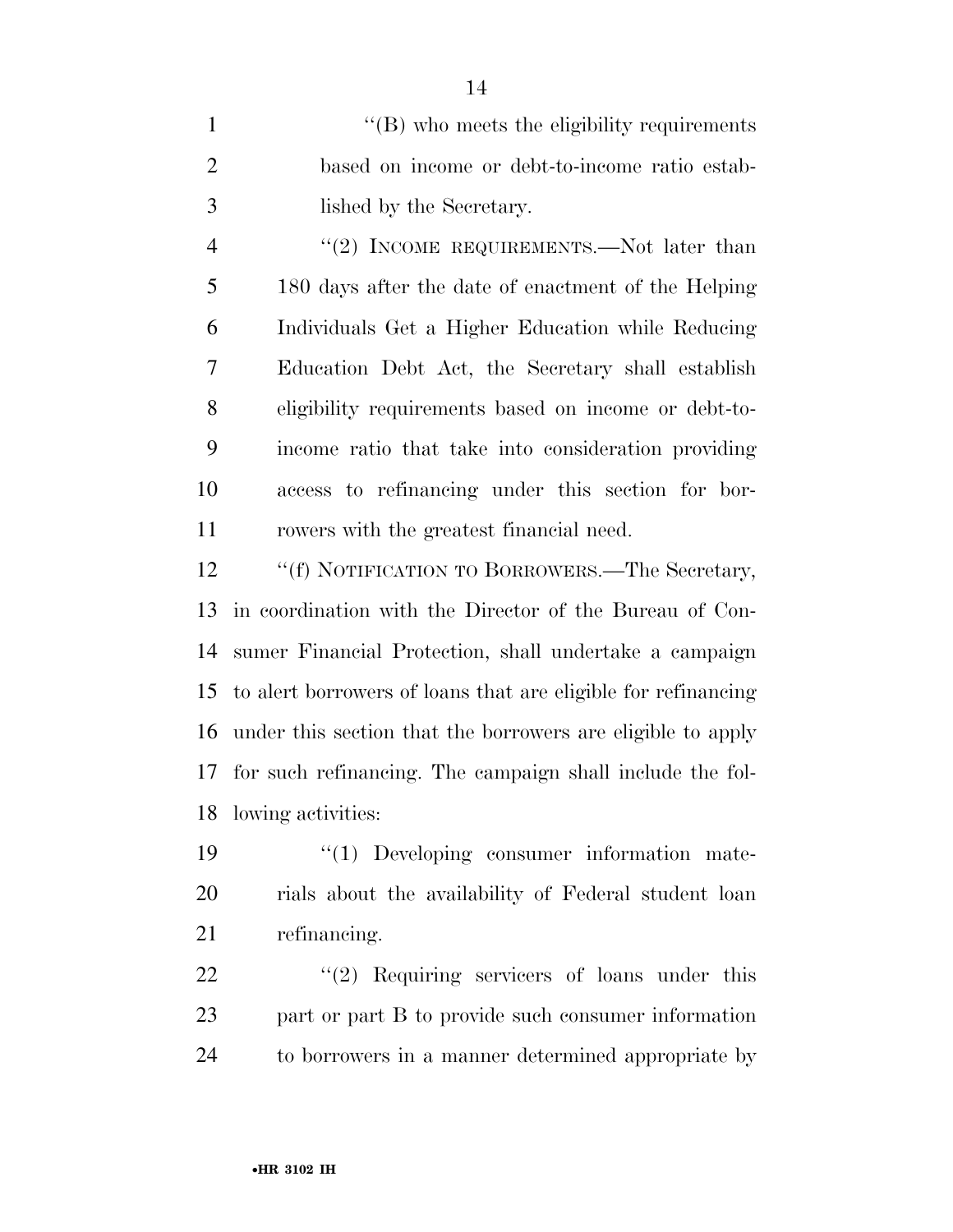''(B) who meets the eligibility requirements based on income or debt-to-income ratio established by the Secretary.

''(2) INCOME REQUIREMENTS.—Not later than 180 days after the date of enactment of the Helping Individuals Get a Higher Education while Reducing Education Debt Act, the Secretary shall establish eligibility requirements based on income or debt-to-income ratio that take into consideration providing access to refinancing under this section for borrowers with the greatest financial need.

''(f) NOTIFICATION TO BORROWERS.—The Secretary, in coordination with the Director of the Bureau of Consumer Financial Protection, shall undertake a campaign to alert borrowers of loans that are eligible for refinancing under this section that the borrowers are eligible to apply for such refinancing. The campaign shall include the following activities:

''(1) Developing consumer information materials about the availability of Federal student loan refinancing.

''(2) Requiring servicers of loans under this part or part B to provide such consumer information to borrowers in a manner determined appropriate by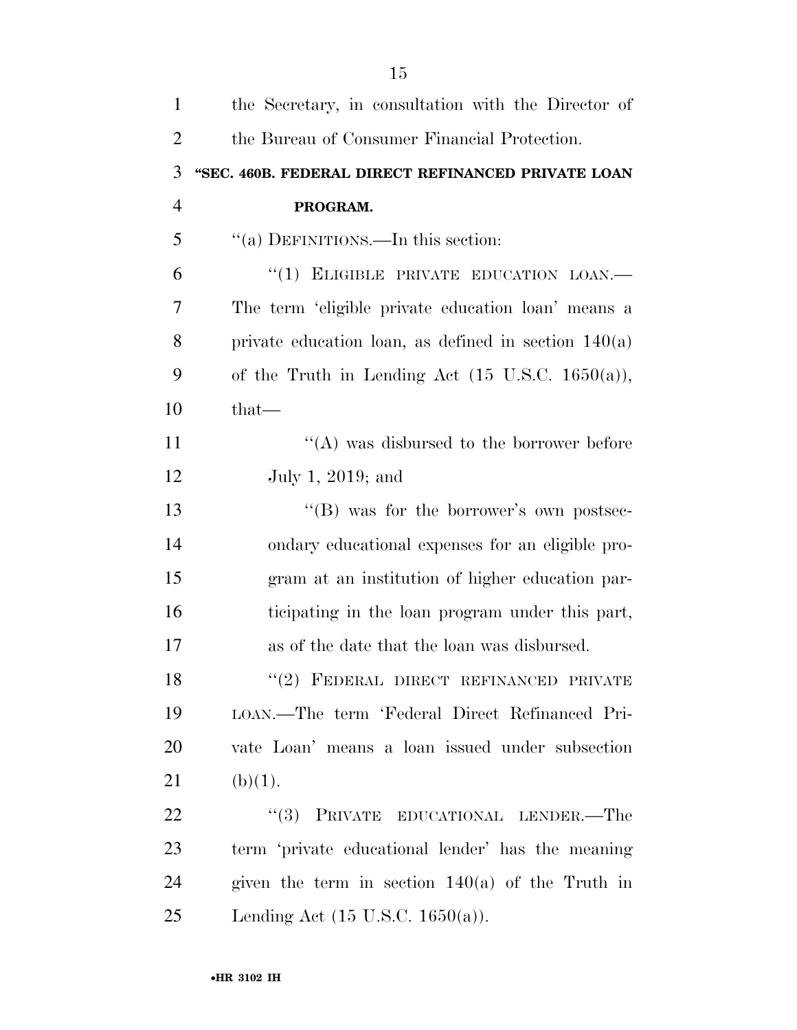the Secretary, in consultation with the Director of the Bureau of Consumer Financial Protection.

**"SEC. 460B. FEDERAL DIRECT REFINANCED PRIVATE LOAN PROGRAM.**

"(a) DEFINITIONS.—In this section:

"(1) ELIGIBLE PRIVATE EDUCATION LOAN.—The term 'eligible private education loan' means a private education loan, as defined in section 140(a) of the Truth in Lending Act (15 U.S.C. 1650(a)), that—

"(A) was disbursed to the borrower before July 1, 2019; and

"(B) was for the borrower's own postsecondary educational expenses for an eligible program at an institution of higher education participating in the loan program under this part, as of the date that the loan was disbursed.

"(2) FEDERAL DIRECT REFINANCED PRIVATE LOAN.—The term 'Federal Direct Refinanced Private Loan' means a loan issued under subsection (b)(1).

"(3) PRIVATE EDUCATIONAL LENDER.—The term 'private educational lender' has the meaning given the term in section 140(a) of the Truth in Lending Act (15 U.S.C. 1650(a)).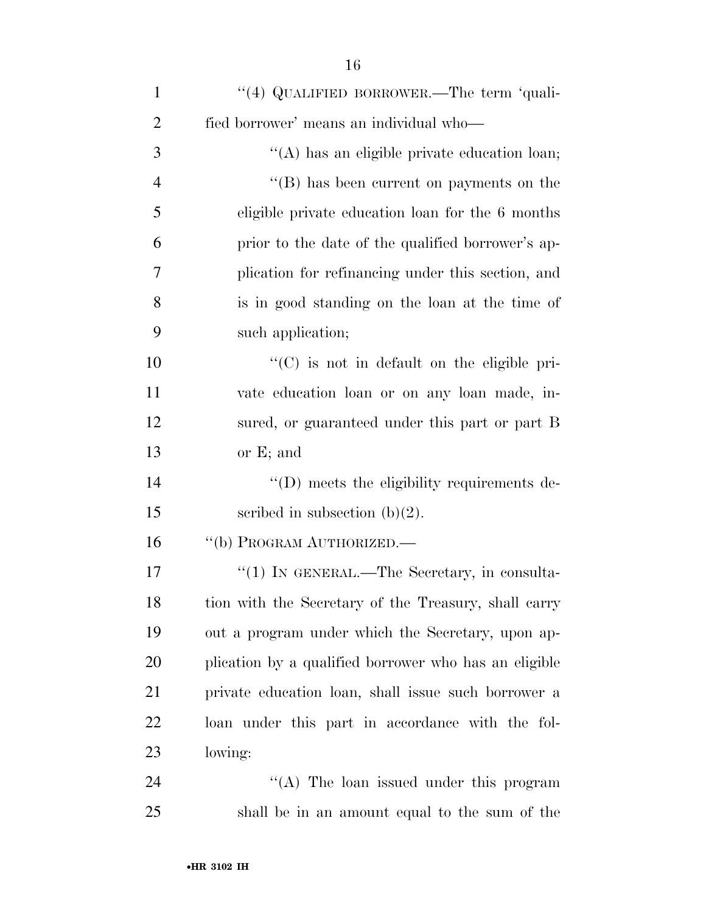''(4) QUALIFIED BORROWER.—The term 'qualified borrower' means an individual who—

''(A) has an eligible private education loan;

''(B) has been current on payments on the eligible private education loan for the 6 months prior to the date of the qualified borrower's application for refinancing under this section, and is in good standing on the loan at the time of such application;

''(C) is not in default on the eligible private education loan or on any loan made, insured, or guaranteed under this part or part B or E; and

''(D) meets the eligibility requirements described in subsection (b)(2).

''(b) PROGRAM AUTHORIZED.—

''(1) IN GENERAL.—The Secretary, in consultation with the Secretary of the Treasury, shall carry out a program under which the Secretary, upon application by a qualified borrower who has an eligible private education loan, shall issue such borrower a loan under this part in accordance with the following:

''(A) The loan issued under this program shall be in an amount equal to the sum of the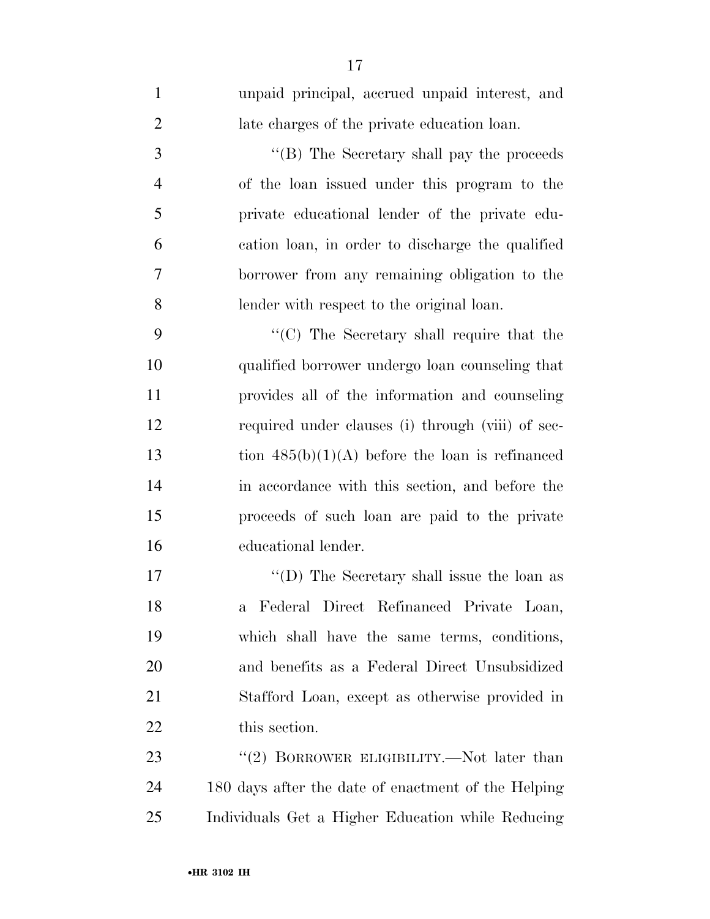unpaid principal, accrued unpaid interest, and late charges of the private education loan.

''(B) The Secretary shall pay the proceeds of the loan issued under this program to the private educational lender of the private education loan, in order to discharge the qualified borrower from any remaining obligation to the lender with respect to the original loan.

''(C) The Secretary shall require that the qualified borrower undergo loan counseling that provides all of the information and counseling required under clauses (i) through (viii) of section 485(b)(1)(A) before the loan is refinanced in accordance with this section, and before the proceeds of such loan are paid to the private educational lender.

''(D) The Secretary shall issue the loan as a Federal Direct Refinanced Private Loan, which shall have the same terms, conditions, and benefits as a Federal Direct Unsubsidized Stafford Loan, except as otherwise provided in this section.

''(2) BORROWER ELIGIBILITY.—Not later than 180 days after the date of enactment of the Helping Individuals Get a Higher Education while Reducing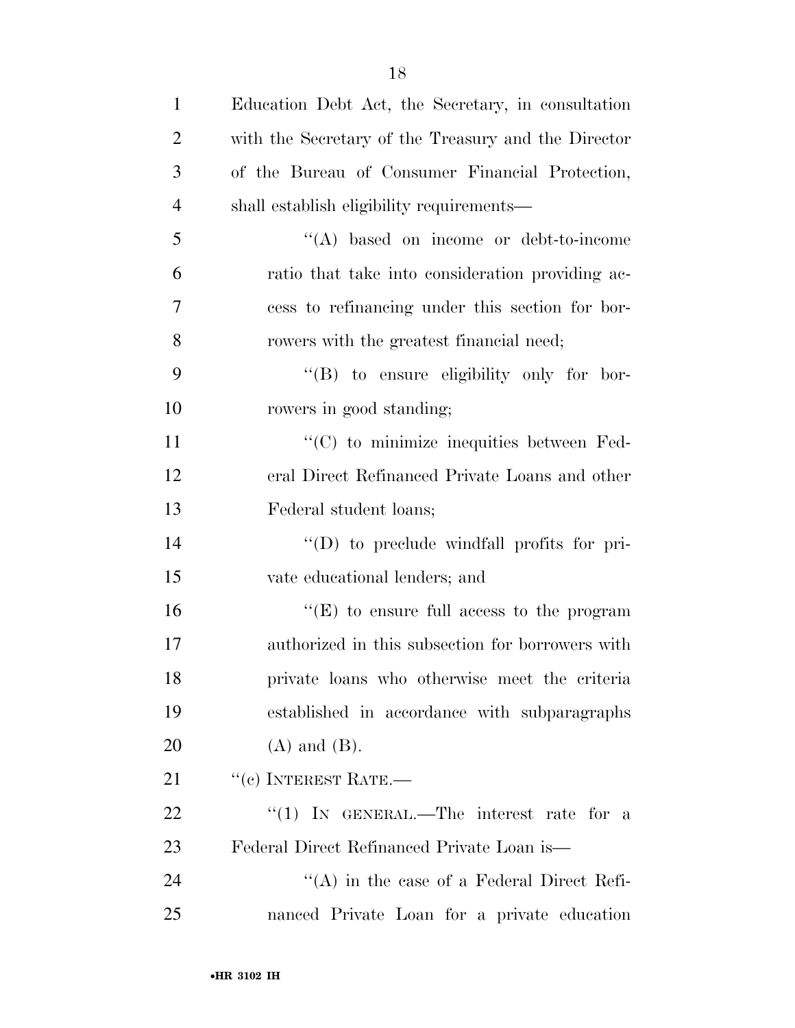Education Debt Act, the Secretary, in consultation with the Secretary of the Treasury and the Director of the Bureau of Consumer Financial Protection, shall establish eligibility requirements—

"(A) based on income or debt-to-income ratio that take into consideration providing access to refinancing under this section for borrowers with the greatest financial need;

"(B) to ensure eligibility only for borrowers in good standing;

"(C) to minimize inequities between Federal Direct Refinanced Private Loans and other Federal student loans;

"(D) to preclude windfall profits for private educational lenders; and

"(E) to ensure full access to the program authorized in this subsection for borrowers with private loans who otherwise meet the criteria established in accordance with subparagraphs (A) and (B).

"(c) INTEREST RATE.—

"(1) IN GENERAL.—The interest rate for a Federal Direct Refinanced Private Loan is—

"(A) in the case of a Federal Direct Refinanced Private Loan for a private education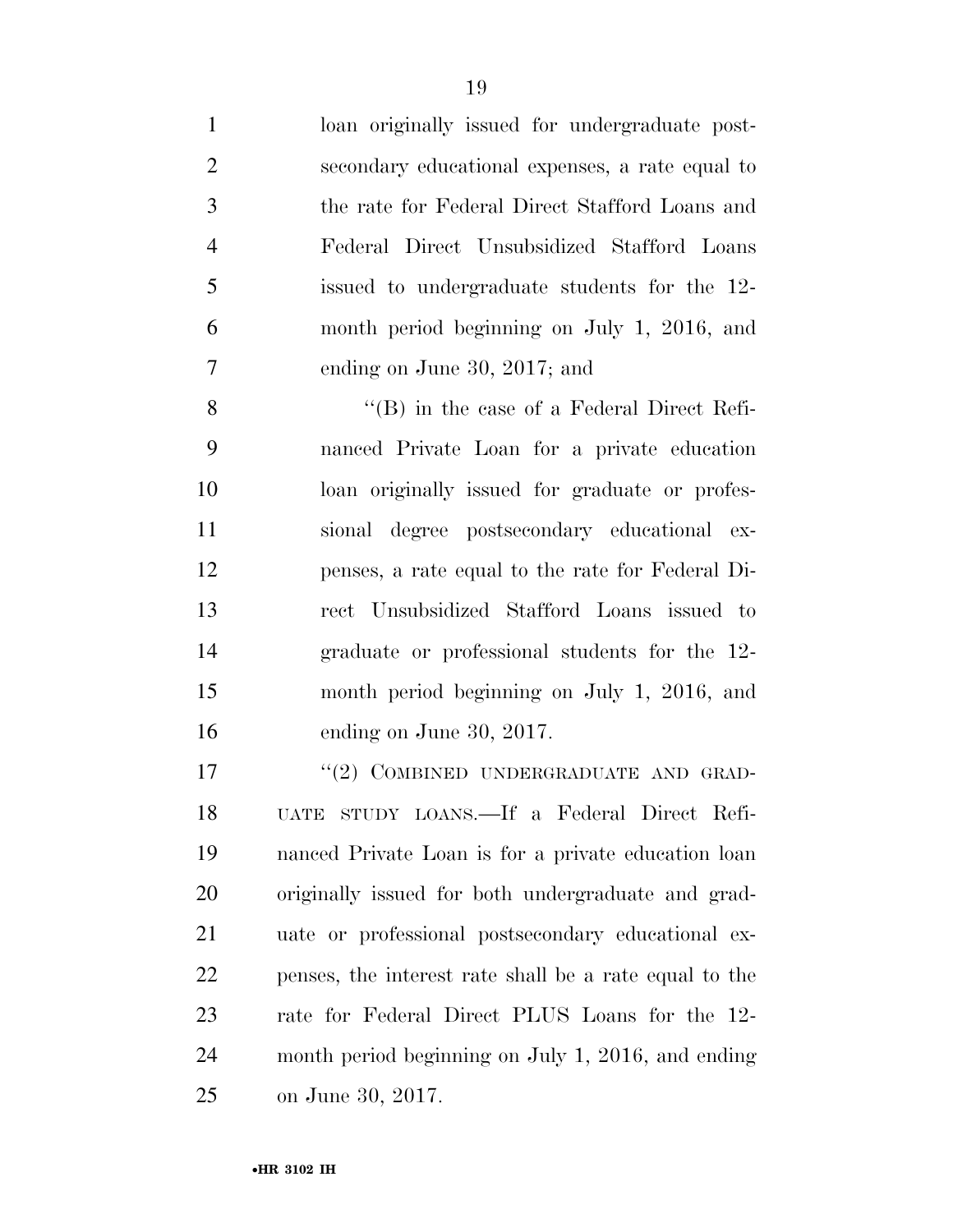loan originally issued for undergraduate postsecondary educational expenses, a rate equal to the rate for Federal Direct Stafford Loans and Federal Direct Unsubsidized Stafford Loans issued to undergraduate students for the 12-month period beginning on July 1, 2016, and ending on June 30, 2017; and

"(B) in the case of a Federal Direct Refinanced Private Loan for a private education loan originally issued for graduate or professional degree postsecondary educational expenses, a rate equal to the rate for Federal Direct Unsubsidized Stafford Loans issued to graduate or professional students for the 12-month period beginning on July 1, 2016, and ending on June 30, 2017.

"(2) COMBINED UNDERGRADUATE AND GRADUATE STUDY LOANS.—If a Federal Direct Refinanced Private Loan is for a private education loan originally issued for both undergraduate and graduate or professional postsecondary educational expenses, the interest rate shall be a rate equal to the rate for Federal Direct PLUS Loans for the 12-month period beginning on July 1, 2016, and ending on June 30, 2017.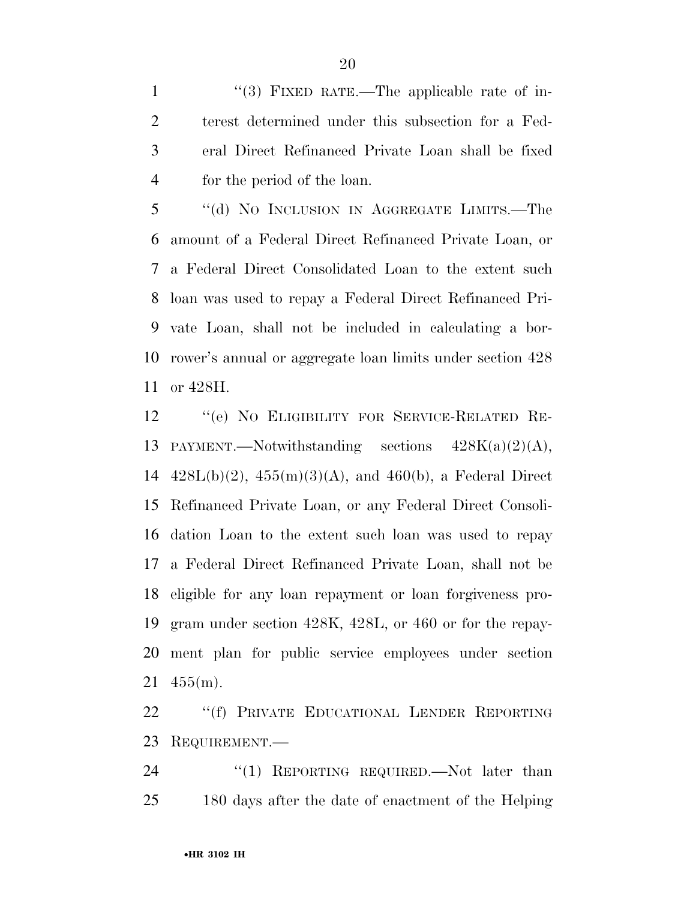"(3) FIXED RATE.—The applicable rate of interest determined under this subsection for a Federal Direct Refinanced Private Loan shall be fixed for the period of the loan.

"(d) NO INCLUSION IN AGGREGATE LIMITS.—The amount of a Federal Direct Refinanced Private Loan, or a Federal Direct Consolidated Loan to the extent such loan was used to repay a Federal Direct Refinanced Private Loan, shall not be included in calculating a borrower's annual or aggregate loan limits under section 428 or 428H.

"(e) NO ELIGIBILITY FOR SERVICE-RELATED REPAYMENT.—Notwithstanding sections 428K(a)(2)(A), 428L(b)(2), 455(m)(3)(A), and 460(b), a Federal Direct Refinanced Private Loan, or any Federal Direct Consolidation Loan to the extent such loan was used to repay a Federal Direct Refinanced Private Loan, shall not be eligible for any loan repayment or loan forgiveness program under section 428K, 428L, or 460 or for the repayment plan for public service employees under section 455(m).

"(f) PRIVATE EDUCATIONAL LENDER REPORTING REQUIREMENT.—

"(1) REPORTING REQUIRED.—Not later than 180 days after the date of enactment of the Helping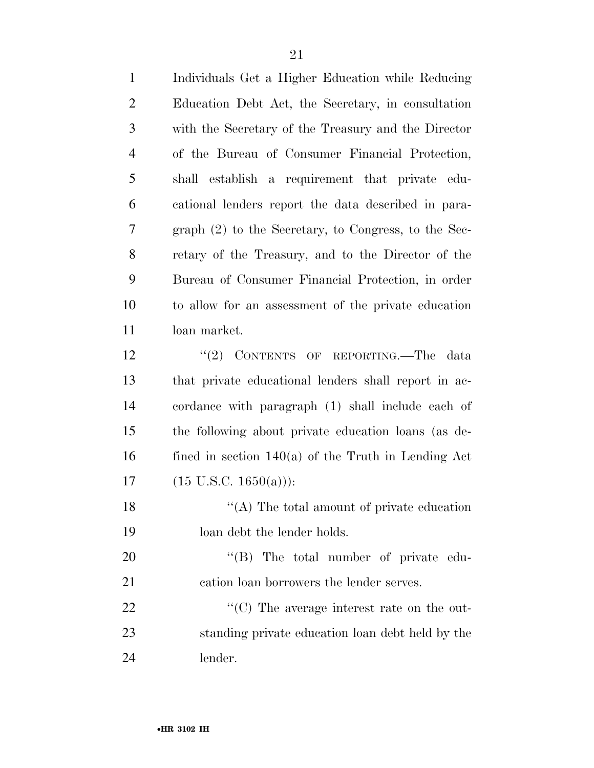Individuals Get a Higher Education while Reducing Education Debt Act, the Secretary, in consultation with the Secretary of the Treasury and the Director of the Bureau of Consumer Financial Protection, shall establish a requirement that private educational lenders report the data described in paragraph (2) to the Secretary, to Congress, to the Secretary of the Treasury, and to the Director of the Bureau of Consumer Financial Protection, in order to allow for an assessment of the private education loan market.

''(2) CONTENTS OF REPORTING.—The data that private educational lenders shall report in accordance with paragraph (1) shall include each of the following about private education loans (as defined in section 140(a) of the Truth in Lending Act (15 U.S.C. 1650(a))):

''(A) The total amount of private education loan debt the lender holds.

''(B) The total number of private education loan borrowers the lender serves.

''(C) The average interest rate on the outstanding private education loan debt held by the lender.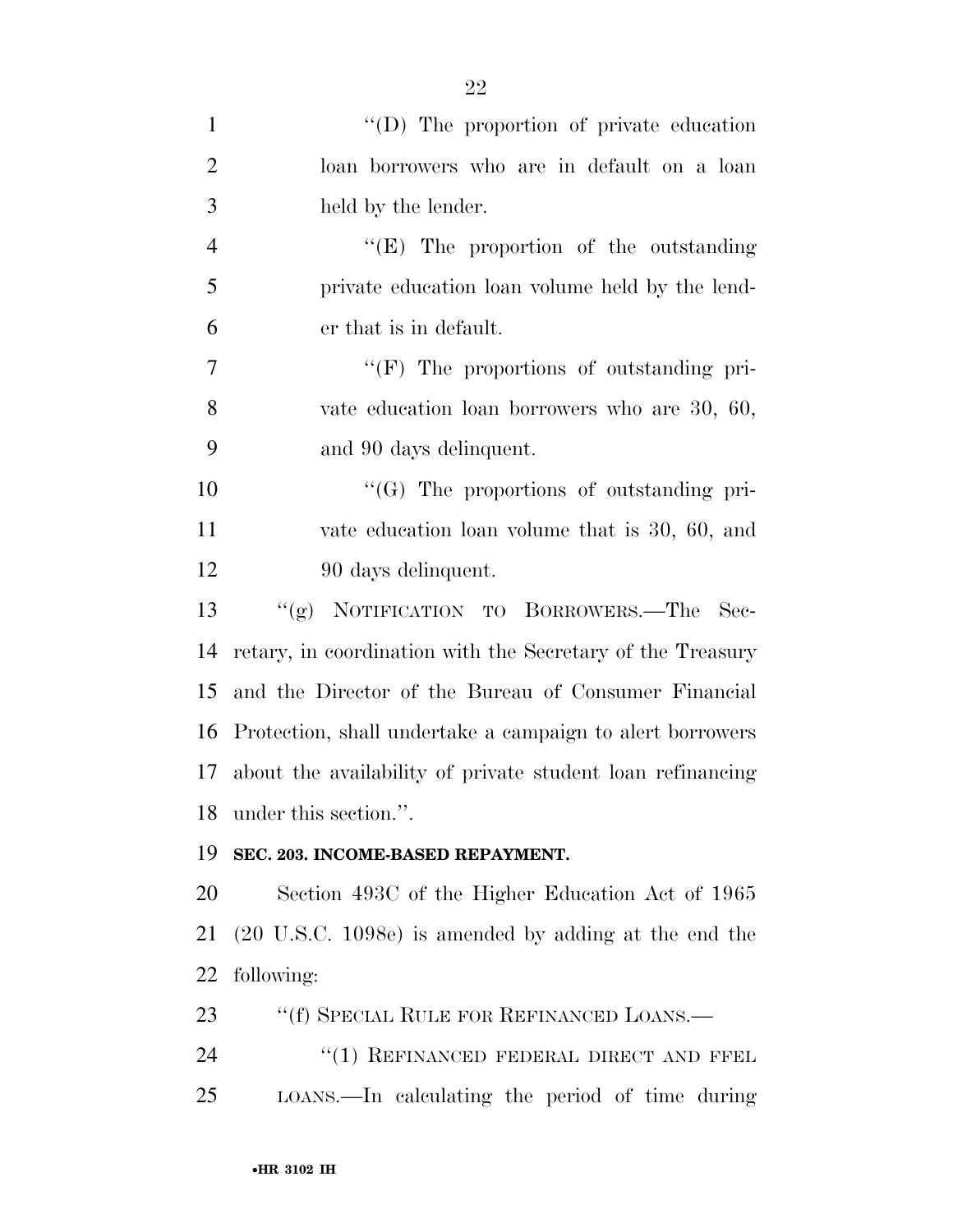"(D) The proportion of private education loan borrowers who are in default on a loan held by the lender.

"(E) The proportion of the outstanding private education loan volume held by the lender that is in default.

"(F) The proportions of outstanding private education loan borrowers who are 30, 60, and 90 days delinquent.

"(G) The proportions of outstanding private education loan volume that is 30, 60, and 90 days delinquent.

"(g) NOTIFICATION TO BORROWERS.—The Secretary, in coordination with the Secretary of the Treasury and the Director of the Bureau of Consumer Financial Protection, shall undertake a campaign to alert borrowers about the availability of private student loan refinancing under this section.".

**SEC. 203. INCOME-BASED REPAYMENT.**

Section 493C of the Higher Education Act of 1965 (20 U.S.C. 1098e) is amended by adding at the end the following:

"(f) SPECIAL RULE FOR REFINANCED LOANS.—

"(1) REFINANCED FEDERAL DIRECT AND FFEL LOANS.—In calculating the period of time during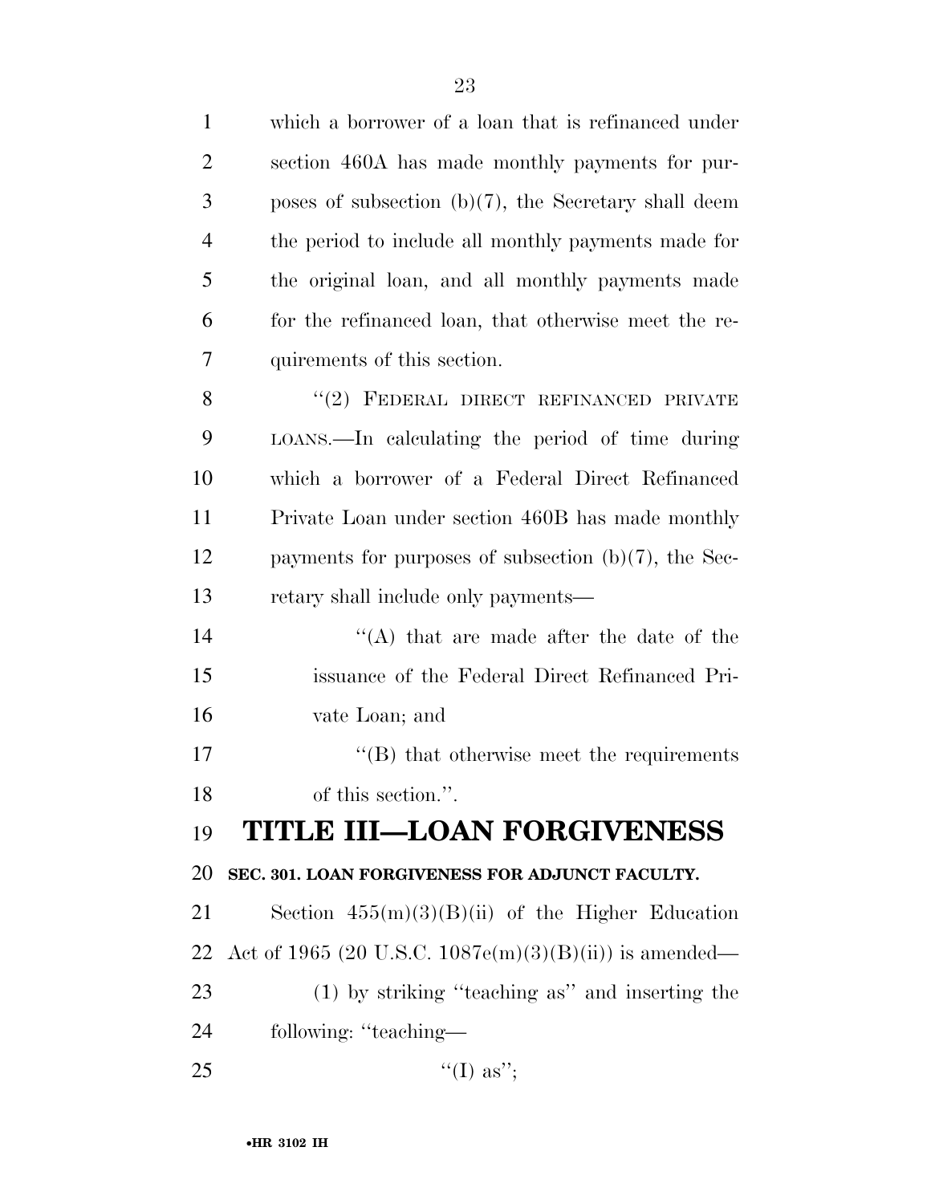which a borrower of a loan that is refinanced under section 460A has made monthly payments for purposes of subsection (b)(7), the Secretary shall deem the period to include all monthly payments made for the original loan, and all monthly payments made for the refinanced loan, that otherwise meet the requirements of this section.

''(2) FEDERAL DIRECT REFINANCED PRIVATE LOANS.—In calculating the period of time during which a borrower of a Federal Direct Refinanced Private Loan under section 460B has made monthly payments for purposes of subsection (b)(7), the Secretary shall include only payments—

''(A) that are made after the date of the issuance of the Federal Direct Refinanced Private Loan; and

''(B) that otherwise meet the requirements of this section.''.

# TITLE III—LOAN FORGIVENESS

## SEC. 301. LOAN FORGIVENESS FOR ADJUNCT FACULTY.

Section 455(m)(3)(B)(ii) of the Higher Education Act of 1965 (20 U.S.C. 1087e(m)(3)(B)(ii)) is amended—

(1) by striking ''teaching as'' and inserting the following: ''teaching—

''(I) as'';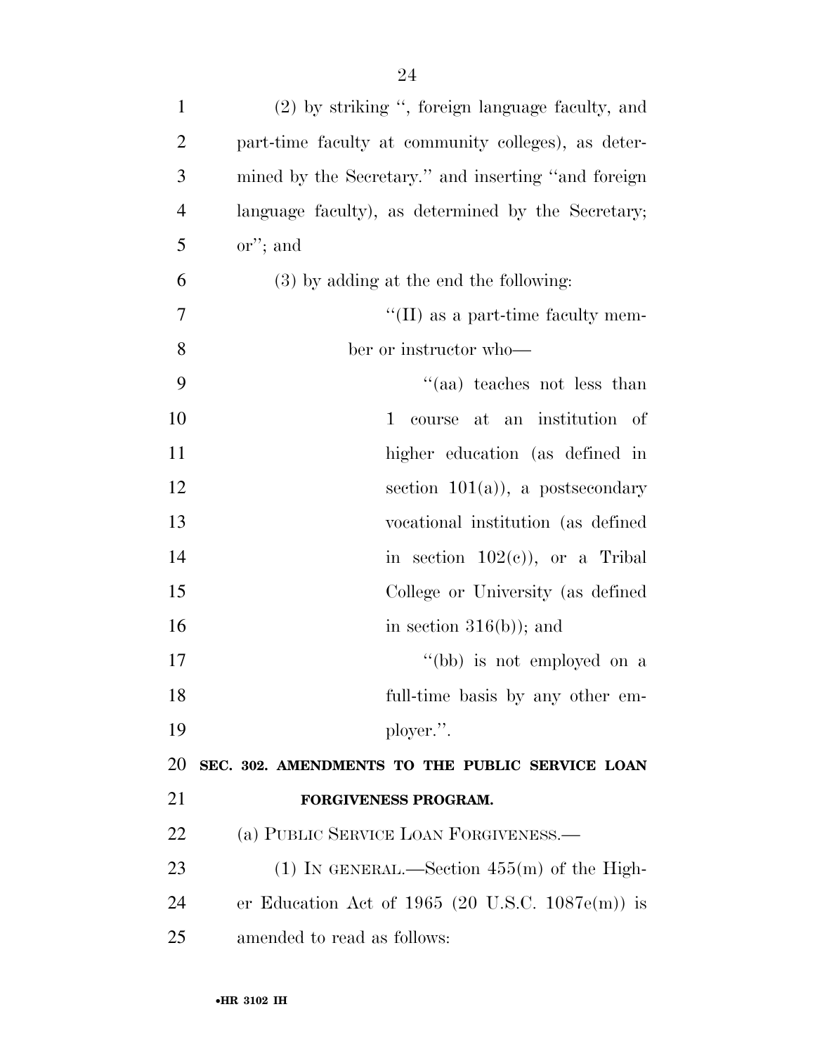(2) by striking ", foreign language faculty, and part-time faculty at community colleges), as determined by the Secretary." and inserting "and foreign language faculty), as determined by the Secretary; or"; and

(3) by adding at the end the following:

"(II) as a part-time faculty member or instructor who—

"(aa) teaches not less than 1 course at an institution of higher education (as defined in section 101(a)), a postsecondary vocational institution (as defined in section 102(c)), or a Tribal College or University (as defined in section 316(b)); and

"(bb) is not employed on a full-time basis by any other employer.".

**SEC. 302. AMENDMENTS TO THE PUBLIC SERVICE LOAN FORGIVENESS PROGRAM.**

(a) PUBLIC SERVICE LOAN FORGIVENESS.—

(1) IN GENERAL.—Section 455(m) of the Higher Education Act of 1965 (20 U.S.C. 1087e(m)) is amended to read as follows: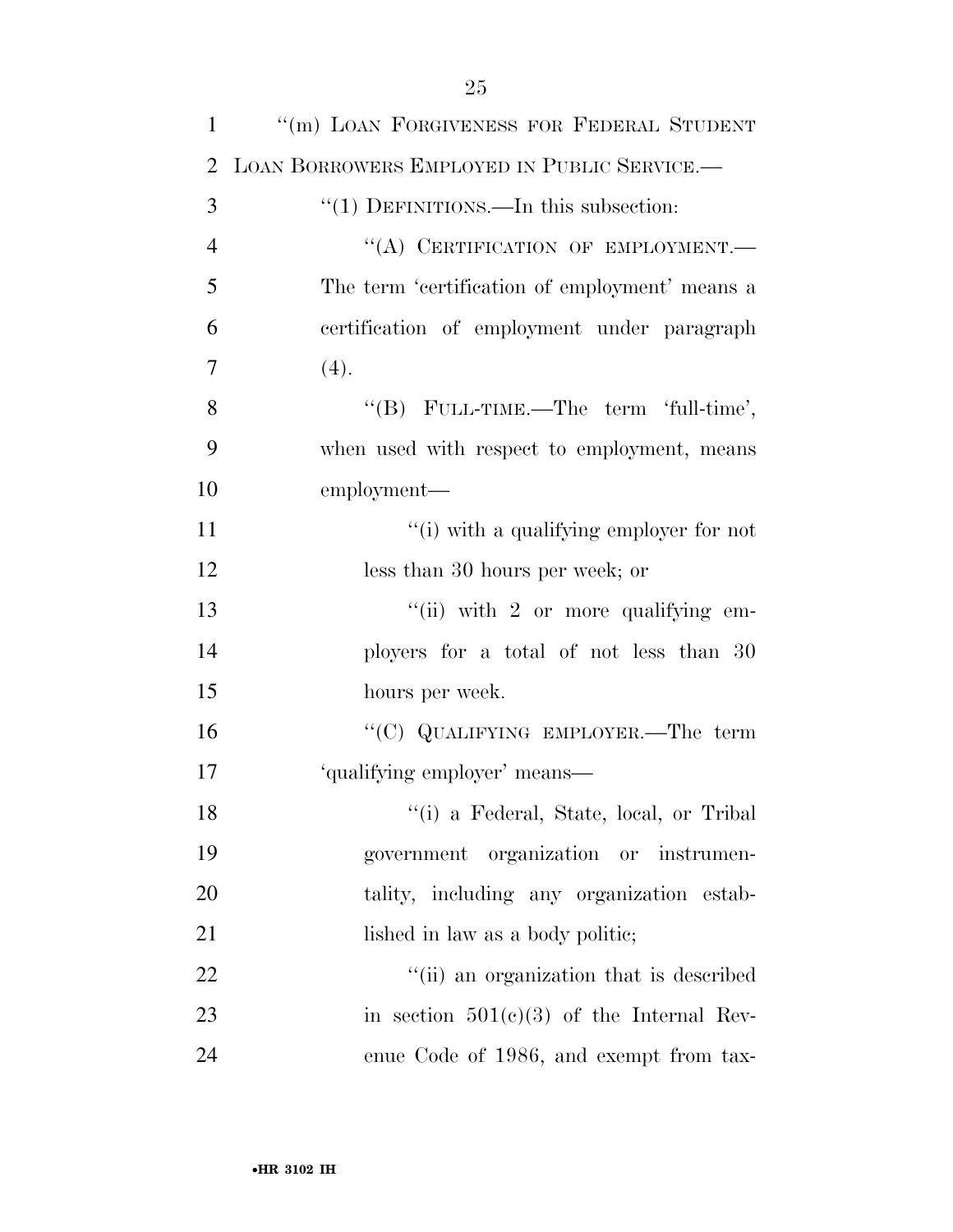"(m) LOAN FORGIVENESS FOR FEDERAL STUDENT LOAN BORROWERS EMPLOYED IN PUBLIC SERVICE.—

"(1) DEFINITIONS.—In this subsection:

"(A) CERTIFICATION OF EMPLOYMENT.— The term 'certification of employment' means a certification of employment under paragraph (4).

"(B) FULL-TIME.—The term 'full-time', when used with respect to employment, means employment—

"(i) with a qualifying employer for not less than 30 hours per week; or

"(ii) with 2 or more qualifying employers for a total of not less than 30 hours per week.

"(C) QUALIFYING EMPLOYER.—The term 'qualifying employer' means—

"(i) a Federal, State, local, or Tribal government organization or instrumentality, including any organization established in law as a body politic;

"(ii) an organization that is described in section 501(c)(3) of the Internal Revenue Code of 1986, and exempt from tax-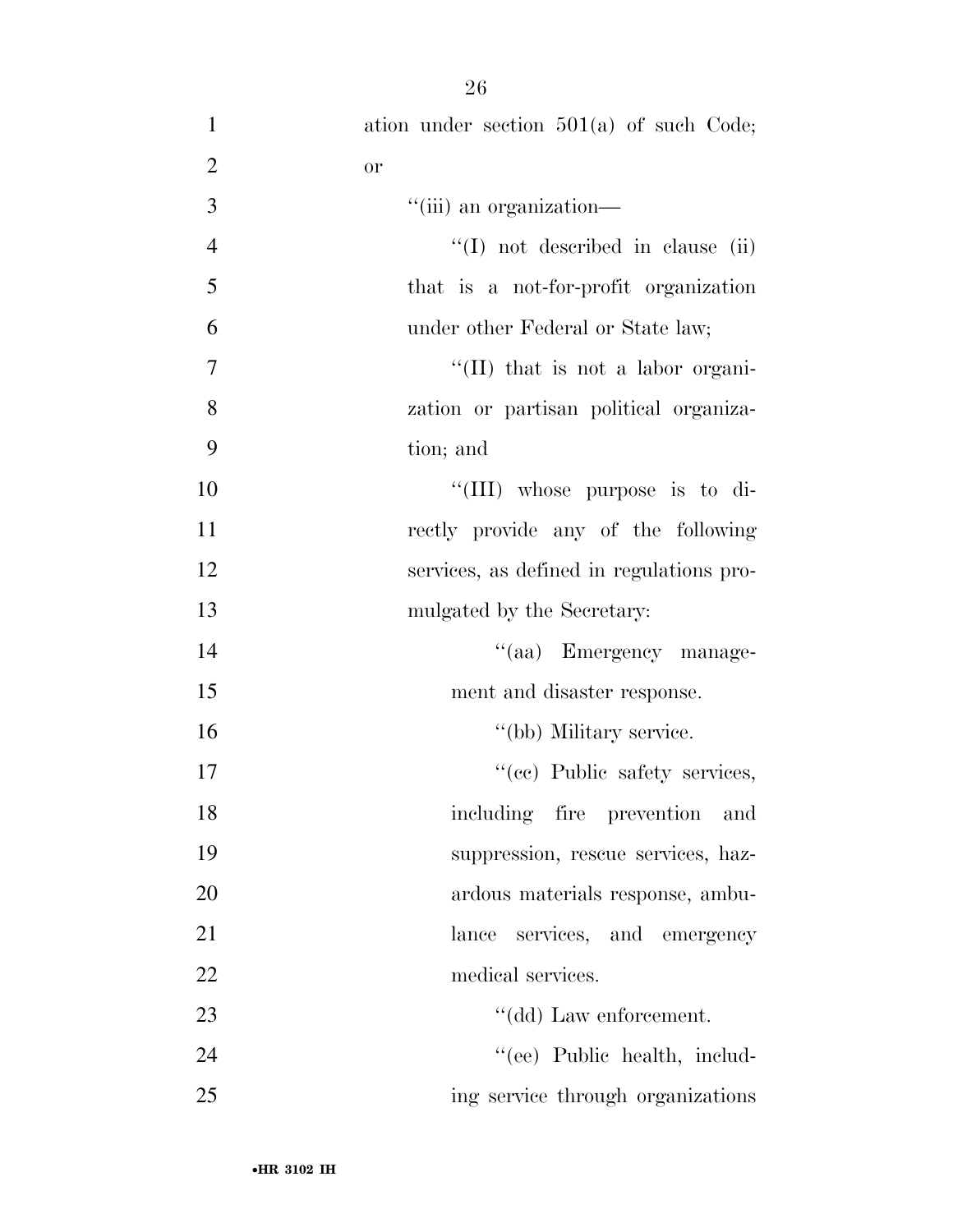ation under section 501(a) of such Code; or

''(iii) an organization—

''(I) not described in clause (ii) that is a not-for-profit organization under other Federal or State law;

''(II) that is not a labor organization or partisan political organization; and

''(III) whose purpose is to directly provide any of the following services, as defined in regulations promulgated by the Secretary:

''(aa) Emergency management and disaster response.

''(bb) Military service.

''(cc) Public safety services, including fire prevention and suppression, rescue services, hazardous materials response, ambulance services, and emergency medical services.

''(dd) Law enforcement.

''(ee) Public health, including service through organizations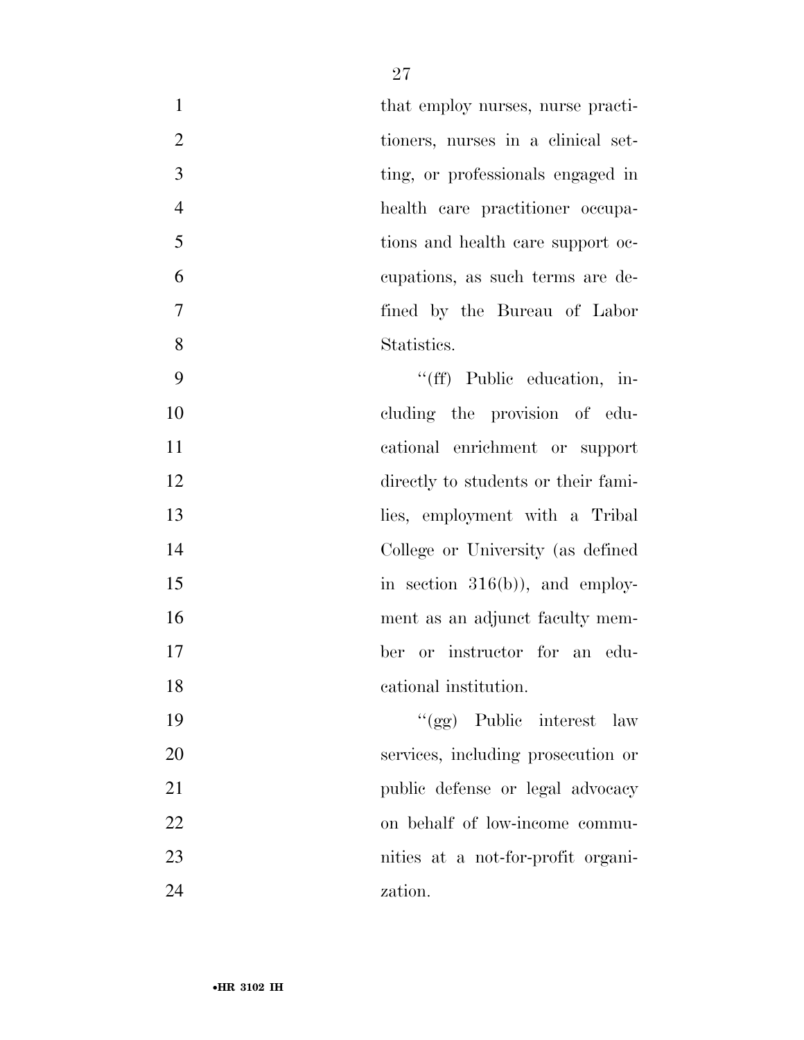that employ nurses, nurse practitioners, nurses in a clinical setting, or professionals engaged in health care practitioner occupations and health care support occupations, as such terms are defined by the Bureau of Labor Statistics.

"(ff) Public education, including the provision of educational enrichment or support directly to students or their families, employment with a Tribal College or University (as defined in section 316(b)), and employment as an adjunct faculty member or instructor for an educational institution.

"(gg) Public interest law services, including prosecution or public defense or legal advocacy on behalf of low-income communities at a not-for-profit organization.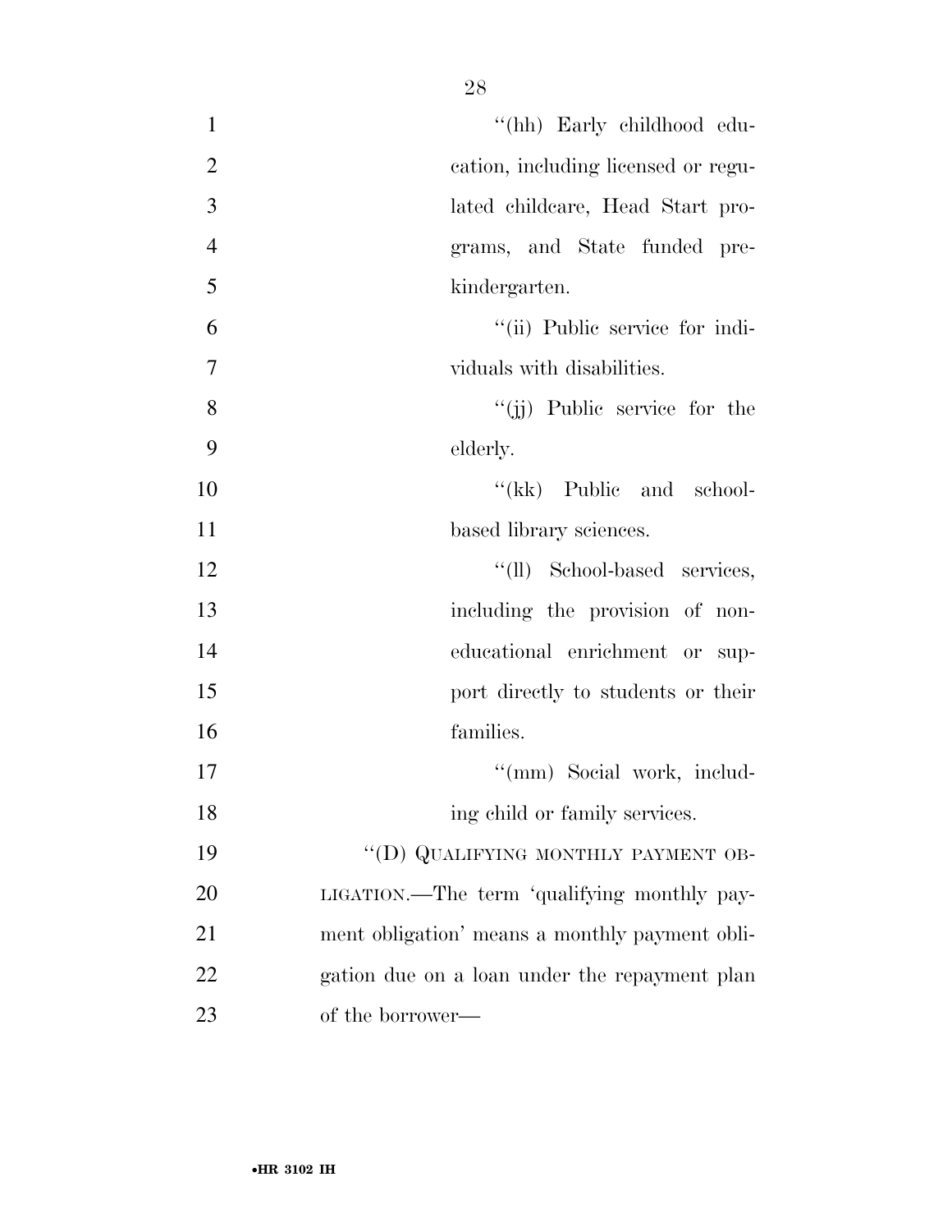"(hh) Early childhood education, including licensed or regulated childcare, Head Start programs, and State funded prekindergarten.

"(ii) Public service for individuals with disabilities.

"(jj) Public service for the elderly.

"(kk) Public and school-based library sciences.

"(ll) School-based services, including the provision of non-educational enrichment or support directly to students or their families.

"(mm) Social work, including child or family services.

"(D) QUALIFYING MONTHLY PAYMENT OBLIGATION.—The term 'qualifying monthly payment obligation' means a monthly payment obligation due on a loan under the repayment plan of the borrower—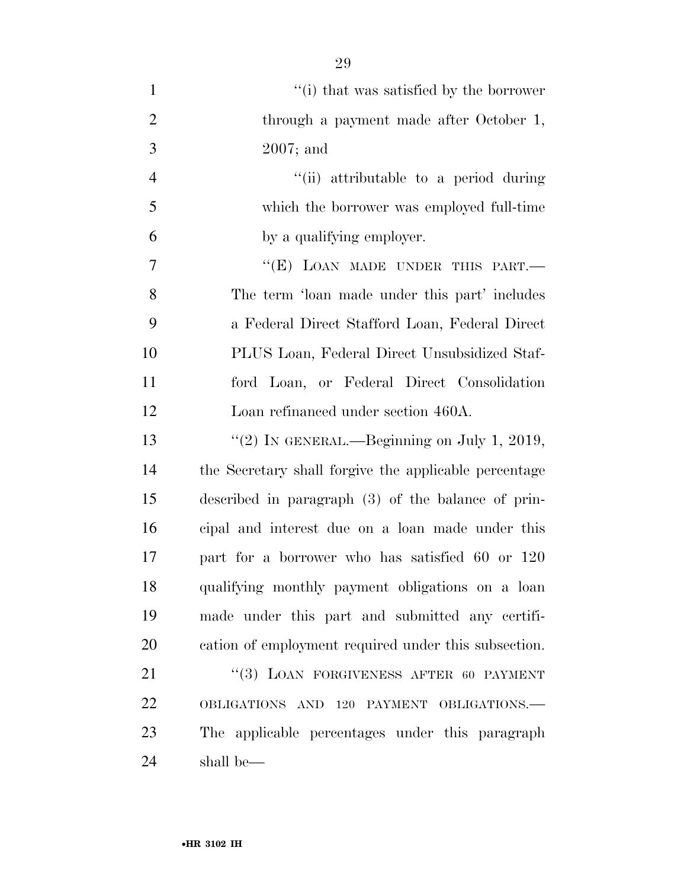''(i) that was satisfied by the borrower through a payment made after October 1, 2007; and

''(ii) attributable to a period during which the borrower was employed full-time by a qualifying employer.

''(E) LOAN MADE UNDER THIS PART.— The term 'loan made under this part' includes a Federal Direct Stafford Loan, Federal Direct PLUS Loan, Federal Direct Unsubsidized Stafford Loan, or Federal Direct Consolidation Loan refinanced under section 460A.

''(2) IN GENERAL.—Beginning on July 1, 2019, the Secretary shall forgive the applicable percentage described in paragraph (3) of the balance of principal and interest due on a loan made under this part for a borrower who has satisfied 60 or 120 qualifying monthly payment obligations on a loan made under this part and submitted any certification of employment required under this subsection.

''(3) LOAN FORGIVENESS AFTER 60 PAYMENT OBLIGATIONS AND 120 PAYMENT OBLIGATIONS.— The applicable percentages under this paragraph shall be—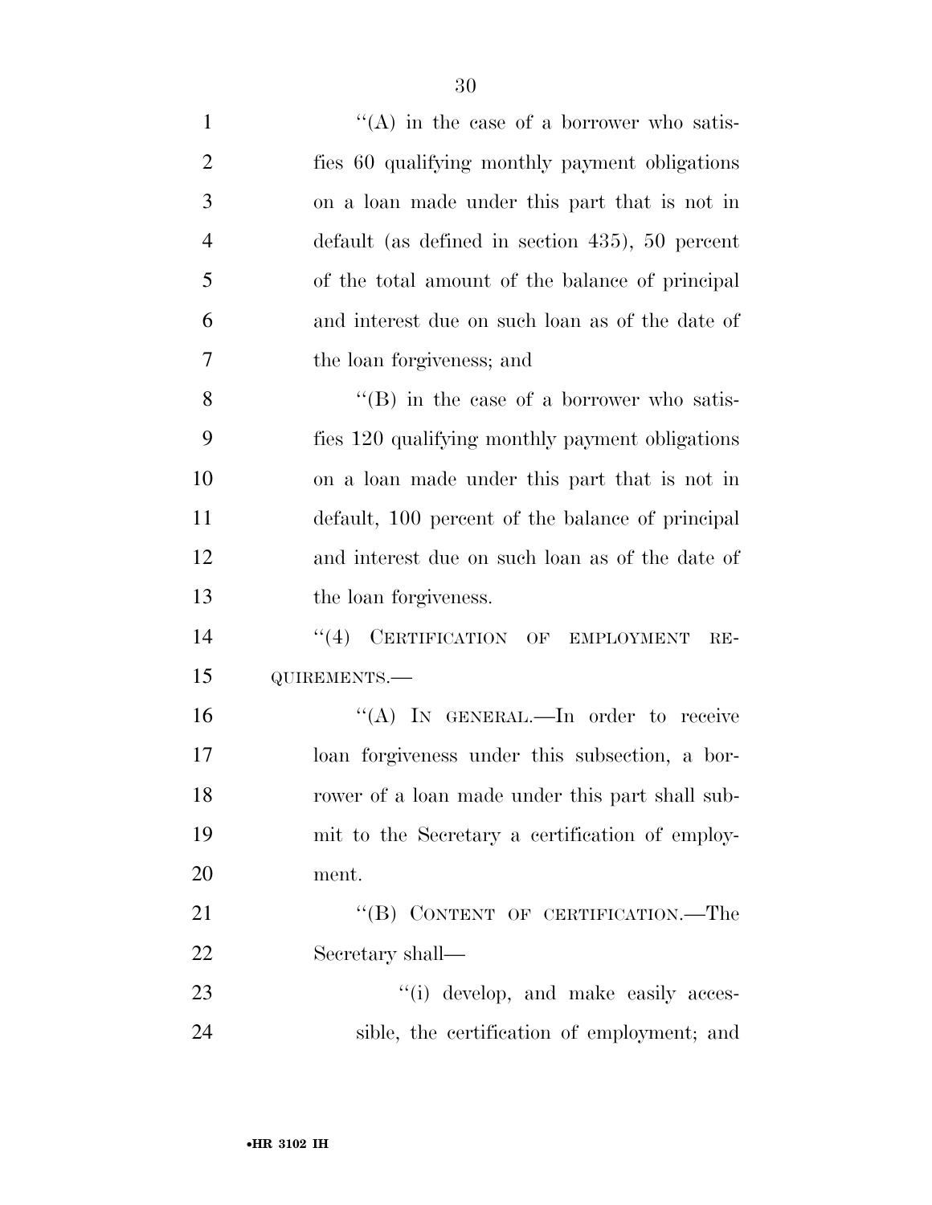''(A) in the case of a borrower who satisfies 60 qualifying monthly payment obligations on a loan made under this part that is not in default (as defined in section 435), 50 percent of the total amount of the balance of principal and interest due on such loan as of the date of the loan forgiveness; and

''(B) in the case of a borrower who satisfies 120 qualifying monthly payment obligations on a loan made under this part that is not in default, 100 percent of the balance of principal and interest due on such loan as of the date of the loan forgiveness.

''(4) CERTIFICATION OF EMPLOYMENT REQUIREMENTS.—

''(A) IN GENERAL.—In order to receive loan forgiveness under this subsection, a borrower of a loan made under this part shall submit to the Secretary a certification of employment.

''(B) CONTENT OF CERTIFICATION.—The Secretary shall—

''(i) develop, and make easily accessible, the certification of employment; and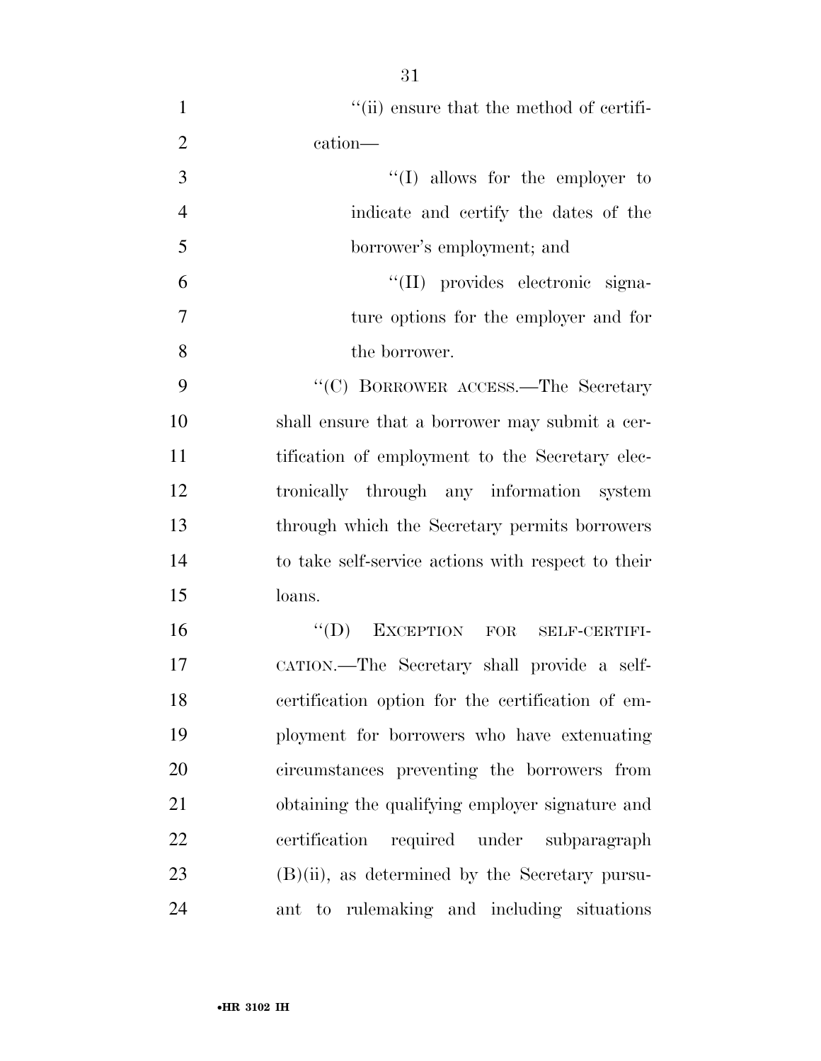''(ii) ensure that the method of certification—

''(I) allows for the employer to indicate and certify the dates of the borrower's employment; and

''(II) provides electronic signature options for the employer and for the borrower.

''(C) BORROWER ACCESS.—The Secretary shall ensure that a borrower may submit a certification of employment to the Secretary electronically through any information system through which the Secretary permits borrowers to take self-service actions with respect to their loans.

''(D) EXCEPTION FOR SELF-CERTIFICATION.—The Secretary shall provide a self-certification option for the certification of employment for borrowers who have extenuating circumstances preventing the borrowers from obtaining the qualifying employer signature and certification required under subparagraph (B)(ii), as determined by the Secretary pursuant to rulemaking and including situations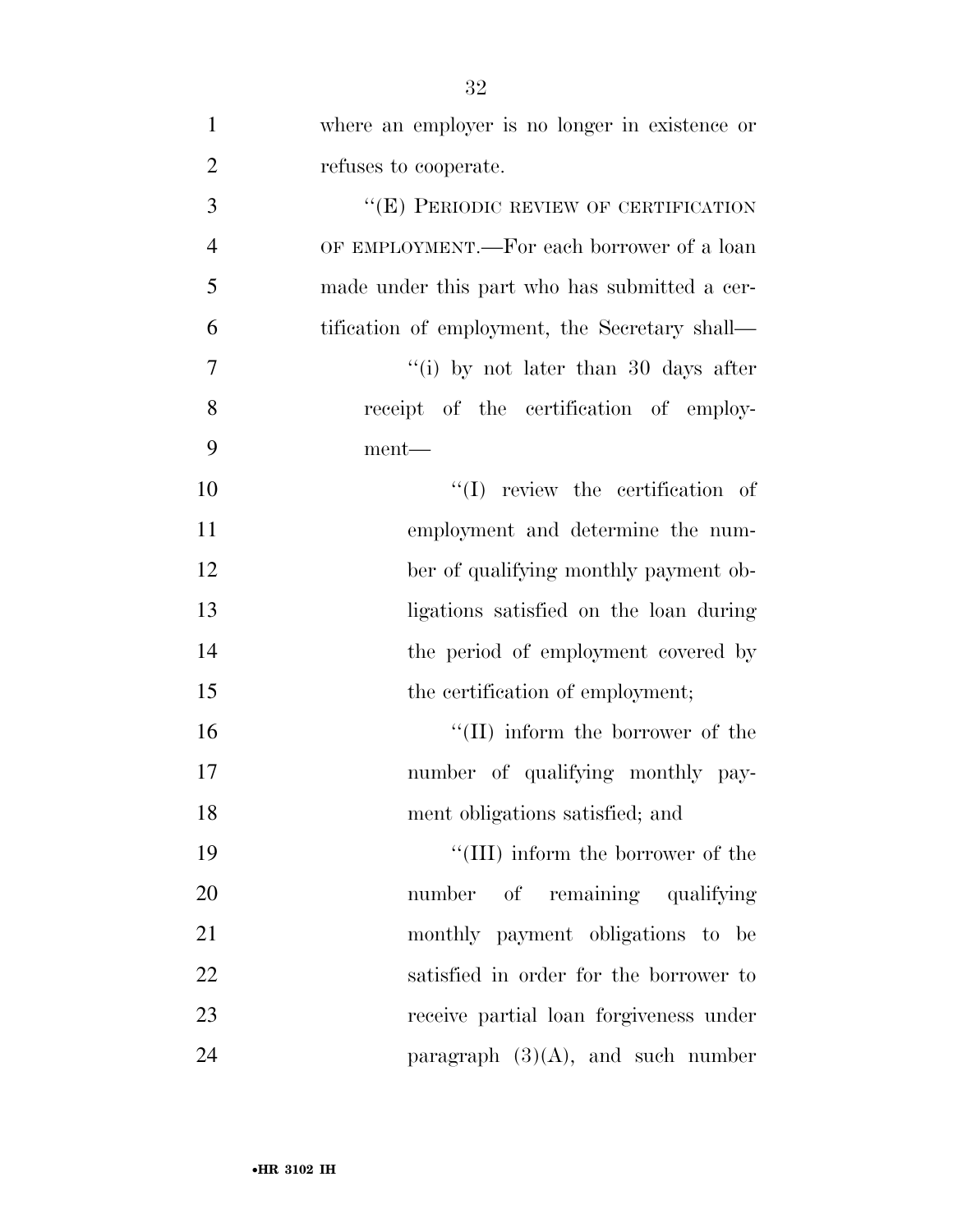where an employer is no longer in existence or refuses to cooperate.

''(E) PERIODIC REVIEW OF CERTIFICATION OF EMPLOYMENT.—For each borrower of a loan made under this part who has submitted a certification of employment, the Secretary shall—

''(i) by not later than 30 days after receipt of the certification of employment—

''(I) review the certification of employment and determine the number of qualifying monthly payment obligations satisfied on the loan during the period of employment covered by the certification of employment;

''(II) inform the borrower of the number of qualifying monthly payment obligations satisfied; and

''(III) inform the borrower of the number of remaining qualifying monthly payment obligations to be satisfied in order for the borrower to receive partial loan forgiveness under paragraph (3)(A), and such number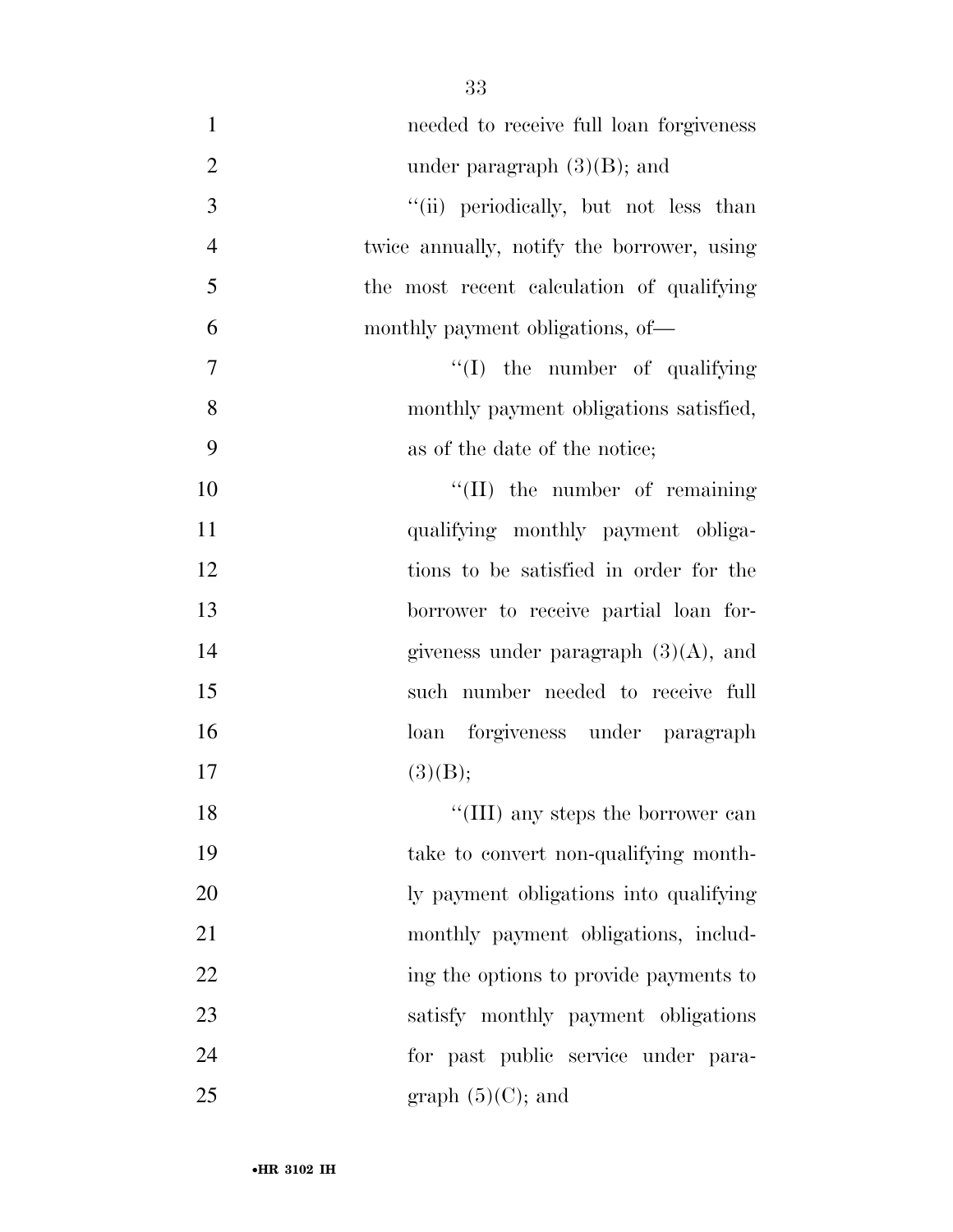needed to receive full loan forgiveness under paragraph (3)(B); and

"(ii) periodically, but not less than twice annually, notify the borrower, using the most recent calculation of qualifying monthly payment obligations, of—

"(I) the number of qualifying monthly payment obligations satisfied, as of the date of the notice;

"(II) the number of remaining qualifying monthly payment obligations to be satisfied in order for the borrower to receive partial loan forgiveness under paragraph (3)(A), and such number needed to receive full loan forgiveness under paragraph (3)(B);

"(III) any steps the borrower can take to convert non-qualifying monthly payment obligations into qualifying monthly payment obligations, including the options to provide payments to satisfy monthly payment obligations for past public service under paragraph (5)(C); and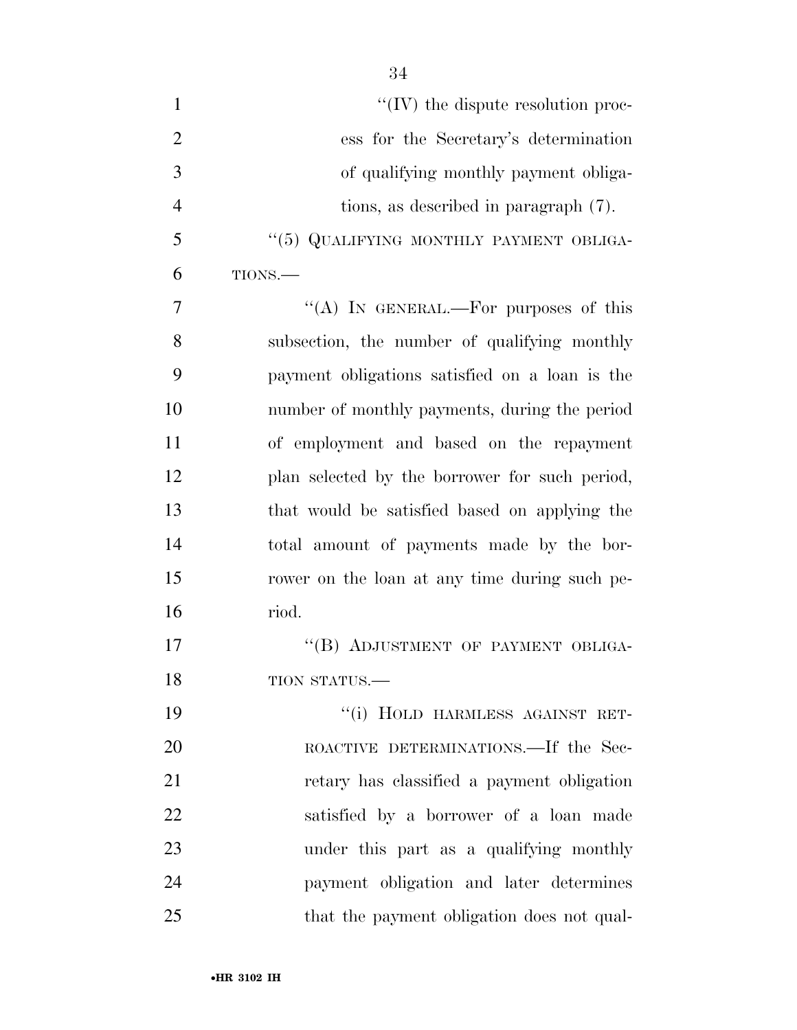"(IV) the dispute resolution process for the Secretary's determination of qualifying monthly payment obligations, as described in paragraph (7).

"(5) QUALIFYING MONTHLY PAYMENT OBLIGATIONS.—

"(A) IN GENERAL.—For purposes of this subsection, the number of qualifying monthly payment obligations satisfied on a loan is the number of monthly payments, during the period of employment and based on the repayment plan selected by the borrower for such period, that would be satisfied based on applying the total amount of payments made by the borrower on the loan at any time during such period.

"(B) ADJUSTMENT OF PAYMENT OBLIGATION STATUS.—

"(i) HOLD HARMLESS AGAINST RETROACTIVE DETERMINATIONS.—If the Secretary has classified a payment obligation satisfied by a borrower of a loan made under this part as a qualifying monthly payment obligation and later determines that the payment obligation does not qual-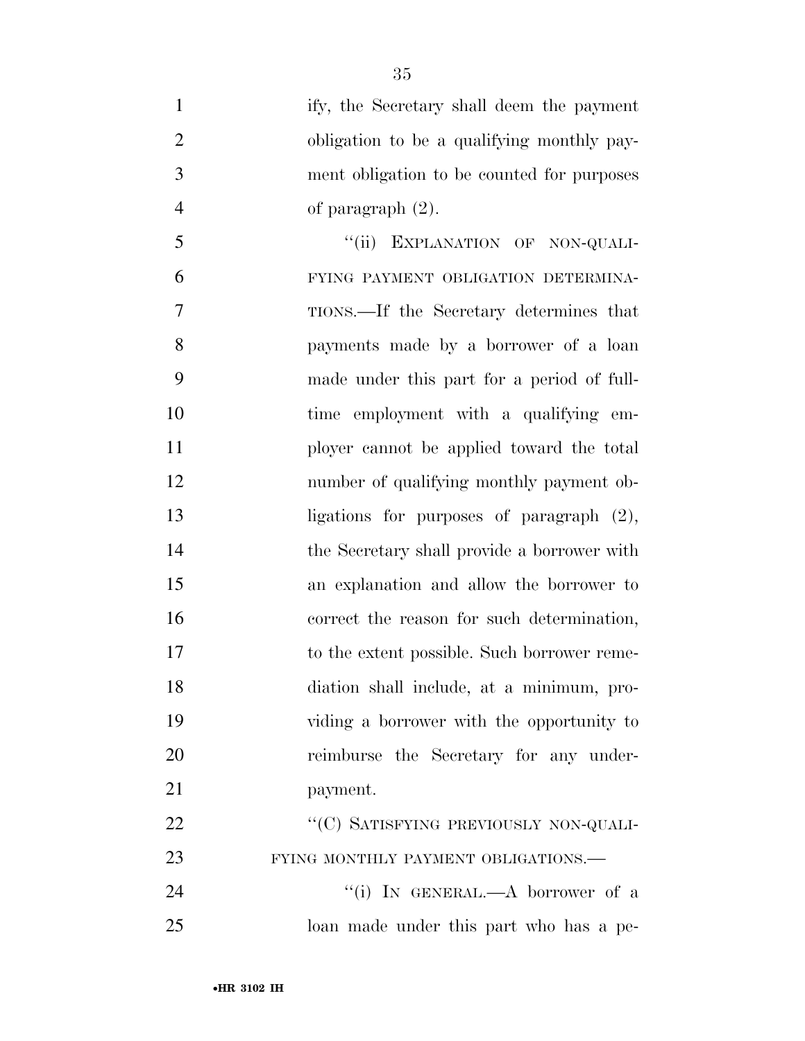ify, the Secretary shall deem the payment obligation to be a qualifying monthly payment obligation to be counted for purposes of paragraph (2).

"(ii) EXPLANATION OF NON-QUALIFYING PAYMENT OBLIGATION DETERMINATIONS.—If the Secretary determines that payments made by a borrower of a loan made under this part for a period of full-time employment with a qualifying employer cannot be applied toward the total number of qualifying monthly payment obligations for purposes of paragraph (2), the Secretary shall provide a borrower with an explanation and allow the borrower to correct the reason for such determination, to the extent possible. Such borrower remediation shall include, at a minimum, providing a borrower with the opportunity to reimburse the Secretary for any underpayment.

"(C) SATISFYING PREVIOUSLY NON-QUALIFYING MONTHLY PAYMENT OBLIGATIONS.—

"(i) IN GENERAL.—A borrower of a loan made under this part who has a pe-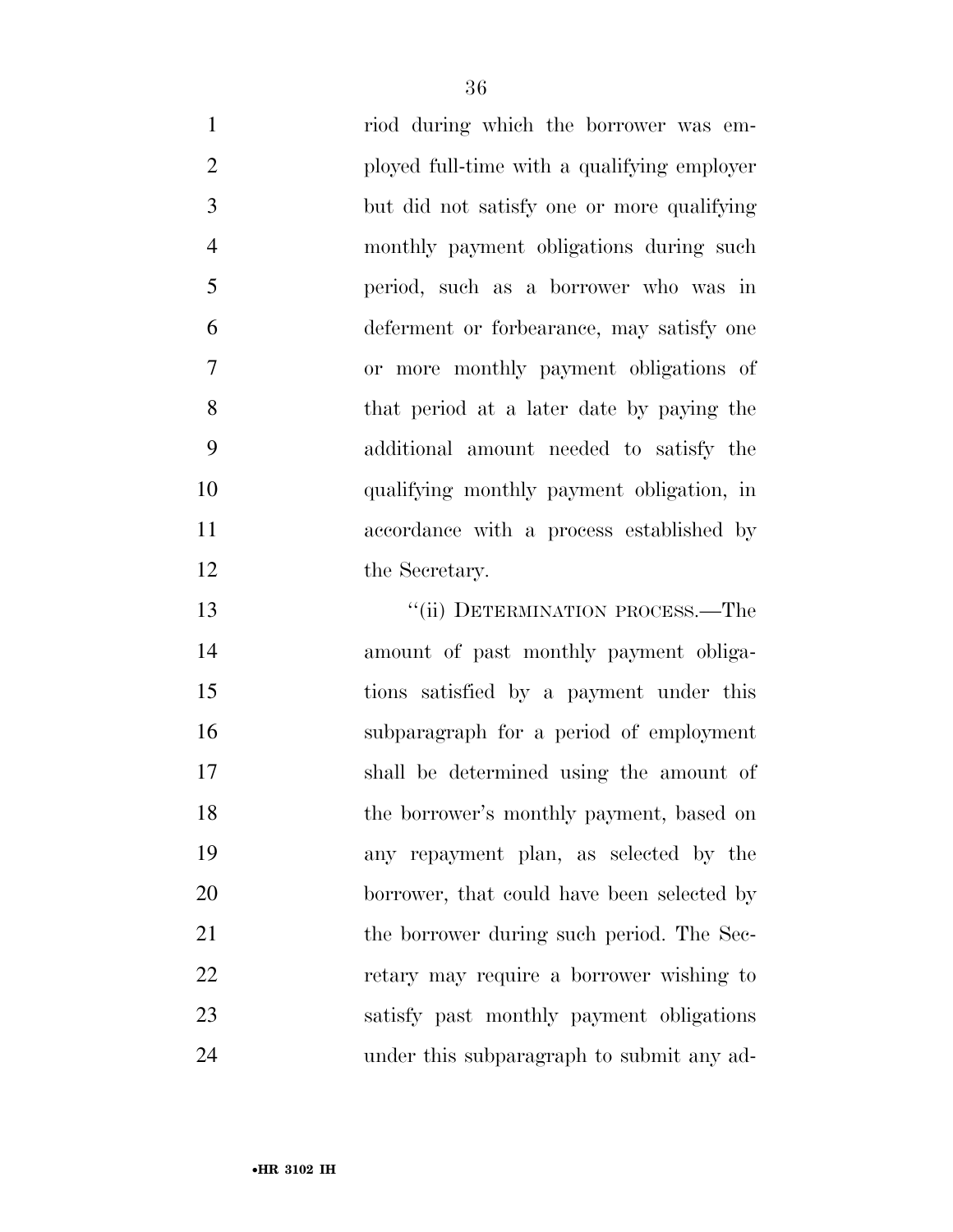riod during which the borrower was employed full-time with a qualifying employer but did not satisfy one or more qualifying monthly payment obligations during such period, such as a borrower who was in deferment or forbearance, may satisfy one or more monthly payment obligations of that period at a later date by paying the additional amount needed to satisfy the qualifying monthly payment obligation, in accordance with a process established by the Secretary.

"(ii) DETERMINATION PROCESS.—The amount of past monthly payment obligations satisfied by a payment under this subparagraph for a period of employment shall be determined using the amount of the borrower's monthly payment, based on any repayment plan, as selected by the borrower, that could have been selected by the borrower during such period. The Secretary may require a borrower wishing to satisfy past monthly payment obligations under this subparagraph to submit any ad-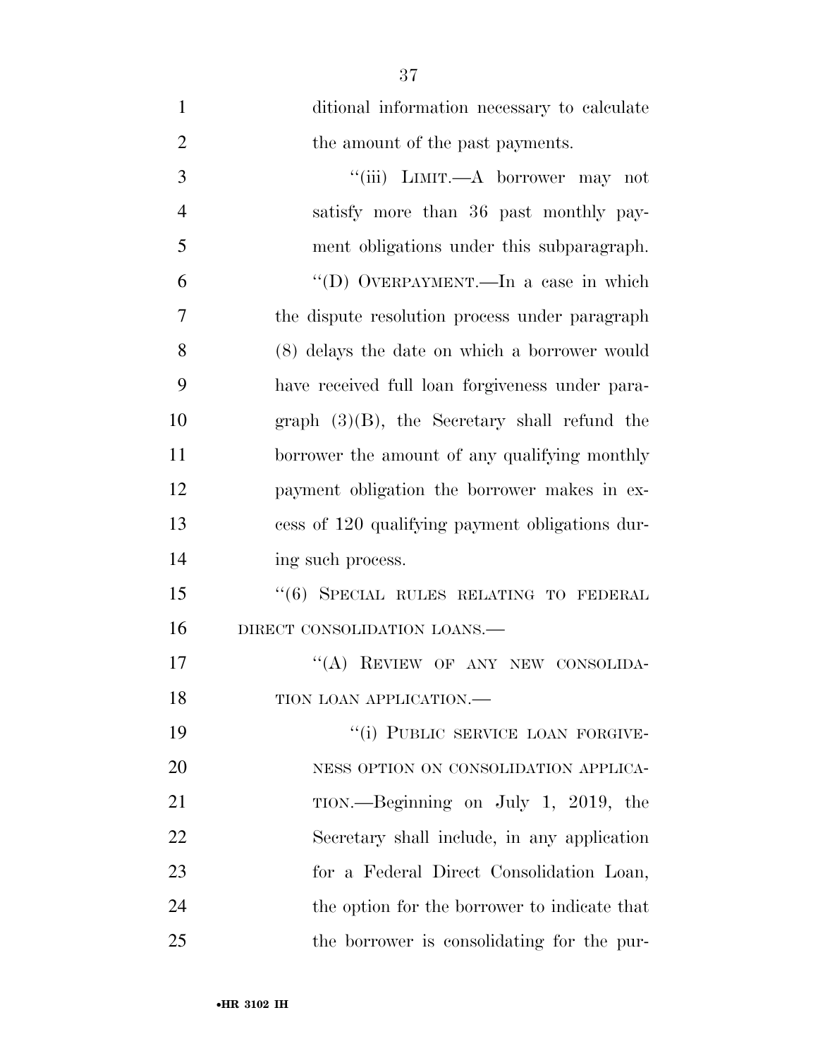ditional information necessary to calculate the amount of the past payments.

"(iii) LIMIT.—A borrower may not satisfy more than 36 past monthly payment obligations under this subparagraph.

"(D) OVERPAYMENT.—In a case in which the dispute resolution process under paragraph (8) delays the date on which a borrower would have received full loan forgiveness under paragraph (3)(B), the Secretary shall refund the borrower the amount of any qualifying monthly payment obligation the borrower makes in excess of 120 qualifying payment obligations during such process.

"(6) SPECIAL RULES RELATING TO FEDERAL DIRECT CONSOLIDATION LOANS.—

"(A) REVIEW OF ANY NEW CONSOLIDATION LOAN APPLICATION.—

"(i) PUBLIC SERVICE LOAN FORGIVENESS OPTION ON CONSOLIDATION APPLICATION.—Beginning on July 1, 2019, the Secretary shall include, in any application for a Federal Direct Consolidation Loan, the option for the borrower to indicate that the borrower is consolidating for the pur-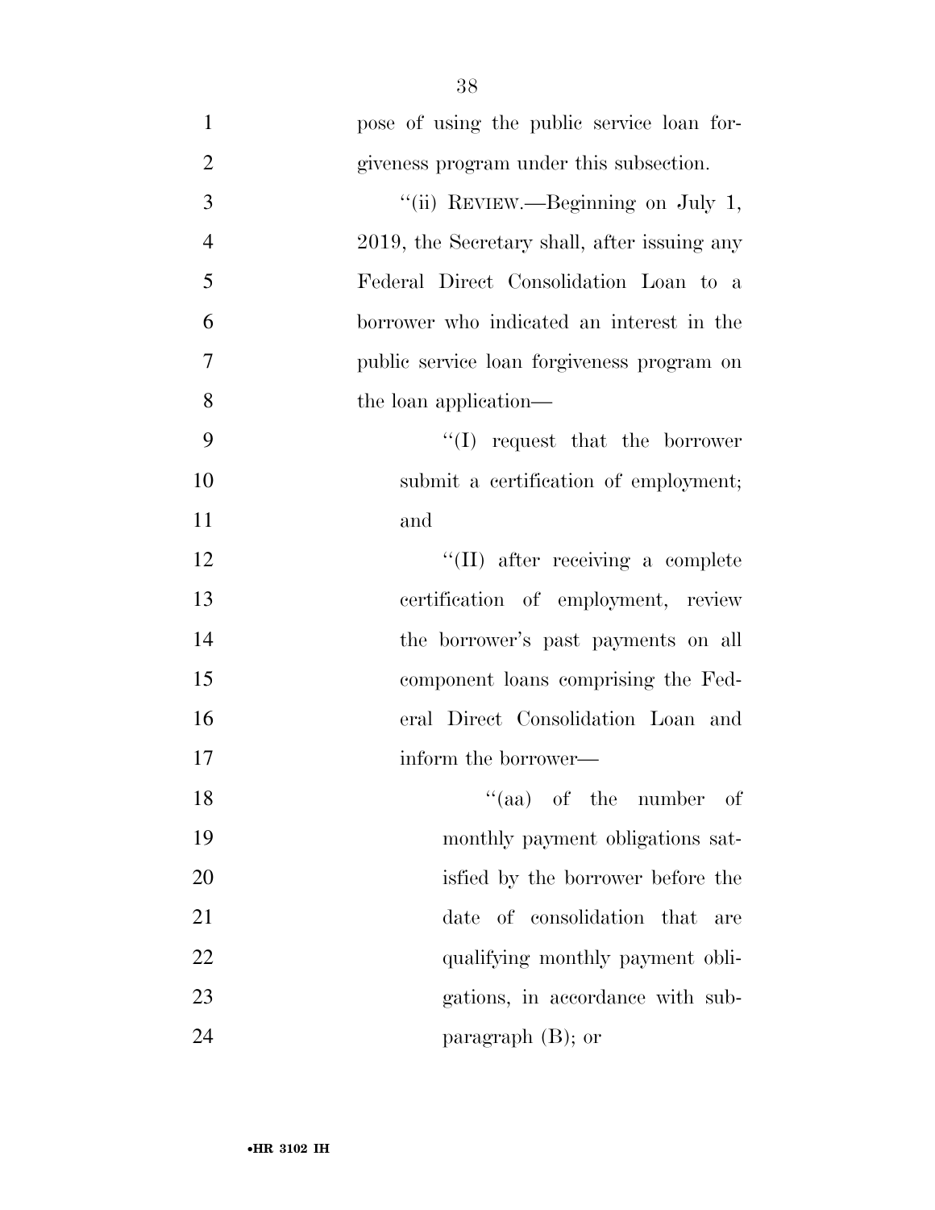pose of using the public service loan forgiveness program under this subsection.

''(ii) REVIEW.—Beginning on July 1, 2019, the Secretary shall, after issuing any Federal Direct Consolidation Loan to a borrower who indicated an interest in the public service loan forgiveness program on the loan application—

''(I) request that the borrower submit a certification of employment; and

''(II) after receiving a complete certification of employment, review the borrower's past payments on all component loans comprising the Federal Direct Consolidation Loan and inform the borrower—

''(aa) of the number of monthly payment obligations satisfied by the borrower before the date of consolidation that are qualifying monthly payment obligations, in accordance with subparagraph (B); or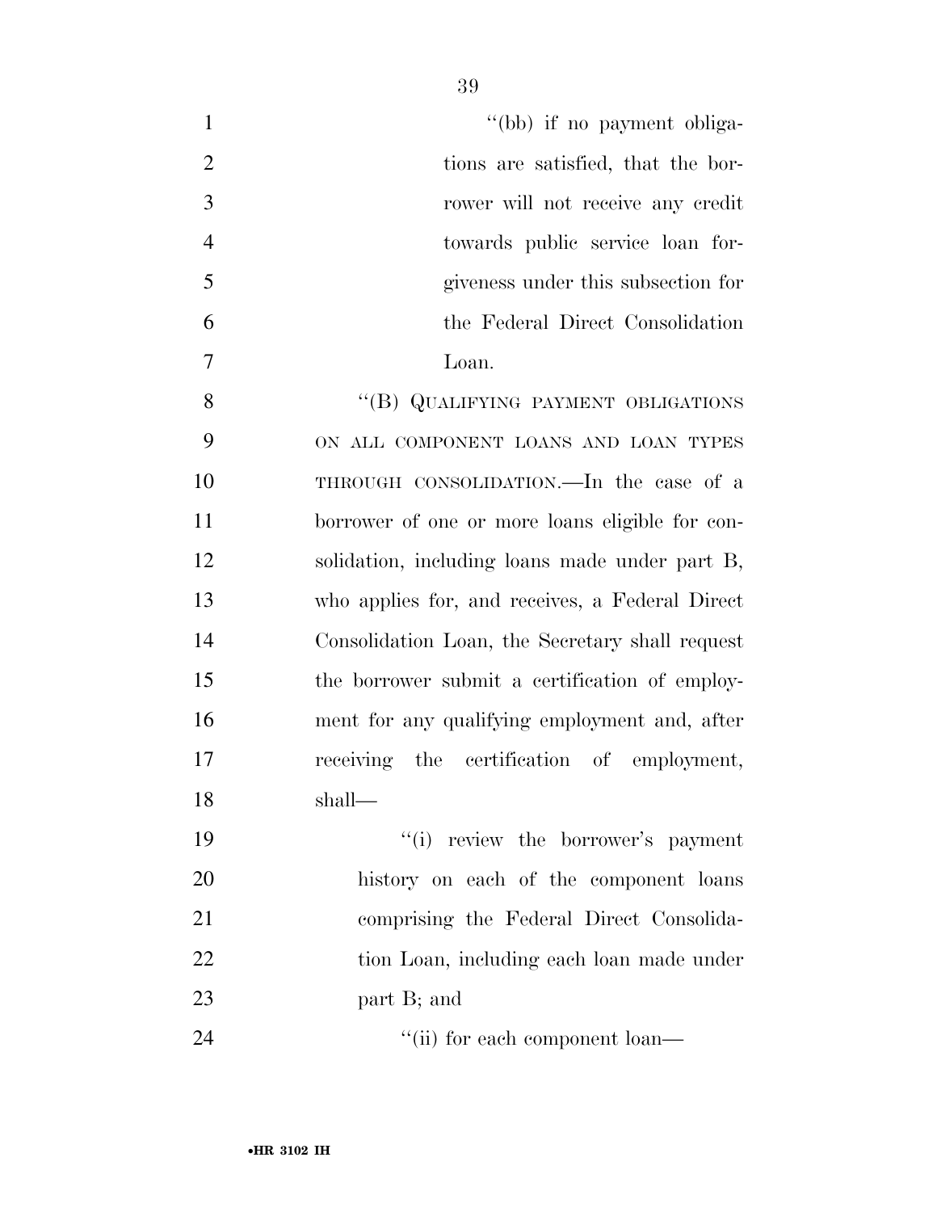"(bb) if no payment obligations are satisfied, that the borrower will not receive any credit towards public service loan forgiveness under this subsection for the Federal Direct Consolidation Loan.

"(B) QUALIFYING PAYMENT OBLIGATIONS ON ALL COMPONENT LOANS AND LOAN TYPES THROUGH CONSOLIDATION.—In the case of a borrower of one or more loans eligible for consolidation, including loans made under part B, who applies for, and receives, a Federal Direct Consolidation Loan, the Secretary shall request the borrower submit a certification of employment for any qualifying employment and, after receiving the certification of employment, shall—

"(i) review the borrower's payment history on each of the component loans comprising the Federal Direct Consolidation Loan, including each loan made under part B; and

"(ii) for each component loan—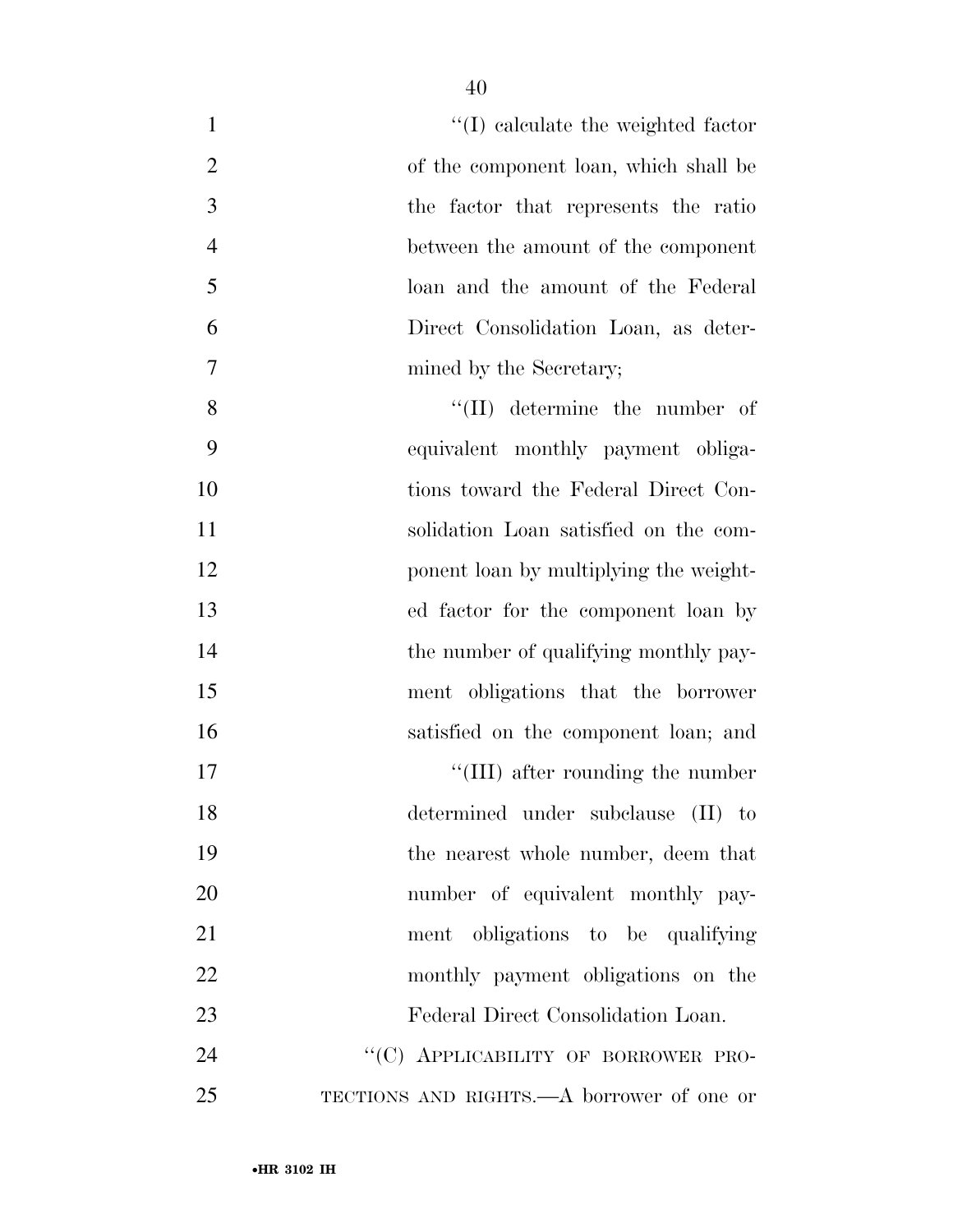"(I) calculate the weighted factor of the component loan, which shall be the factor that represents the ratio between the amount of the component loan and the amount of the Federal Direct Consolidation Loan, as determined by the Secretary;

"(II) determine the number of equivalent monthly payment obligations toward the Federal Direct Consolidation Loan satisfied on the component loan by multiplying the weighted factor for the component loan by the number of qualifying monthly payment obligations that the borrower satisfied on the component loan; and

"(III) after rounding the number determined under subclause (II) to the nearest whole number, deem that number of equivalent monthly payment obligations to be qualifying monthly payment obligations on the Federal Direct Consolidation Loan.

"(C) APPLICABILITY OF BORROWER PROTECTIONS AND RIGHTS.—A borrower of one or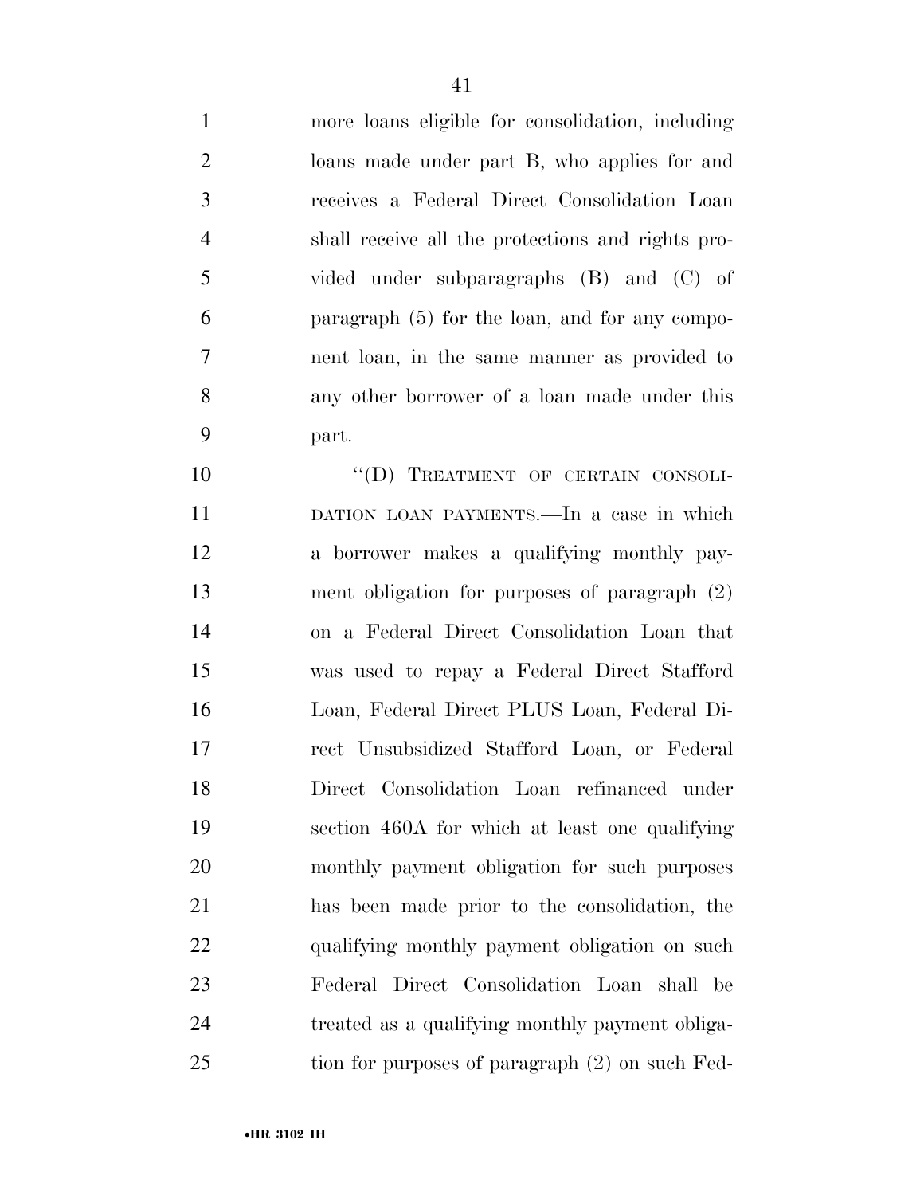more loans eligible for consolidation, including loans made under part B, who applies for and receives a Federal Direct Consolidation Loan shall receive all the protections and rights provided under subparagraphs (B) and (C) of paragraph (5) for the loan, and for any component loan, in the same manner as provided to any other borrower of a loan made under this part.

"(D) TREATMENT OF CERTAIN CONSOLIDATION LOAN PAYMENTS.—In a case in which a borrower makes a qualifying monthly payment obligation for purposes of paragraph (2) on a Federal Direct Consolidation Loan that was used to repay a Federal Direct Stafford Loan, Federal Direct PLUS Loan, Federal Direct Unsubsidized Stafford Loan, or Federal Direct Consolidation Loan refinanced under section 460A for which at least one qualifying monthly payment obligation for such purposes has been made prior to the consolidation, the qualifying monthly payment obligation on such Federal Direct Consolidation Loan shall be treated as a qualifying monthly payment obligation for purposes of paragraph (2) on such Fed-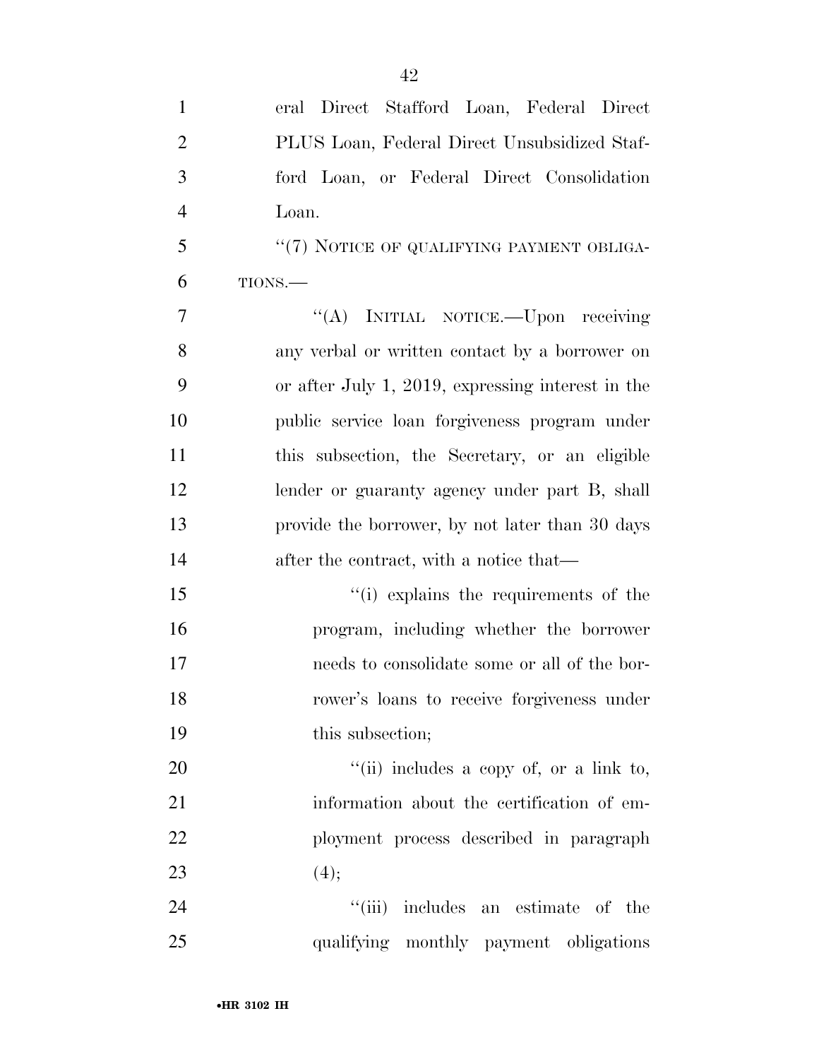eral Direct Stafford Loan, Federal Direct PLUS Loan, Federal Direct Unsubsidized Stafford Loan, or Federal Direct Consolidation Loan.

"(7) NOTICE OF QUALIFYING PAYMENT OBLIGATIONS.—

"(A) INITIAL NOTICE.—Upon receiving any verbal or written contact by a borrower on or after July 1, 2019, expressing interest in the public service loan forgiveness program under this subsection, the Secretary, or an eligible lender or guaranty agency under part B, shall provide the borrower, by not later than 30 days after the contract, with a notice that—

"(i) explains the requirements of the program, including whether the borrower needs to consolidate some or all of the borrower's loans to receive forgiveness under this subsection;

"(ii) includes a copy of, or a link to, information about the certification of employment process described in paragraph (4);

"(iii) includes an estimate of the qualifying monthly payment obligations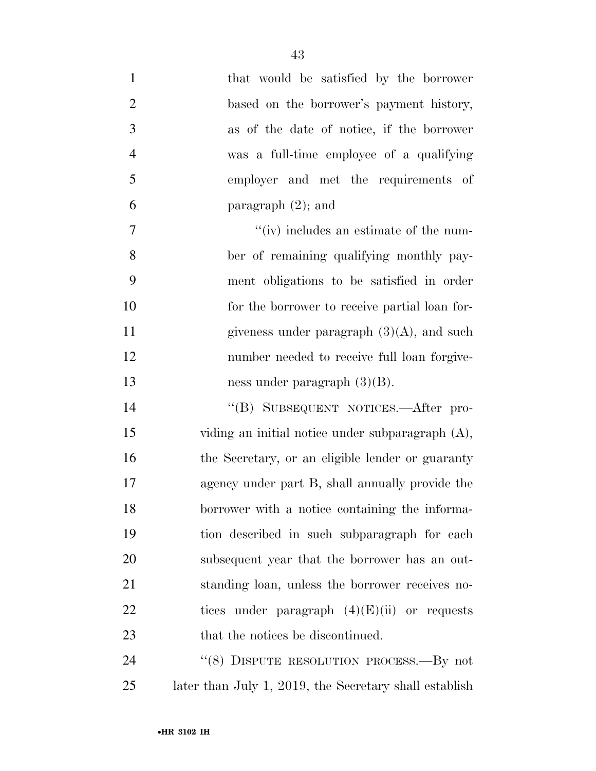that would be satisfied by the borrower based on the borrower's payment history, as of the date of notice, if the borrower was a full-time employee of a qualifying employer and met the requirements of paragraph (2); and

"(iv) includes an estimate of the number of remaining qualifying monthly payment obligations to be satisfied in order for the borrower to receive partial loan forgiveness under paragraph (3)(A), and such number needed to receive full loan forgiveness under paragraph (3)(B).

"(B) SUBSEQUENT NOTICES.—After providing an initial notice under subparagraph (A), the Secretary, or an eligible lender or guaranty agency under part B, shall annually provide the borrower with a notice containing the information described in such subparagraph for each subsequent year that the borrower has an outstanding loan, unless the borrower receives notices under paragraph (4)(E)(ii) or requests that the notices be discontinued.

"(8) DISPUTE RESOLUTION PROCESS.—By not later than July 1, 2019, the Secretary shall establish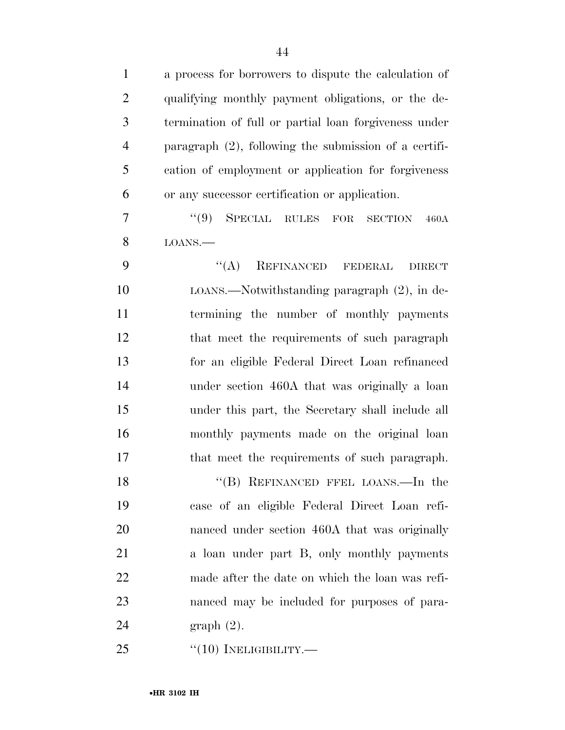a process for borrowers to dispute the calculation of qualifying monthly payment obligations, or the determination of full or partial loan forgiveness under paragraph (2), following the submission of a certification of employment or application for forgiveness or any successor certification or application.

"(9) SPECIAL RULES FOR SECTION 460A LOANS.—

"(A) REFINANCED FEDERAL DIRECT LOANS.—Notwithstanding paragraph (2), in determining the number of monthly payments that meet the requirements of such paragraph for an eligible Federal Direct Loan refinanced under section 460A that was originally a loan under this part, the Secretary shall include all monthly payments made on the original loan that meet the requirements of such paragraph.

"(B) REFINANCED FFEL LOANS.—In the case of an eligible Federal Direct Loan refinanced under section 460A that was originally a loan under part B, only monthly payments made after the date on which the loan was refinanced may be included for purposes of paragraph (2).

"(10) INELIGIBILITY.—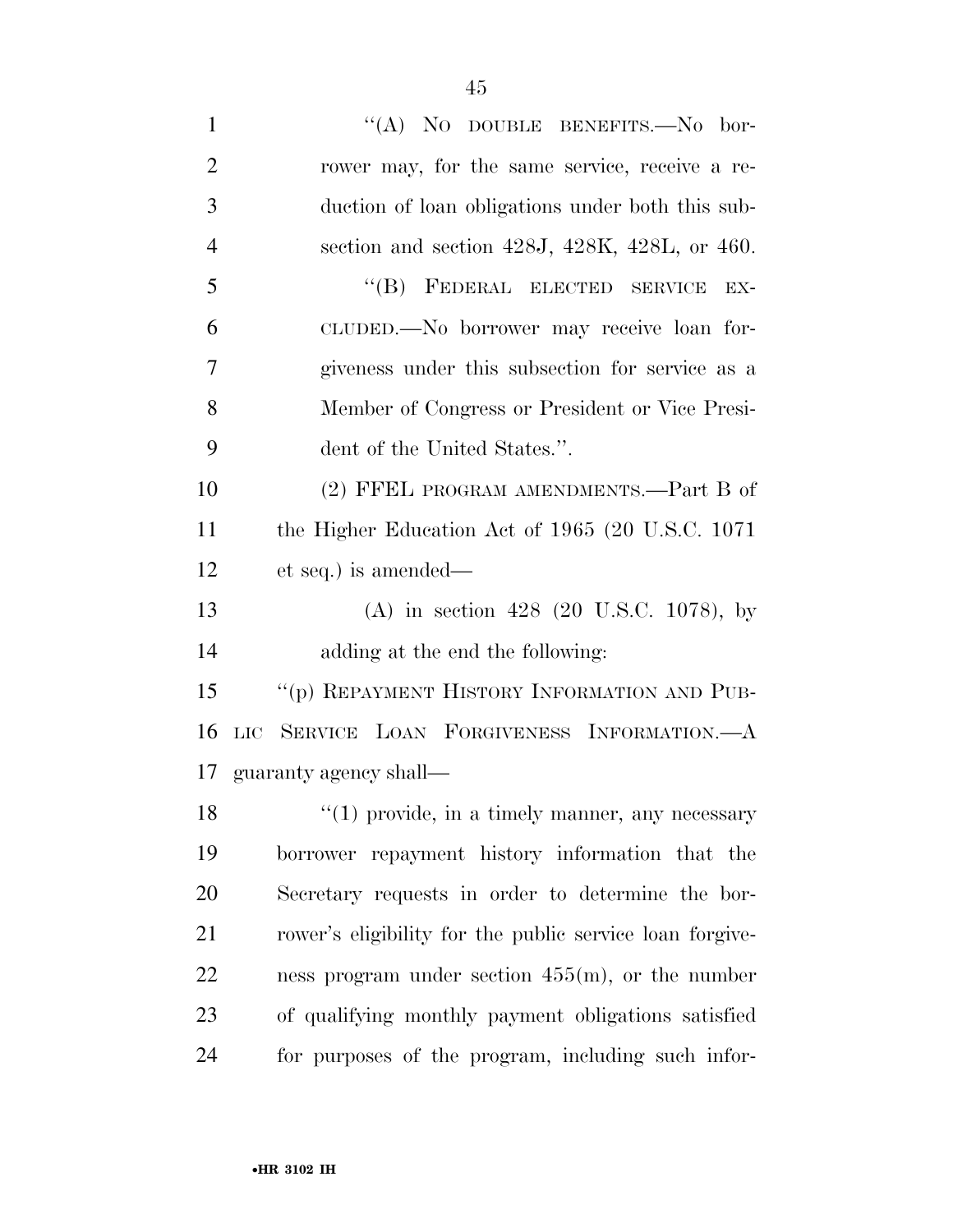"(A) NO DOUBLE BENEFITS.—No borrower may, for the same service, receive a reduction of loan obligations under both this subsection and section 428J, 428K, 428L, or 460.

"(B) FEDERAL ELECTED SERVICE EXCLUDED.—No borrower may receive loan forgiveness under this subsection for service as a Member of Congress or President or Vice President of the United States.".

(2) FFEL PROGRAM AMENDMENTS.—Part B of the Higher Education Act of 1965 (20 U.S.C. 1071 et seq.) is amended—

(A) in section 428 (20 U.S.C. 1078), by adding at the end the following:

"(p) REPAYMENT HISTORY INFORMATION AND PUBLIC SERVICE LOAN FORGIVENESS INFORMATION.—A guaranty agency shall—

"(1) provide, in a timely manner, any necessary borrower repayment history information that the Secretary requests in order to determine the borrower's eligibility for the public service loan forgiveness program under section 455(m), or the number of qualifying monthly payment obligations satisfied for purposes of the program, including such infor-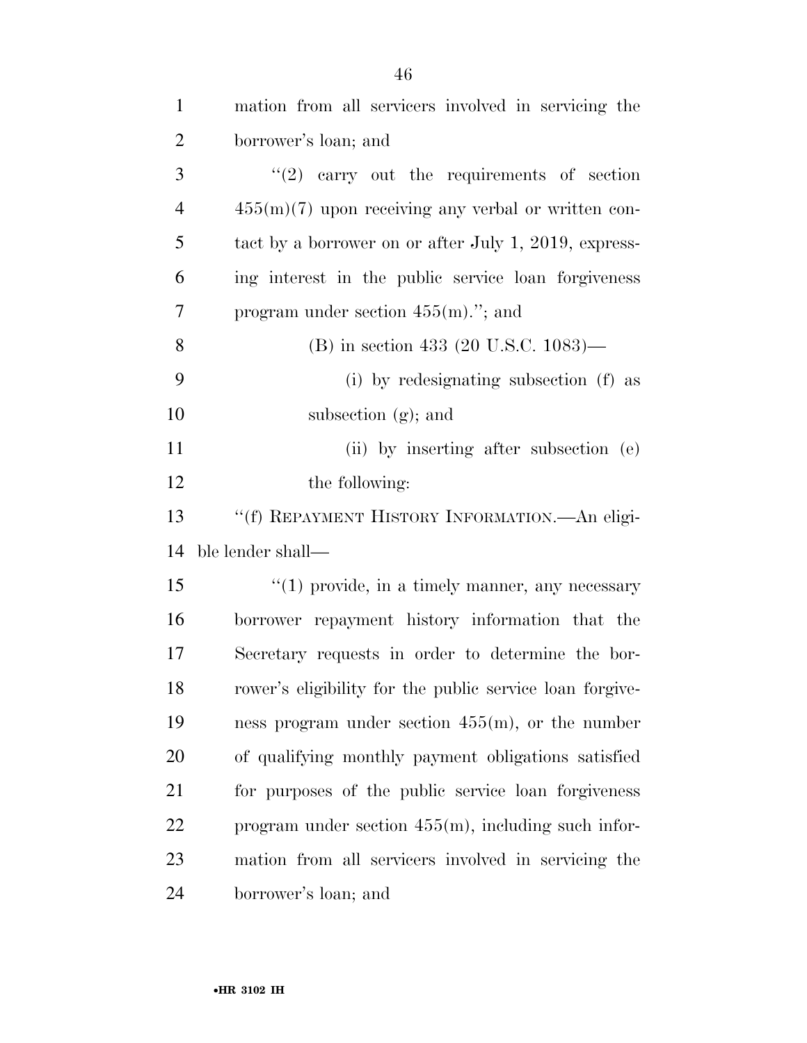mation from all servicers involved in servicing the borrower's loan; and

"(2) carry out the requirements of section 455(m)(7) upon receiving any verbal or written contact by a borrower on or after July 1, 2019, expressing interest in the public service loan forgiveness program under section 455(m)."; and

(B) in section 433 (20 U.S.C. 1083)—

(i) by redesignating subsection (f) as subsection (g); and

(ii) by inserting after subsection (e) the following:

"(f) REPAYMENT HISTORY INFORMATION.—An eligible lender shall—

"(1) provide, in a timely manner, any necessary borrower repayment history information that the Secretary requests in order to determine the borrower's eligibility for the public service loan forgiveness program under section 455(m), or the number of qualifying monthly payment obligations satisfied for purposes of the public service loan forgiveness program under section 455(m), including such information from all servicers involved in servicing the borrower's loan; and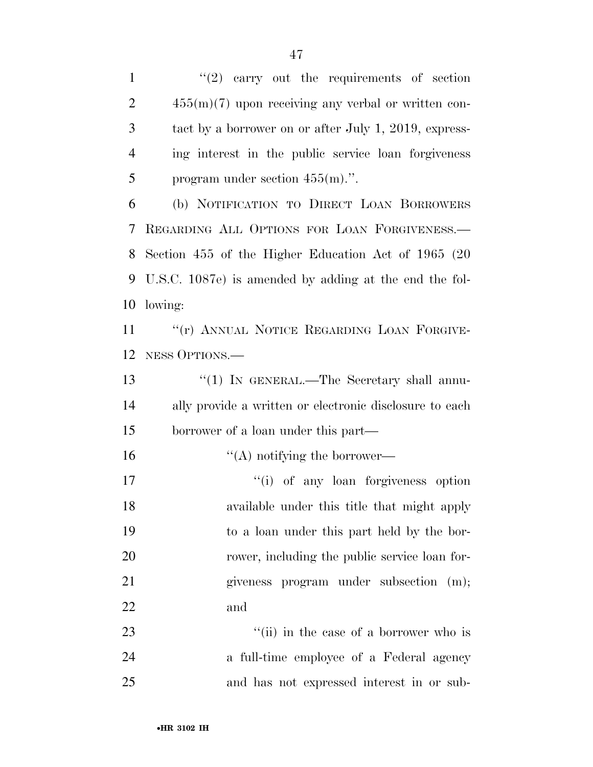''(2) carry out the requirements of section 455(m)(7) upon receiving any verbal or written contact by a borrower on or after July 1, 2019, expressing interest in the public service loan forgiveness program under section 455(m).''.

(b) NOTIFICATION TO DIRECT LOAN BORROWERS REGARDING ALL OPTIONS FOR LOAN FORGIVENESS.—Section 455 of the Higher Education Act of 1965 (20 U.S.C. 1087e) is amended by adding at the end the following:

''(r) ANNUAL NOTICE REGARDING LOAN FORGIVENESS OPTIONS.—

''(1) IN GENERAL.—The Secretary shall annually provide a written or electronic disclosure to each borrower of a loan under this part—

''(A) notifying the borrower—

''(i) of any loan forgiveness option available under this title that might apply to a loan under this part held by the borrower, including the public service loan forgiveness program under subsection (m); and

''(ii) in the case of a borrower who is a full-time employee of a Federal agency and has not expressed interest in or sub-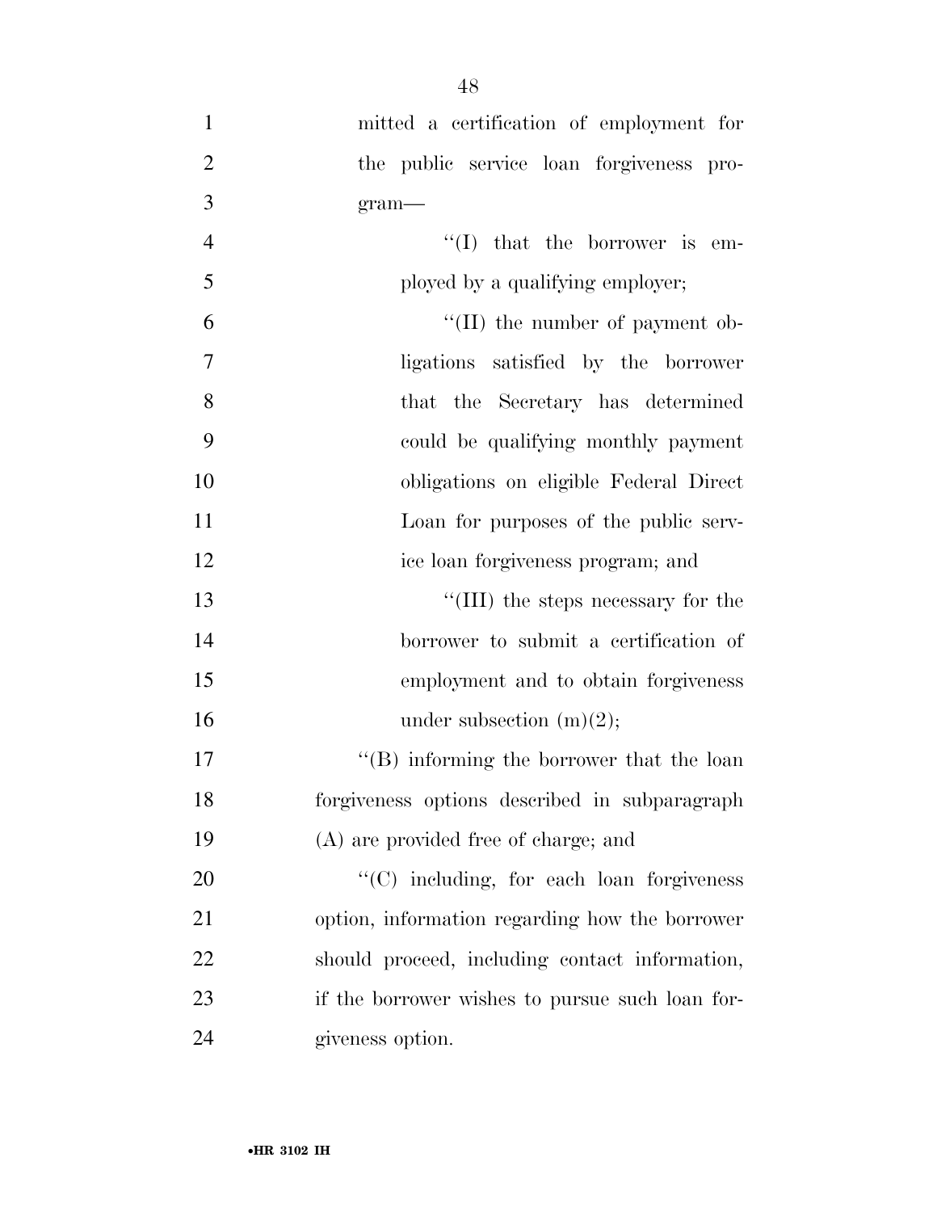mitted a certification of employment for the public service loan forgiveness program—

''(I) that the borrower is employed by a qualifying employer;

''(II) the number of payment obligations satisfied by the borrower that the Secretary has determined could be qualifying monthly payment obligations on eligible Federal Direct Loan for purposes of the public service loan forgiveness program; and

''(III) the steps necessary for the borrower to submit a certification of employment and to obtain forgiveness under subsection (m)(2);

''(B) informing the borrower that the loan forgiveness options described in subparagraph (A) are provided free of charge; and

''(C) including, for each loan forgiveness option, information regarding how the borrower should proceed, including contact information, if the borrower wishes to pursue such loan forgiveness option.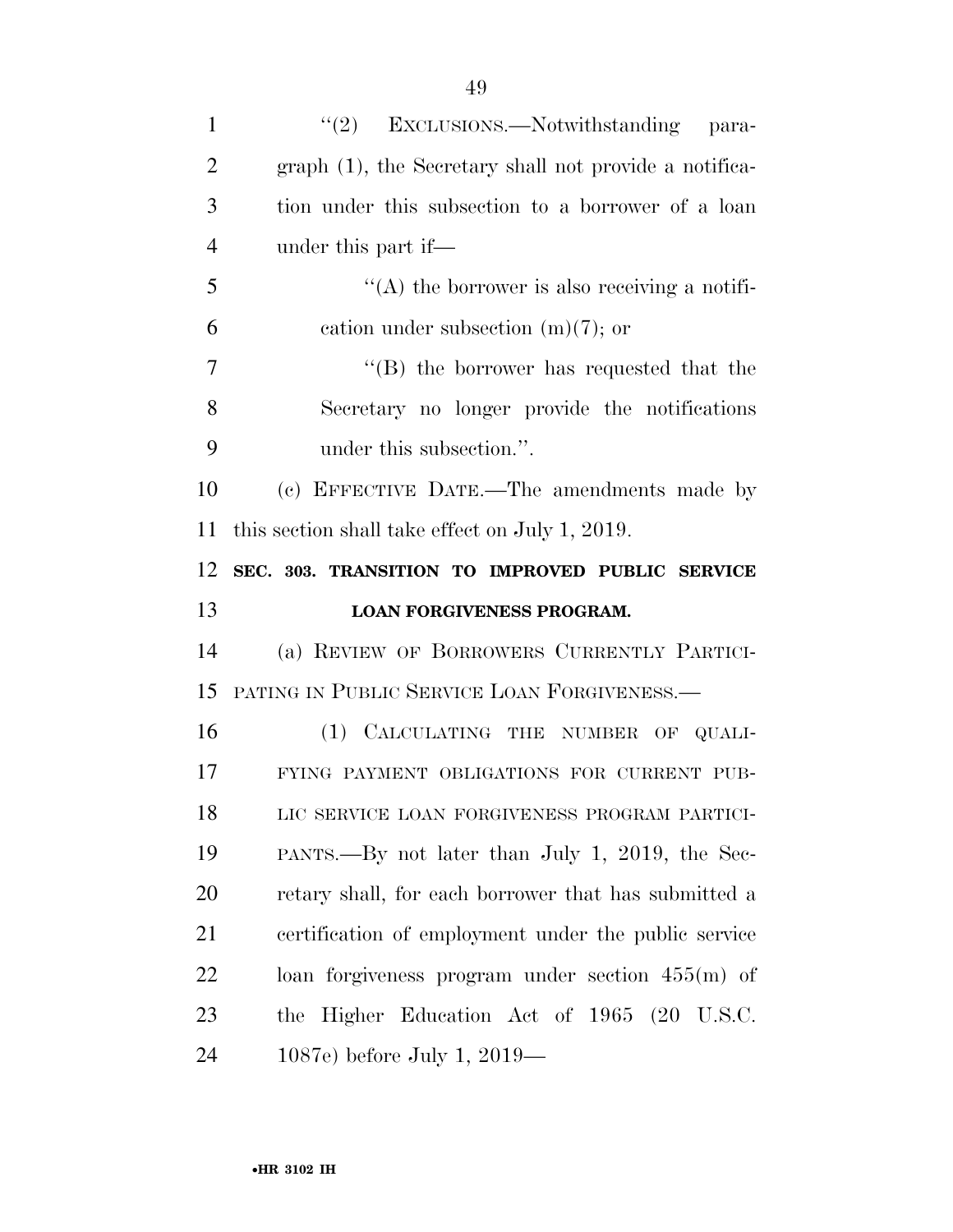"(2) EXCLUSIONS.—Notwithstanding paragraph (1), the Secretary shall not provide a notification under this subsection to a borrower of a loan under this part if—

"(A) the borrower is also receiving a notification under subsection (m)(7); or

"(B) the borrower has requested that the Secretary no longer provide the notifications under this subsection.".

(c) EFFECTIVE DATE.—The amendments made by this section shall take effect on July 1, 2019.

**SEC. 303. TRANSITION TO IMPROVED PUBLIC SERVICE LOAN FORGIVENESS PROGRAM.**

(a) REVIEW OF BORROWERS CURRENTLY PARTICIPATING IN PUBLIC SERVICE LOAN FORGIVENESS.—

(1) CALCULATING THE NUMBER OF QUALIFYING PAYMENT OBLIGATIONS FOR CURRENT PUBLIC SERVICE LOAN FORGIVENESS PROGRAM PARTICIPANTS.—By not later than July 1, 2019, the Secretary shall, for each borrower that has submitted a certification of employment under the public service loan forgiveness program under section 455(m) of the Higher Education Act of 1965 (20 U.S.C. 1087e) before July 1, 2019—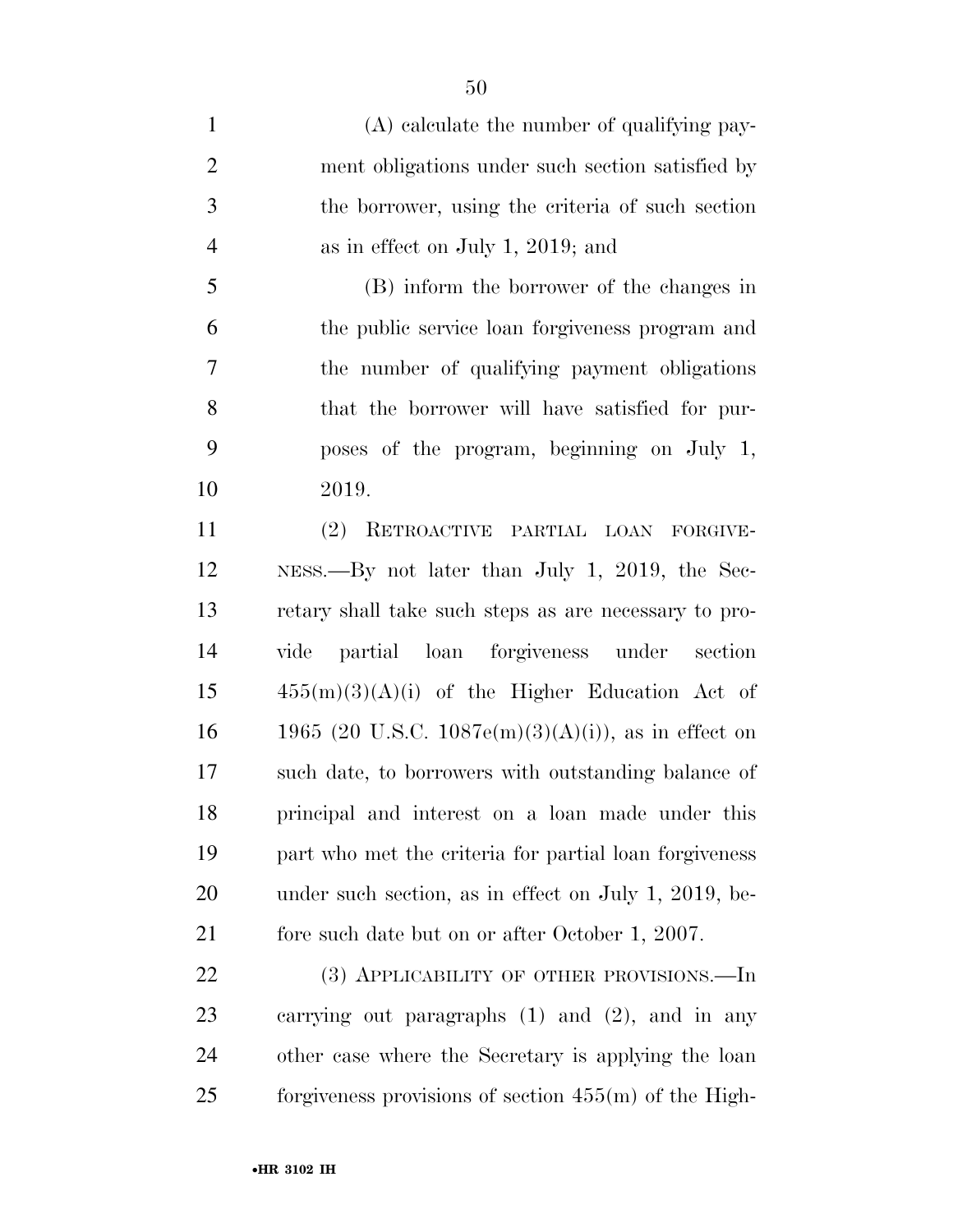(A) calculate the number of qualifying payment obligations under such section satisfied by the borrower, using the criteria of such section as in effect on July 1, 2019; and

(B) inform the borrower of the changes in the public service loan forgiveness program and the number of qualifying payment obligations that the borrower will have satisfied for purposes of the program, beginning on July 1, 2019.

(2) RETROACTIVE PARTIAL LOAN FORGIVENESS.—By not later than July 1, 2019, the Secretary shall take such steps as are necessary to provide partial loan forgiveness under section 455(m)(3)(A)(i) of the Higher Education Act of 1965 (20 U.S.C. 1087e(m)(3)(A)(i)), as in effect on such date, to borrowers with outstanding balance of principal and interest on a loan made under this part who met the criteria for partial loan forgiveness under such section, as in effect on July 1, 2019, before such date but on or after October 1, 2007.

(3) APPLICABILITY OF OTHER PROVISIONS.—In carrying out paragraphs (1) and (2), and in any other case where the Secretary is applying the loan forgiveness provisions of section 455(m) of the High-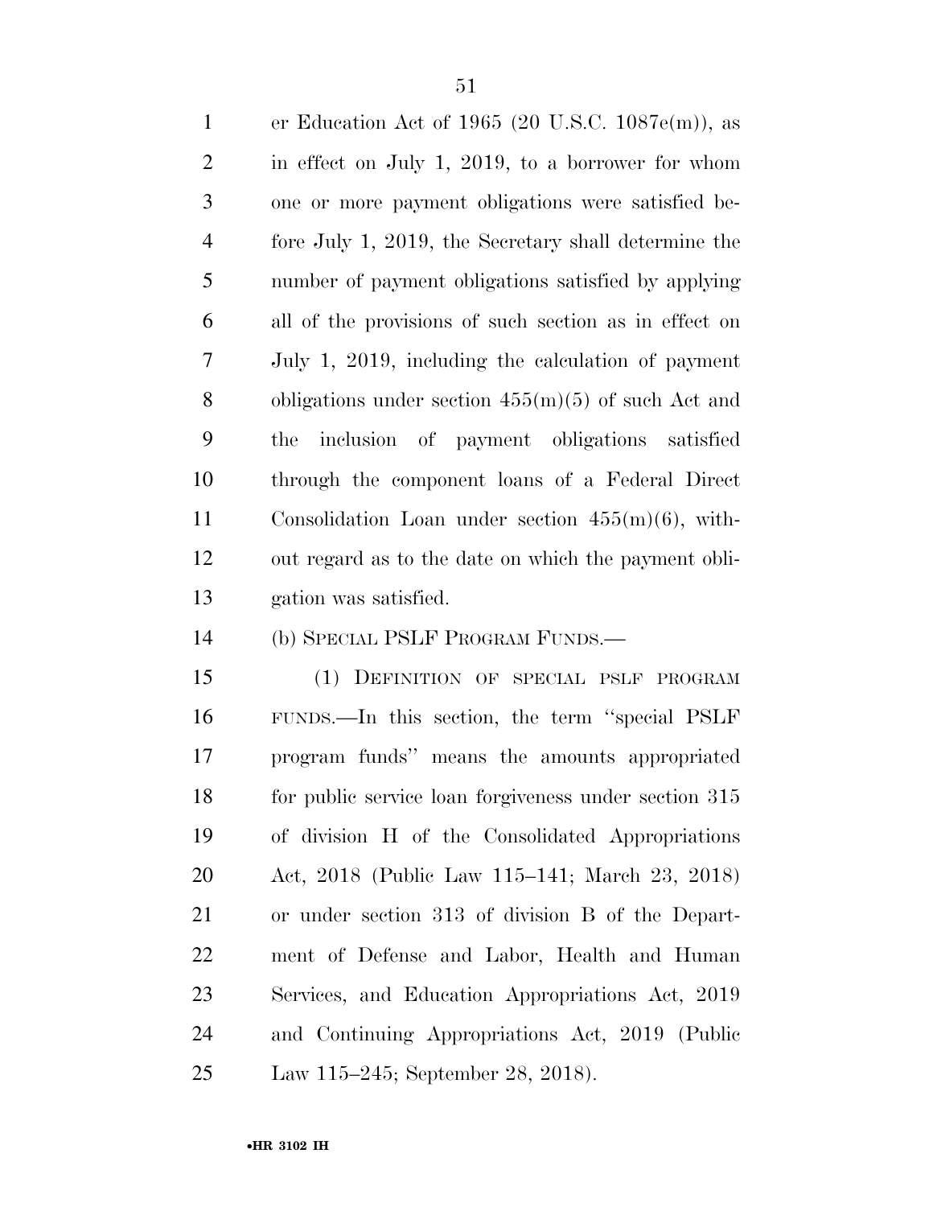er Education Act of 1965 (20 U.S.C. 1087e(m)), as in effect on July 1, 2019, to a borrower for whom one or more payment obligations were satisfied before July 1, 2019, the Secretary shall determine the number of payment obligations satisfied by applying all of the provisions of such section as in effect on July 1, 2019, including the calculation of payment obligations under section 455(m)(5) of such Act and the inclusion of payment obligations satisfied through the component loans of a Federal Direct Consolidation Loan under section 455(m)(6), without regard as to the date on which the payment obligation was satisfied.

(b) SPECIAL PSLF PROGRAM FUNDS.—

(1) DEFINITION OF SPECIAL PSLF PROGRAM FUNDS.—In this section, the term ''special PSLF program funds'' means the amounts appropriated for public service loan forgiveness under section 315 of division H of the Consolidated Appropriations Act, 2018 (Public Law 115–141; March 23, 2018) or under section 313 of division B of the Department of Defense and Labor, Health and Human Services, and Education Appropriations Act, 2019 and Continuing Appropriations Act, 2019 (Public Law 115–245; September 28, 2018).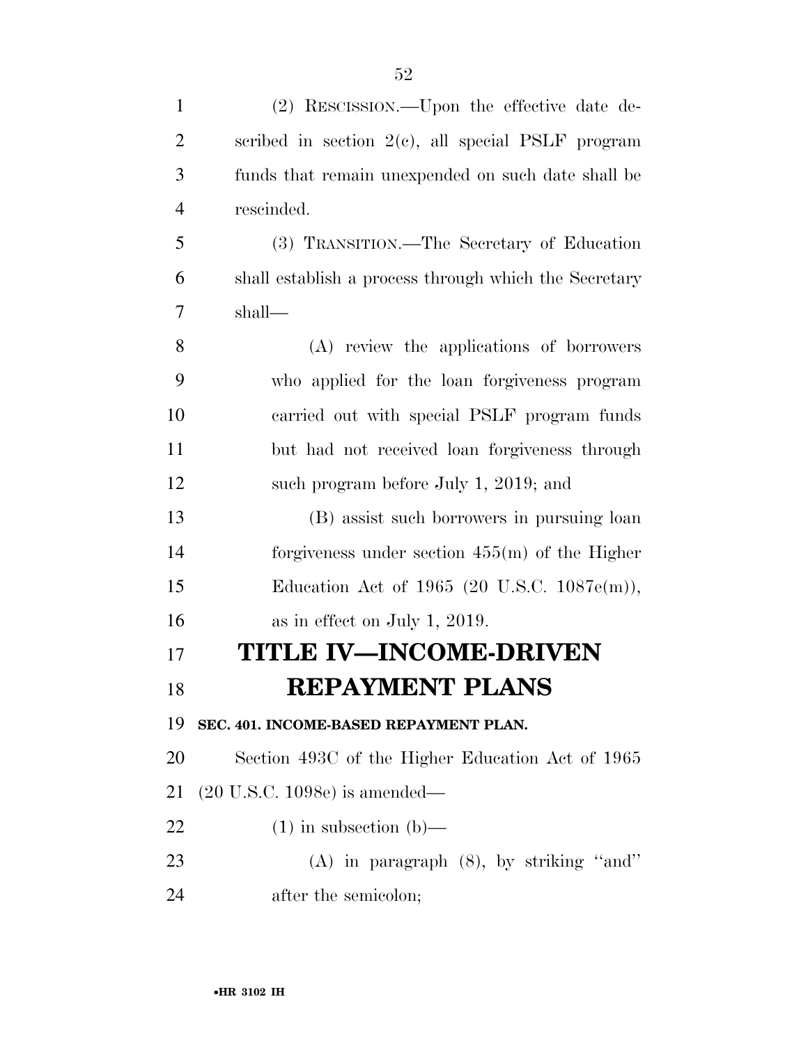(2) RESCISSION.—Upon the effective date described in section 2(c), all special PSLF program funds that remain unexpended on such date shall be rescinded.

(3) TRANSITION.—The Secretary of Education shall establish a process through which the Secretary shall—

(A) review the applications of borrowers who applied for the loan forgiveness program carried out with special PSLF program funds but had not received loan forgiveness through such program before July 1, 2019; and

(B) assist such borrowers in pursuing loan forgiveness under section 455(m) of the Higher Education Act of 1965 (20 U.S.C. 1087e(m)), as in effect on July 1, 2019.

# TITLE IV—INCOME-DRIVEN REPAYMENT PLANS

**SEC. 401. INCOME-BASED REPAYMENT PLAN.**

Section 493C of the Higher Education Act of 1965 (20 U.S.C. 1098e) is amended—

(1) in subsection (b)—

(A) in paragraph (8), by striking ''and'' after the semicolon;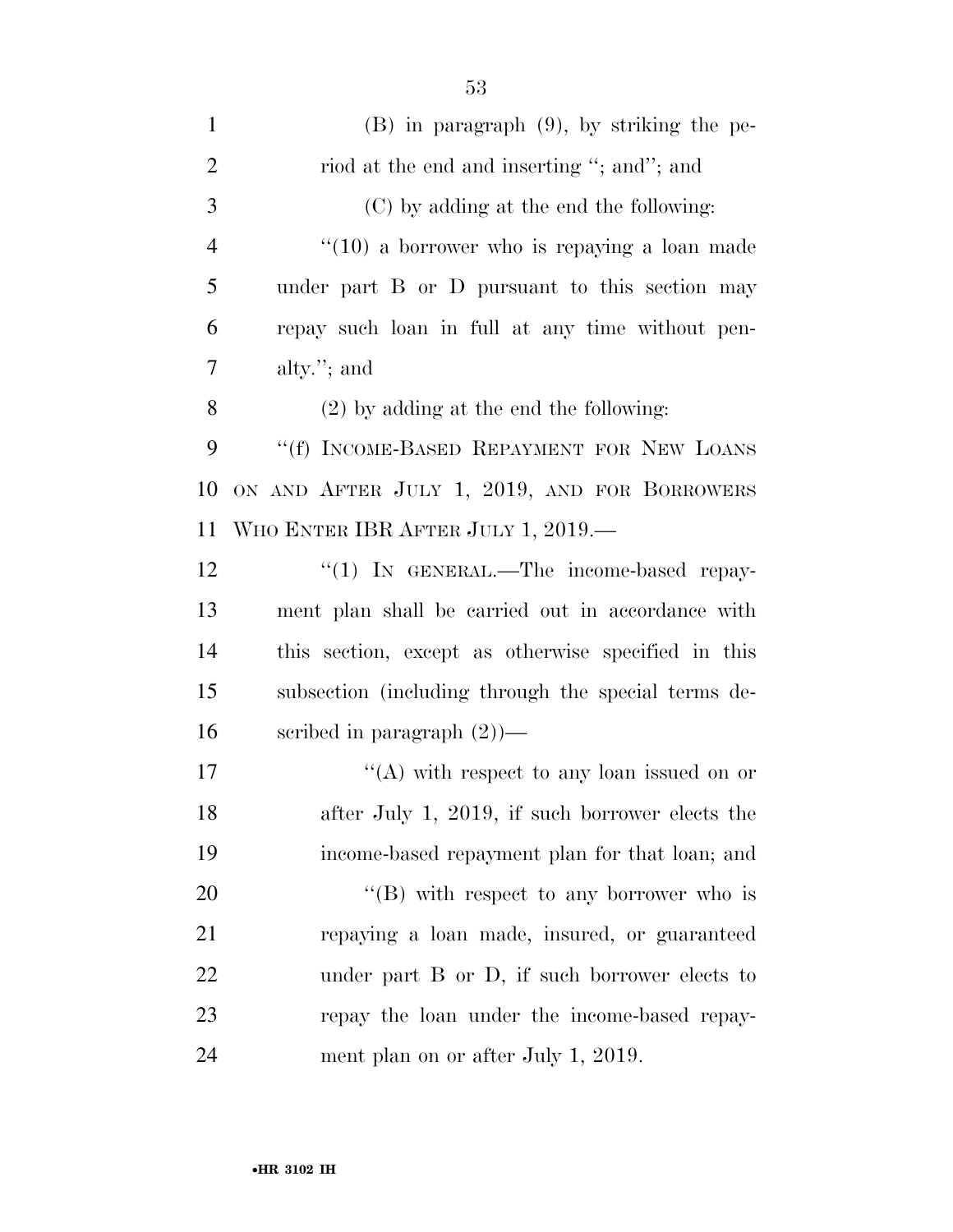(B) in paragraph (9), by striking the period at the end and inserting "; and"; and

(C) by adding at the end the following:

"(10) a borrower who is repaying a loan made under part B or D pursuant to this section may repay such loan in full at any time without penalty."; and

(2) by adding at the end the following:

"(f) INCOME-BASED REPAYMENT FOR NEW LOANS ON AND AFTER JULY 1, 2019, AND FOR BORROWERS WHO ENTER IBR AFTER JULY 1, 2019.—

"(1) IN GENERAL.—The income-based repayment plan shall be carried out in accordance with this section, except as otherwise specified in this subsection (including through the special terms described in paragraph (2))—

"(A) with respect to any loan issued on or after July 1, 2019, if such borrower elects the income-based repayment plan for that loan; and

"(B) with respect to any borrower who is repaying a loan made, insured, or guaranteed under part B or D, if such borrower elects to repay the loan under the income-based repayment plan on or after July 1, 2019.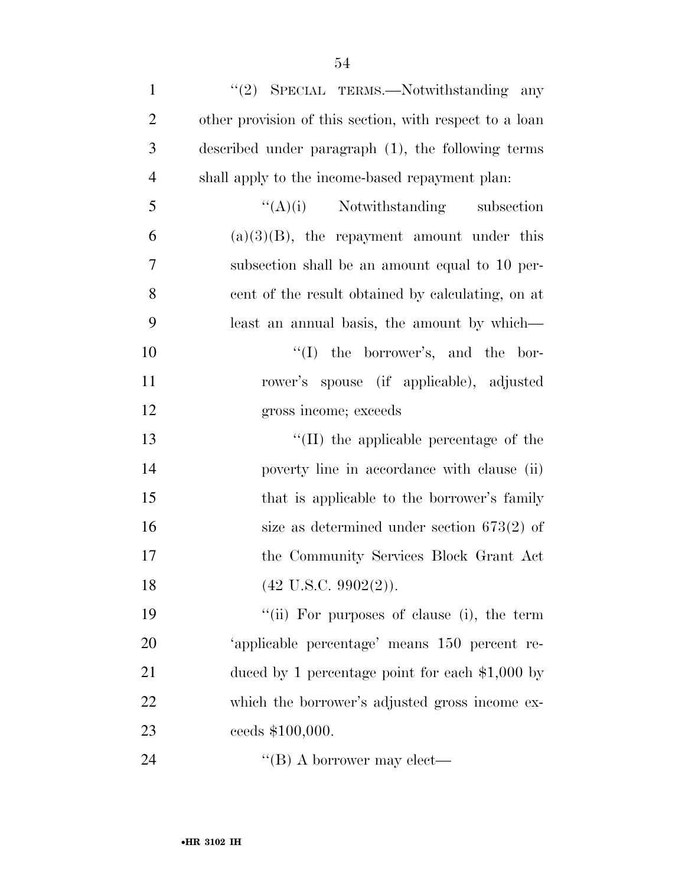''(2) SPECIAL TERMS.—Notwithstanding any other provision of this section, with respect to a loan described under paragraph (1), the following terms shall apply to the income-based repayment plan:

''(A)(i) Notwithstanding subsection (a)(3)(B), the repayment amount under this subsection shall be an amount equal to 10 percent of the result obtained by calculating, on at least an annual basis, the amount by which—

''(I) the borrower's, and the borrower's spouse (if applicable), adjusted gross income; exceeds

''(II) the applicable percentage of the poverty line in accordance with clause (ii) that is applicable to the borrower's family size as determined under section 673(2) of the Community Services Block Grant Act (42 U.S.C. 9902(2)).

''(ii) For purposes of clause (i), the term 'applicable percentage' means 150 percent reduced by 1 percentage point for each $1,000 by which the borrower's adjusted gross income exceeds $100,000.

''(B) A borrower may elect—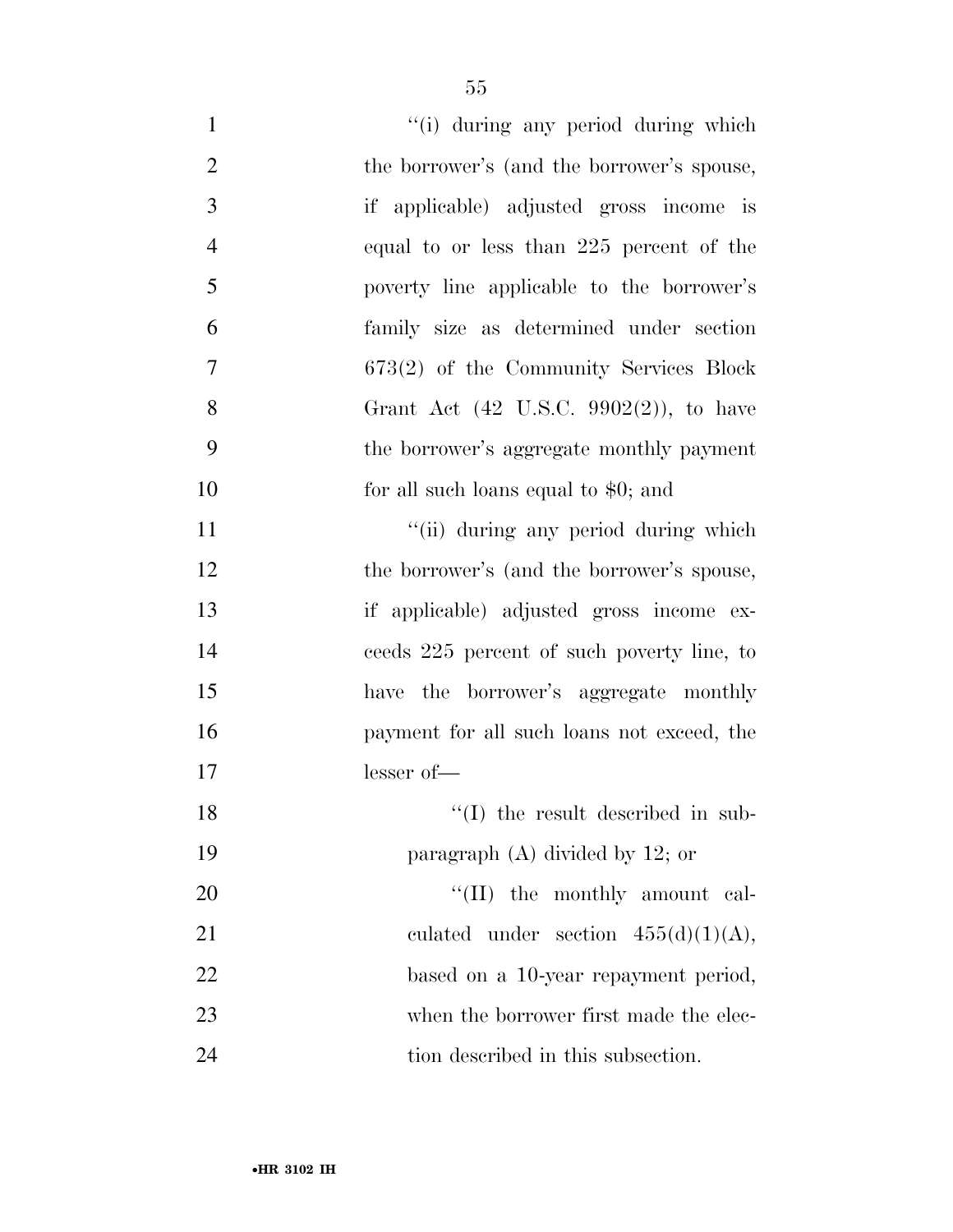"(i) during any period during which the borrower's (and the borrower's spouse, if applicable) adjusted gross income is equal to or less than 225 percent of the poverty line applicable to the borrower's family size as determined under section 673(2) of the Community Services Block Grant Act (42 U.S.C. 9902(2)), to have the borrower's aggregate monthly payment for all such loans equal to $0; and

"(ii) during any period during which the borrower's (and the borrower's spouse, if applicable) adjusted gross income exceeds 225 percent of such poverty line, to have the borrower's aggregate monthly payment for all such loans not exceed, the lesser of—

"(I) the result described in subparagraph (A) divided by 12; or

"(II) the monthly amount calculated under section 455(d)(1)(A), based on a 10-year repayment period, when the borrower first made the election described in this subsection.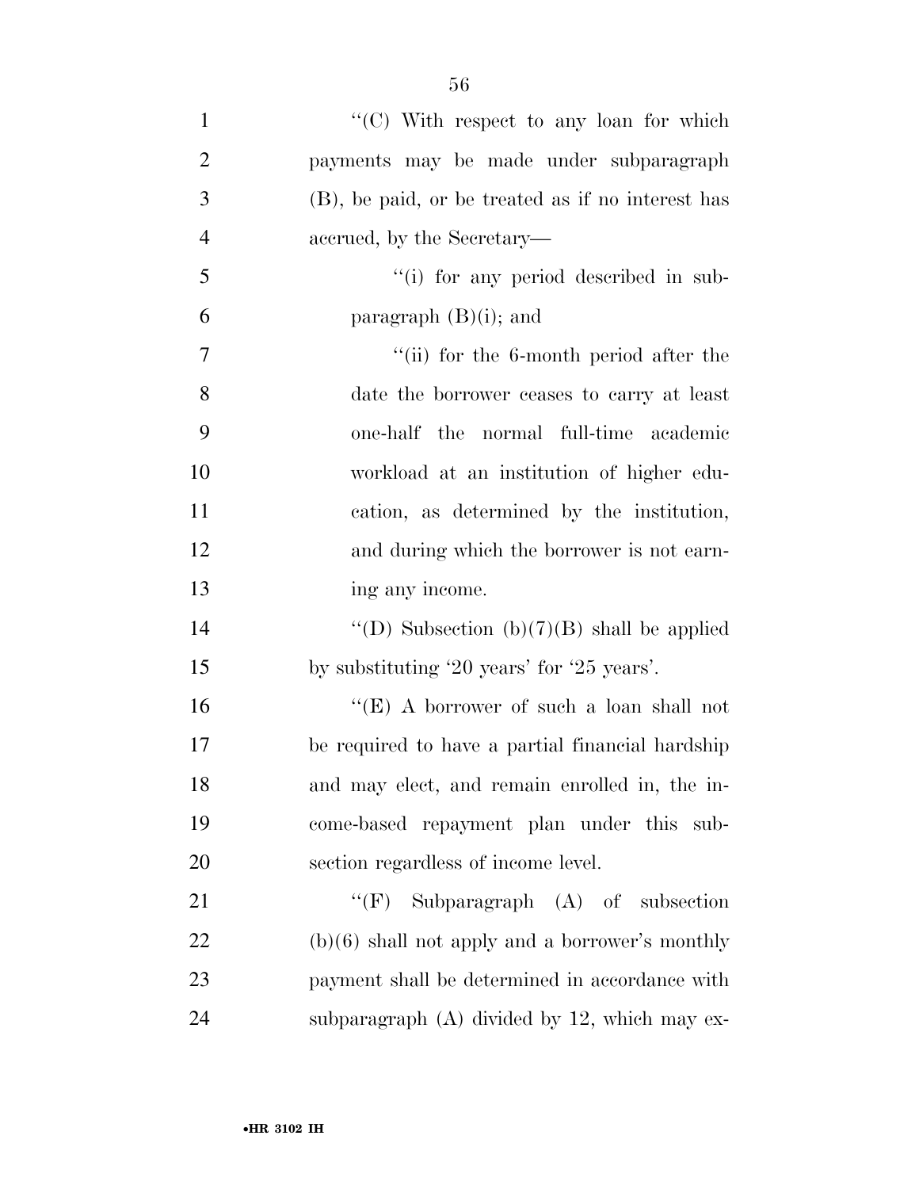''(C) With respect to any loan for which payments may be made under subparagraph (B), be paid, or be treated as if no interest has accrued, by the Secretary—

''(i) for any period described in subparagraph (B)(i); and

''(ii) for the 6-month period after the date the borrower ceases to carry at least one-half the normal full-time academic workload at an institution of higher education, as determined by the institution, and during which the borrower is not earning any income.

''(D) Subsection (b)(7)(B) shall be applied by substituting '20 years' for '25 years'.

''(E) A borrower of such a loan shall not be required to have a partial financial hardship and may elect, and remain enrolled in, the income-based repayment plan under this subsection regardless of income level.

''(F) Subparagraph (A) of subsection (b)(6) shall not apply and a borrower's monthly payment shall be determined in accordance with subparagraph (A) divided by 12, which may ex-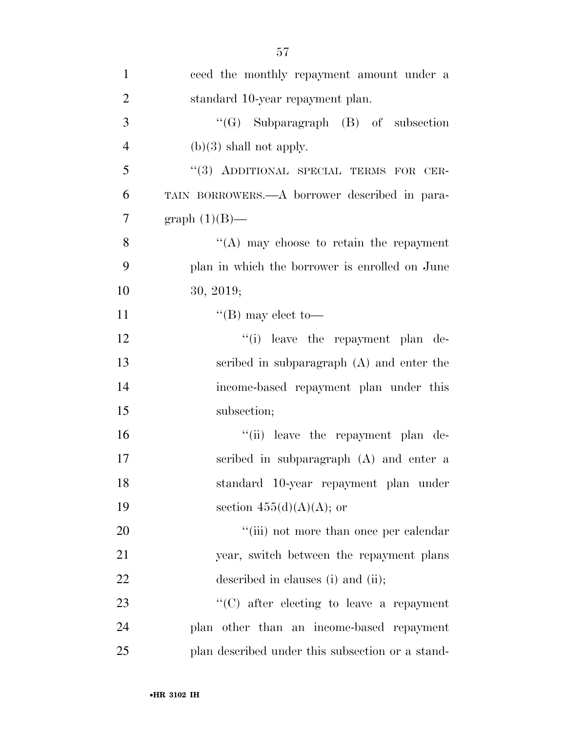ceed the monthly repayment amount under a standard 10-year repayment plan.

"(G) Subparagraph (B) of subsection (b)(3) shall not apply.

"(3) ADDITIONAL SPECIAL TERMS FOR CERTAIN BORROWERS.—A borrower described in paragraph (1)(B)—

"(A) may choose to retain the repayment plan in which the borrower is enrolled on June 30, 2019;

"(B) may elect to—

"(i) leave the repayment plan described in subparagraph (A) and enter the income-based repayment plan under this subsection;

"(ii) leave the repayment plan described in subparagraph (A) and enter a standard 10-year repayment plan under section 455(d)(A)(A); or

"(iii) not more than once per calendar year, switch between the repayment plans described in clauses (i) and (ii);

"(C) after electing to leave a repayment plan other than an income-based repayment plan described under this subsection or a stand-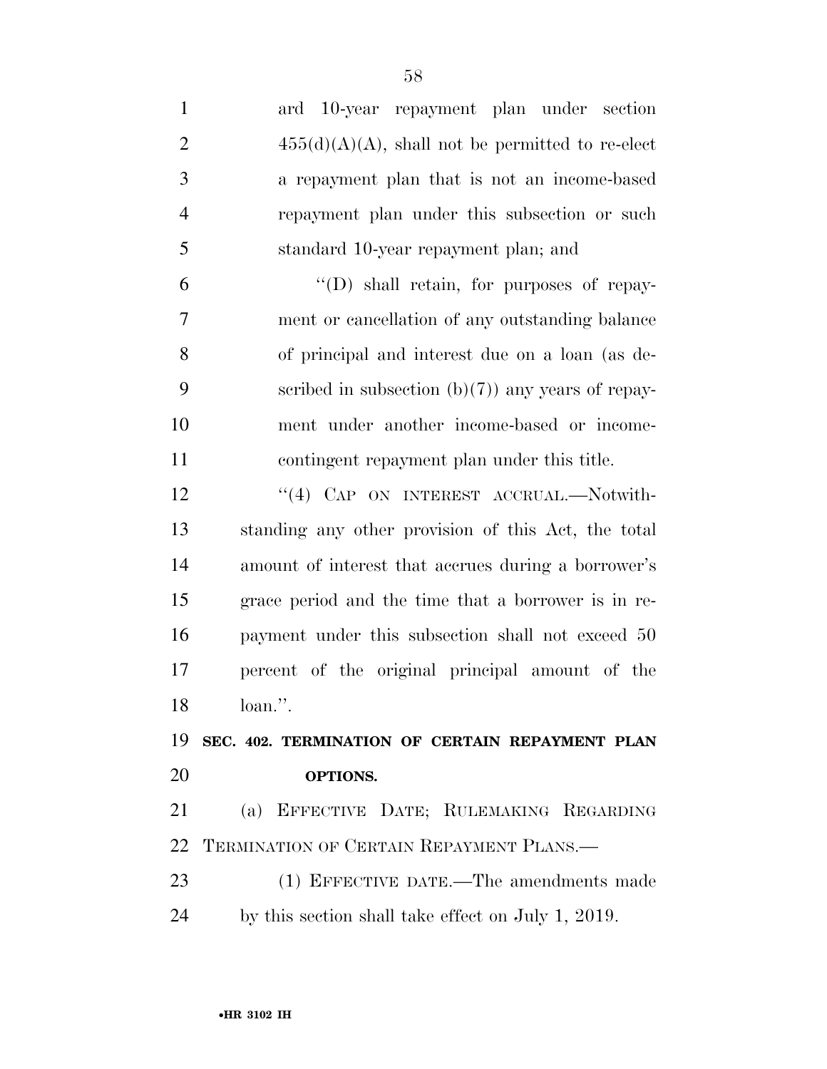ard 10-year repayment plan under section 455(d)(A)(A), shall not be permitted to re-elect a repayment plan that is not an income-based repayment plan under this subsection or such standard 10-year repayment plan; and

"(D) shall retain, for purposes of repayment or cancellation of any outstanding balance of principal and interest due on a loan (as described in subsection (b)(7)) any years of repayment under another income-based or income-contingent repayment plan under this title.

"(4) CAP ON INTEREST ACCRUAL.—Notwithstanding any other provision of this Act, the total amount of interest that accrues during a borrower's grace period and the time that a borrower is in repayment under this subsection shall not exceed 50 percent of the original principal amount of the loan.".

**SEC. 402. TERMINATION OF CERTAIN REPAYMENT PLAN OPTIONS.**

(a) EFFECTIVE DATE; RULEMAKING REGARDING TERMINATION OF CERTAIN REPAYMENT PLANS.—

(1) EFFECTIVE DATE.—The amendments made by this section shall take effect on July 1, 2019.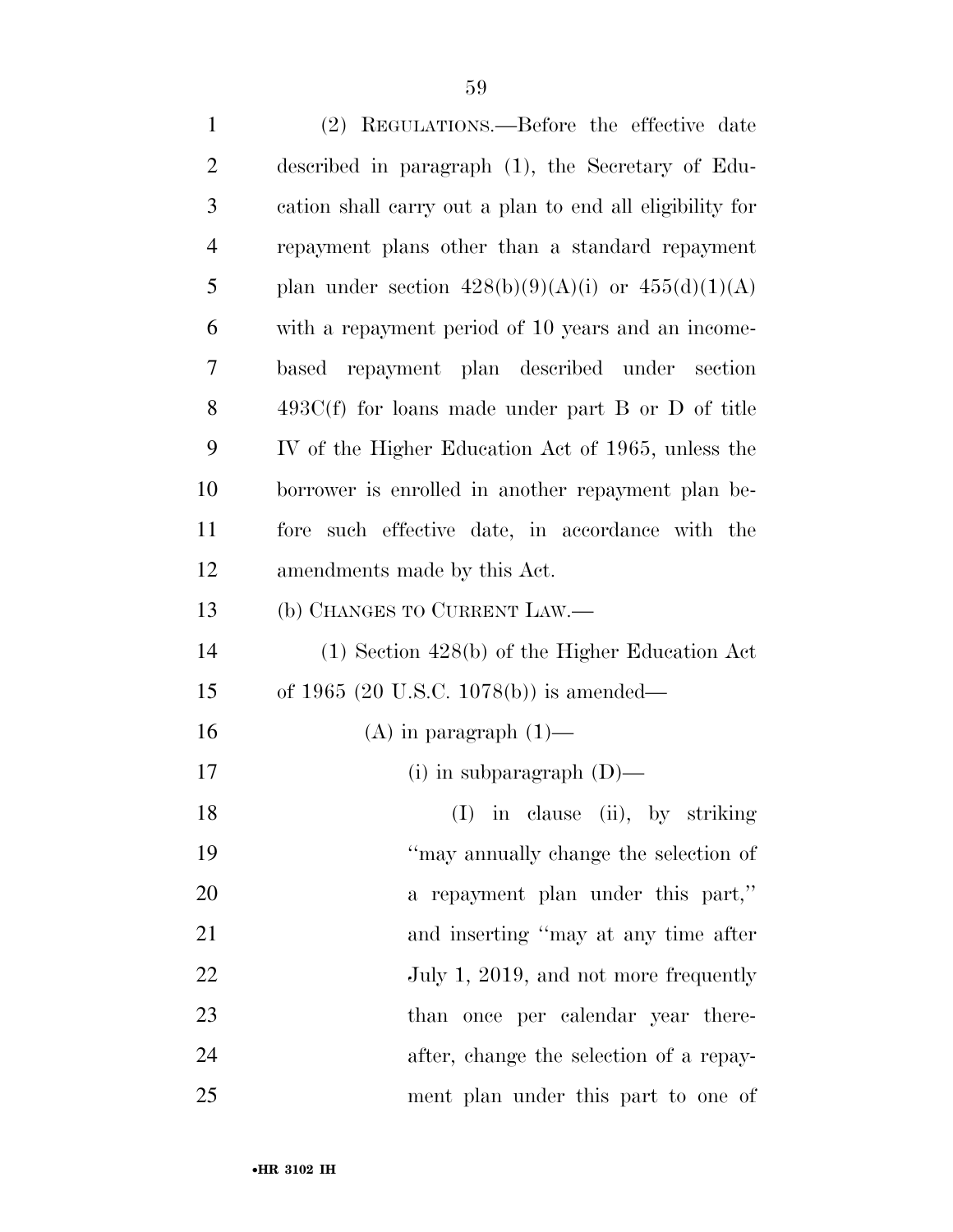(2) REGULATIONS.—Before the effective date described in paragraph (1), the Secretary of Education shall carry out a plan to end all eligibility for repayment plans other than a standard repayment plan under section 428(b)(9)(A)(i) or 455(d)(1)(A) with a repayment period of 10 years and an income-based repayment plan described under section 493C(f) for loans made under part B or D of title IV of the Higher Education Act of 1965, unless the borrower is enrolled in another repayment plan before such effective date, in accordance with the amendments made by this Act.

(b) CHANGES TO CURRENT LAW.—

(1) Section 428(b) of the Higher Education Act of 1965 (20 U.S.C. 1078(b)) is amended—

(A) in paragraph (1)—

(i) in subparagraph (D)—

(I) in clause (ii), by striking ''may annually change the selection of a repayment plan under this part,'' and inserting ''may at any time after July 1, 2019, and not more frequently than once per calendar year thereafter, change the selection of a repayment plan under this part to one of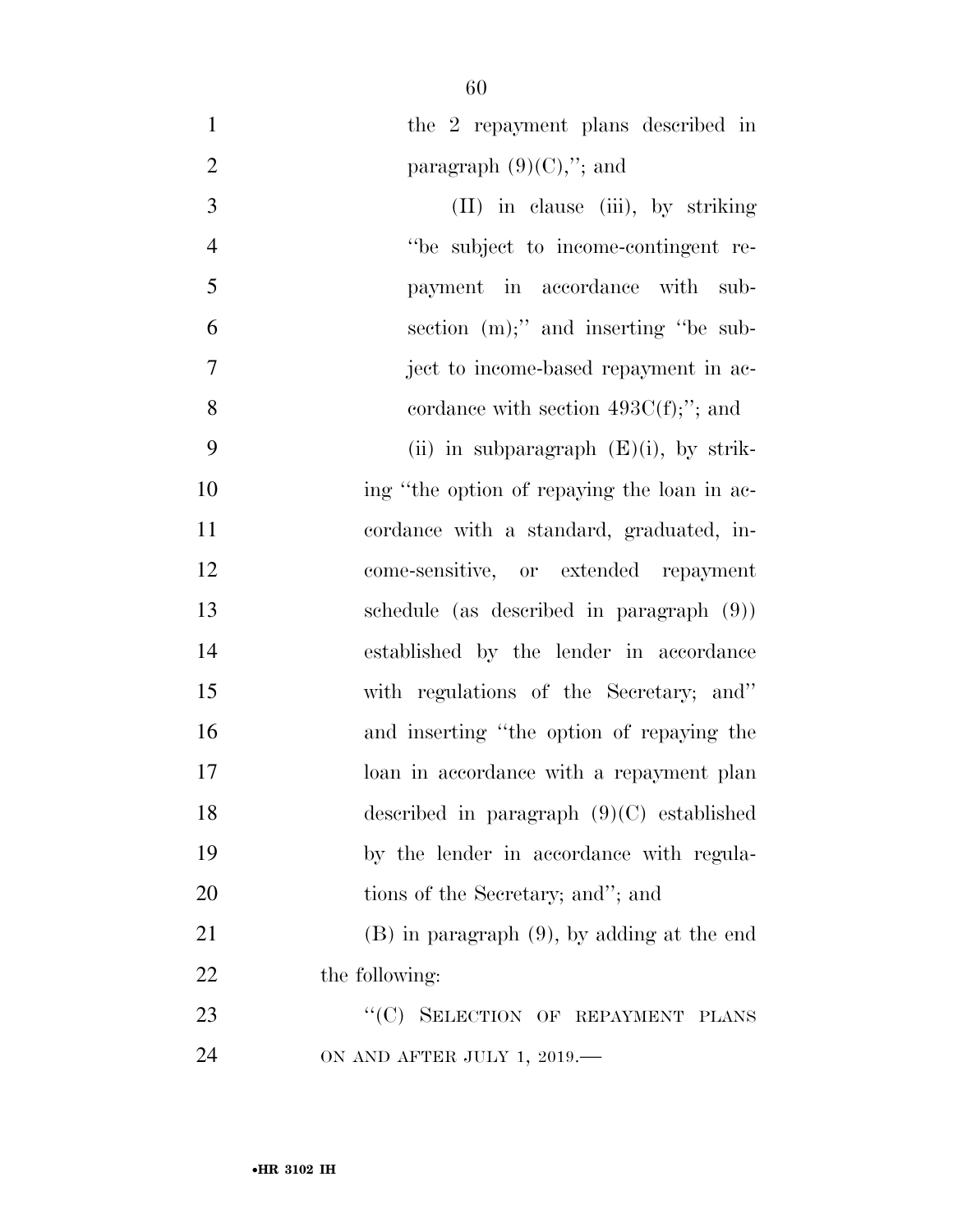the 2 repayment plans described in paragraph (9)(C),''; and

(II) in clause (iii), by striking ''be subject to income-contingent repayment in accordance with subsection (m);'' and inserting ''be subject to income-based repayment in accordance with section 493C(f);''; and

(ii) in subparagraph (E)(i), by striking ''the option of repaying the loan in accordance with a standard, graduated, income-sensitive, or extended repayment schedule (as described in paragraph (9)) established by the lender in accordance with regulations of the Secretary; and'' and inserting ''the option of repaying the loan in accordance with a repayment plan described in paragraph (9)(C) established by the lender in accordance with regulations of the Secretary; and''; and

(B) in paragraph (9), by adding at the end the following:

''(C) SELECTION OF REPAYMENT PLANS ON AND AFTER JULY 1, 2019.—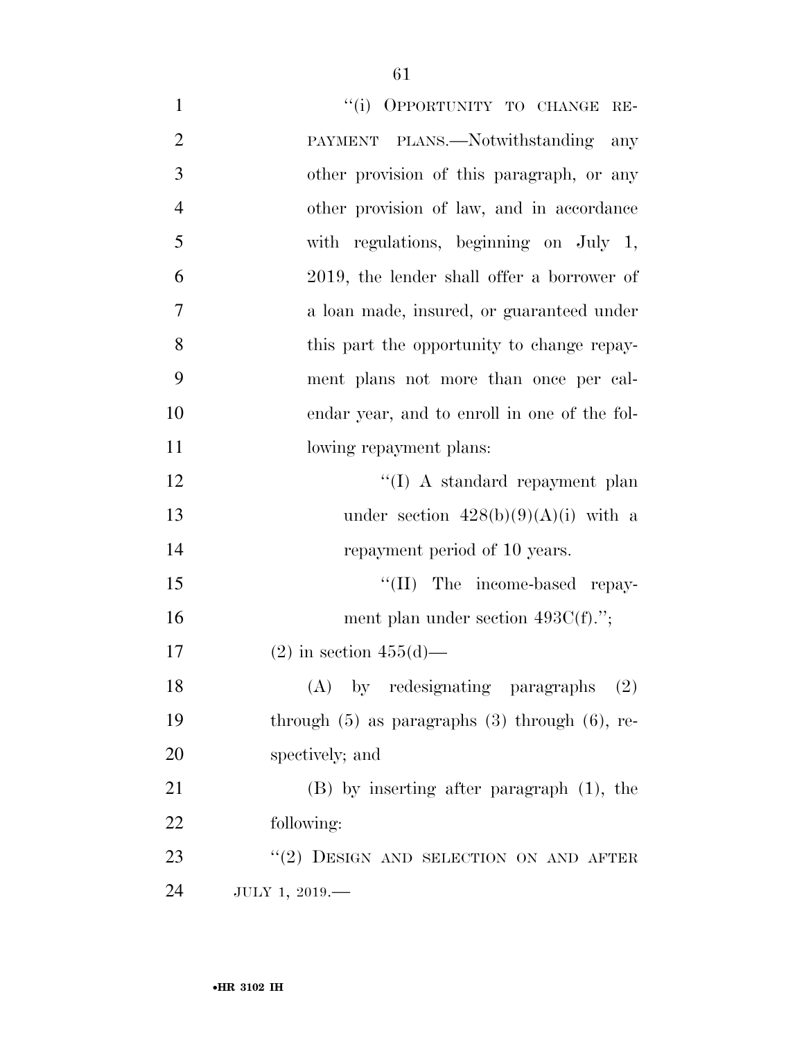"(i) OPPORTUNITY TO CHANGE REPAYMENT PLANS.—Notwithstanding any other provision of this paragraph, or any other provision of law, and in accordance with regulations, beginning on July 1, 2019, the lender shall offer a borrower of a loan made, insured, or guaranteed under this part the opportunity to change repayment plans not more than once per calendar year, and to enroll in one of the following repayment plans:

"(I) A standard repayment plan under section 428(b)(9)(A)(i) with a repayment period of 10 years.

"(II) The income-based repayment plan under section 493C(f).";

(2) in section 455(d)—

(A) by redesignating paragraphs (2) through (5) as paragraphs (3) through (6), respectively; and

(B) by inserting after paragraph (1), the following:

"(2) DESIGN AND SELECTION ON AND AFTER JULY 1, 2019.—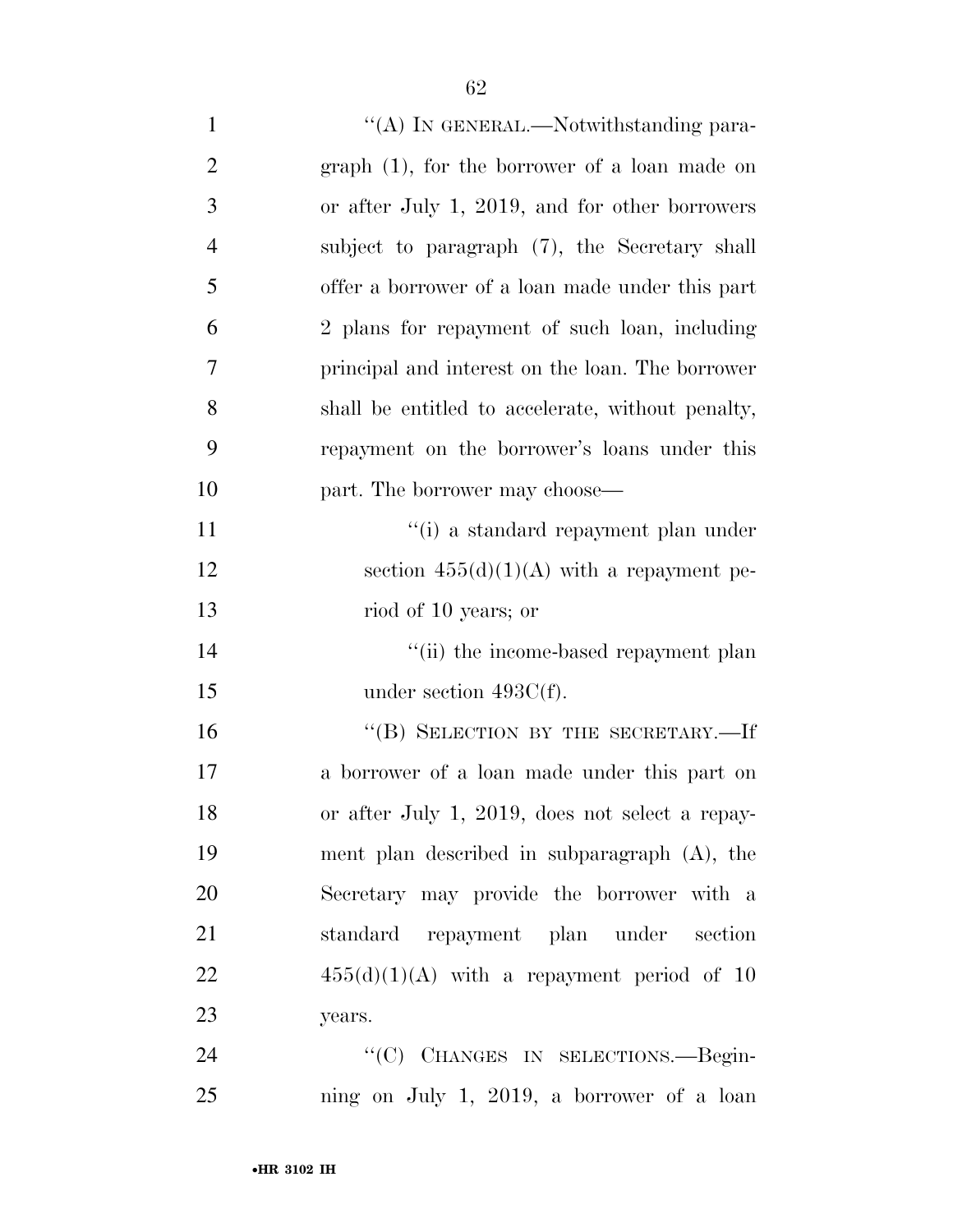"(A) IN GENERAL.—Notwithstanding paragraph (1), for the borrower of a loan made on or after July 1, 2019, and for other borrowers subject to paragraph (7), the Secretary shall offer a borrower of a loan made under this part 2 plans for repayment of such loan, including principal and interest on the loan. The borrower shall be entitled to accelerate, without penalty, repayment on the borrower's loans under this part. The borrower may choose—

"(i) a standard repayment plan under section 455(d)(1)(A) with a repayment period of 10 years; or

"(ii) the income-based repayment plan under section 493C(f).

"(B) SELECTION BY THE SECRETARY.—If a borrower of a loan made under this part on or after July 1, 2019, does not select a repayment plan described in subparagraph (A), the Secretary may provide the borrower with a standard repayment plan under section 455(d)(1)(A) with a repayment period of 10 years.

"(C) CHANGES IN SELECTIONS.—Beginning on July 1, 2019, a borrower of a loan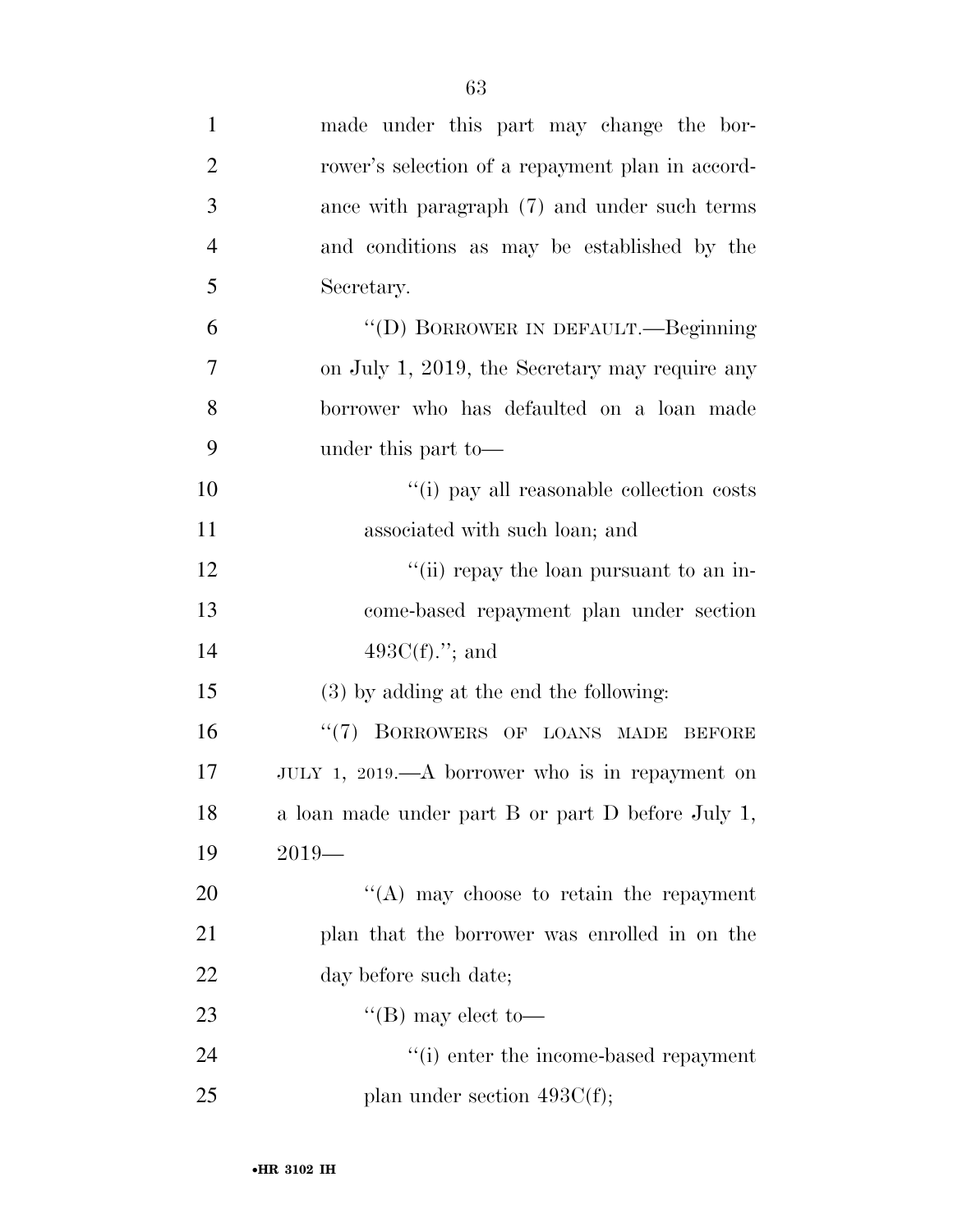made under this part may change the borrower's selection of a repayment plan in accordance with paragraph (7) and under such terms and conditions as may be established by the Secretary.

"(D) BORROWER IN DEFAULT.—Beginning on July 1, 2019, the Secretary may require any borrower who has defaulted on a loan made under this part to—

"(i) pay all reasonable collection costs associated with such loan; and

"(ii) repay the loan pursuant to an income-based repayment plan under section 493C(f)."; and

(3) by adding at the end the following:

"(7) BORROWERS OF LOANS MADE BEFORE JULY 1, 2019.—A borrower who is in repayment on a loan made under part B or part D before July 1, 2019—

"(A) may choose to retain the repayment plan that the borrower was enrolled in on the day before such date;

"(B) may elect to—

"(i) enter the income-based repayment plan under section 493C(f);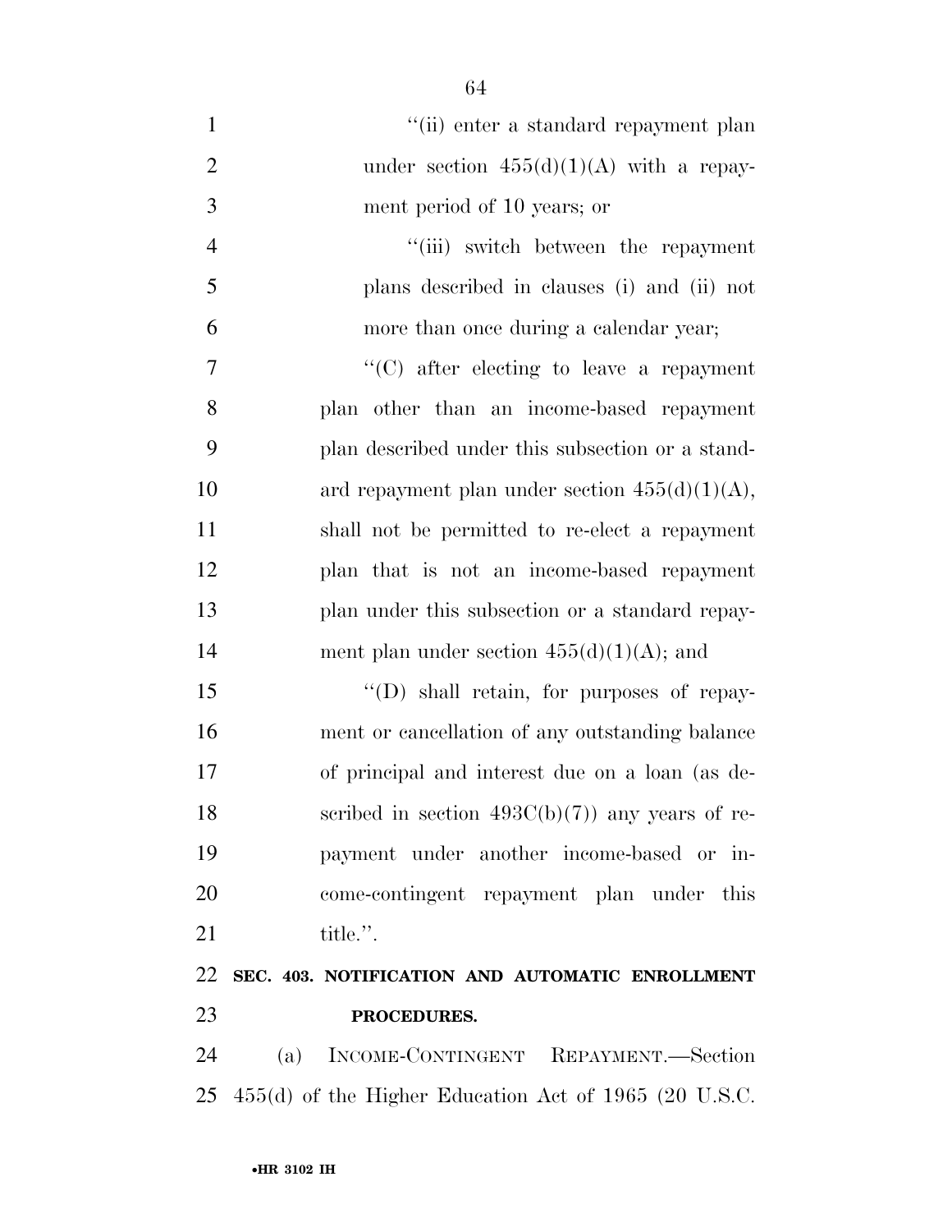"(ii) enter a standard repayment plan under section 455(d)(1)(A) with a repayment period of 10 years; or

"(iii) switch between the repayment plans described in clauses (i) and (ii) not more than once during a calendar year;

"(C) after electing to leave a repayment plan other than an income-based repayment plan described under this subsection or a standard repayment plan under section 455(d)(1)(A), shall not be permitted to re-elect a repayment plan that is not an income-based repayment plan under this subsection or a standard repayment plan under section 455(d)(1)(A); and

"(D) shall retain, for purposes of repayment or cancellation of any outstanding balance of principal and interest due on a loan (as described in section 493C(b)(7)) any years of repayment under another income-based or income-contingent repayment plan under this title.".

**SEC. 403. NOTIFICATION AND AUTOMATIC ENROLLMENT PROCEDURES.**

(a) INCOME-CONTINGENT REPAYMENT.—Section 455(d) of the Higher Education Act of 1965 (20 U.S.C.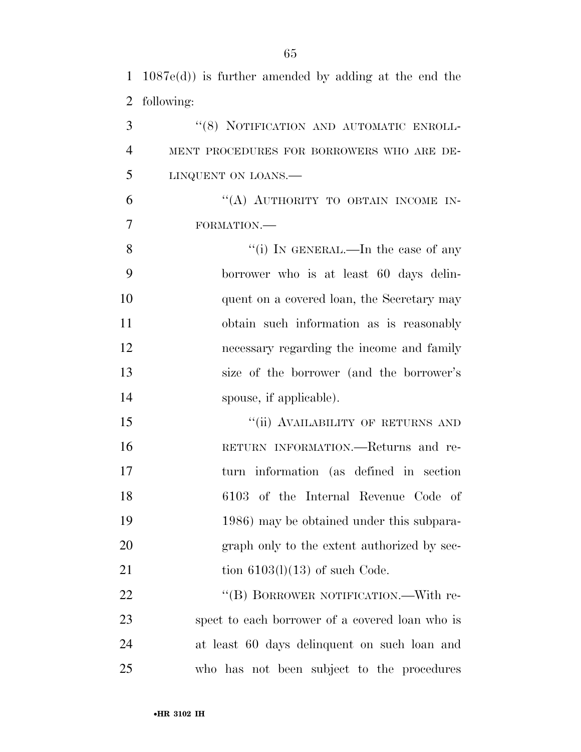1087e(d)) is further amended by adding at the end the following:

"(8) NOTIFICATION AND AUTOMATIC ENROLLMENT PROCEDURES FOR BORROWERS WHO ARE DELINQUENT ON LOANS.—

"(A) AUTHORITY TO OBTAIN INCOME INFORMATION.—

"(i) IN GENERAL.—In the case of any borrower who is at least 60 days delinquent on a covered loan, the Secretary may obtain such information as is reasonably necessary regarding the income and family size of the borrower (and the borrower's spouse, if applicable).

"(ii) AVAILABILITY OF RETURNS AND RETURN INFORMATION.—Returns and return information (as defined in section 6103 of the Internal Revenue Code of 1986) may be obtained under this subparagraph only to the extent authorized by section 6103(l)(13) of such Code.

"(B) BORROWER NOTIFICATION.—With respect to each borrower of a covered loan who is at least 60 days delinquent on such loan and who has not been subject to the procedures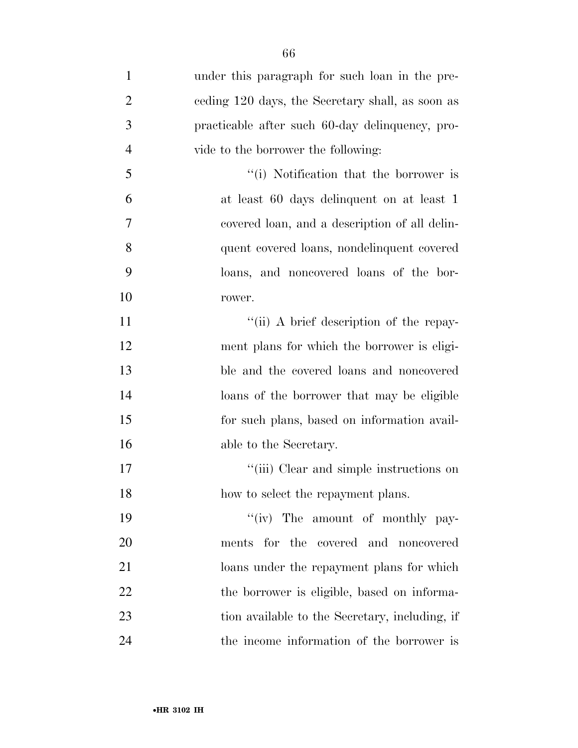under this paragraph for such loan in the preceding 120 days, the Secretary shall, as soon as practicable after such 60-day delinquency, provide to the borrower the following:

''(i) Notification that the borrower is at least 60 days delinquent on at least 1 covered loan, and a description of all delinquent covered loans, nondelinquent covered loans, and noncovered loans of the borrower.

''(ii) A brief description of the repayment plans for which the borrower is eligible and the covered loans and noncovered loans of the borrower that may be eligible for such plans, based on information available to the Secretary.

''(iii) Clear and simple instructions on how to select the repayment plans.

''(iv) The amount of monthly payments for the covered and noncovered loans under the repayment plans for which the borrower is eligible, based on information available to the Secretary, including, if the income information of the borrower is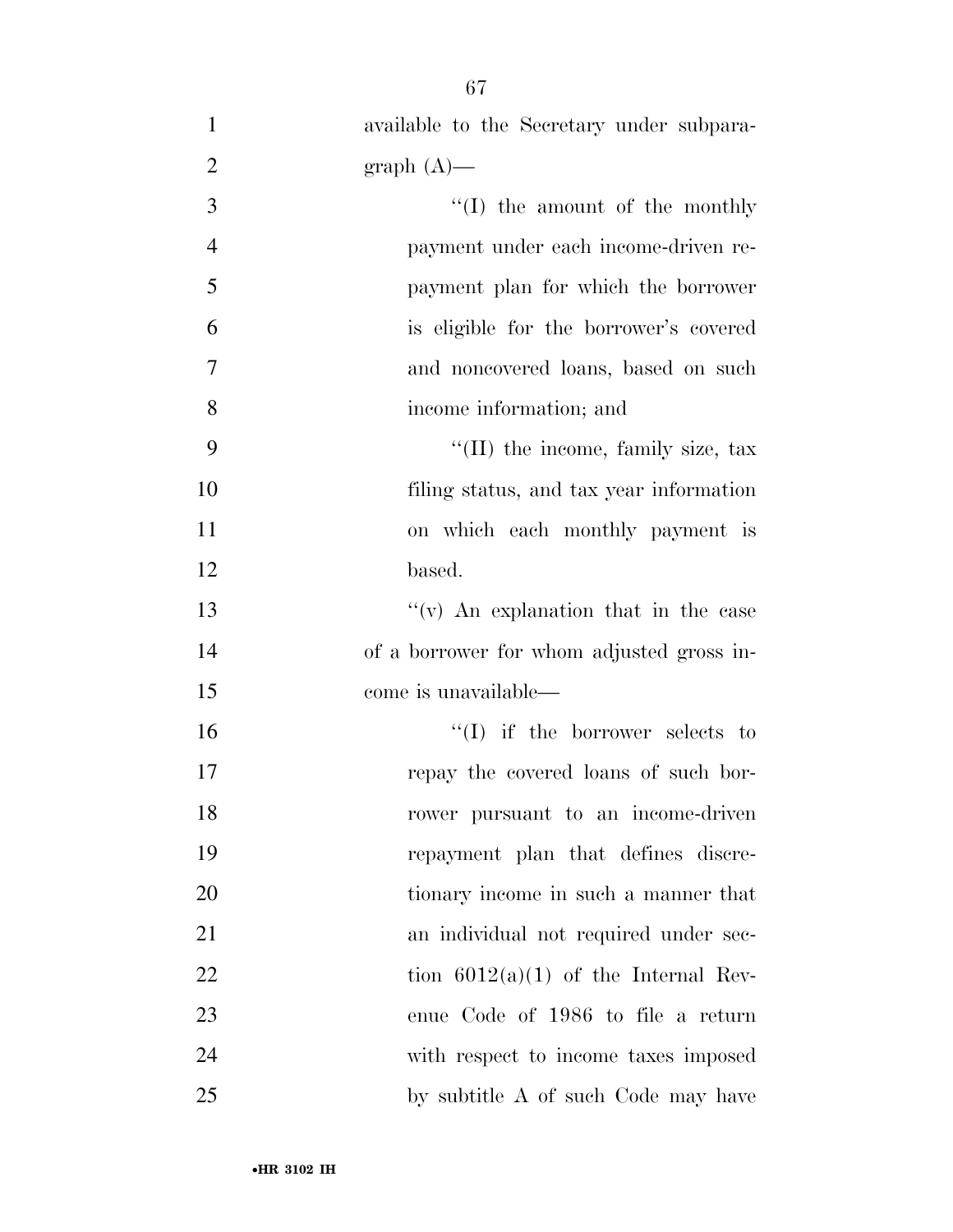available to the Secretary under subparagraph (A)—

''(I) the amount of the monthly payment under each income-driven repayment plan for which the borrower is eligible for the borrower's covered and noncovered loans, based on such income information; and

''(II) the income, family size, tax filing status, and tax year information on which each monthly payment is based.

''(v) An explanation that in the case of a borrower for whom adjusted gross income is unavailable—

''(I) if the borrower selects to repay the covered loans of such borrower pursuant to an income-driven repayment plan that defines discretionary income in such a manner that an individual not required under section 6012(a)(1) of the Internal Revenue Code of 1986 to file a return with respect to income taxes imposed by subtitle A of such Code may have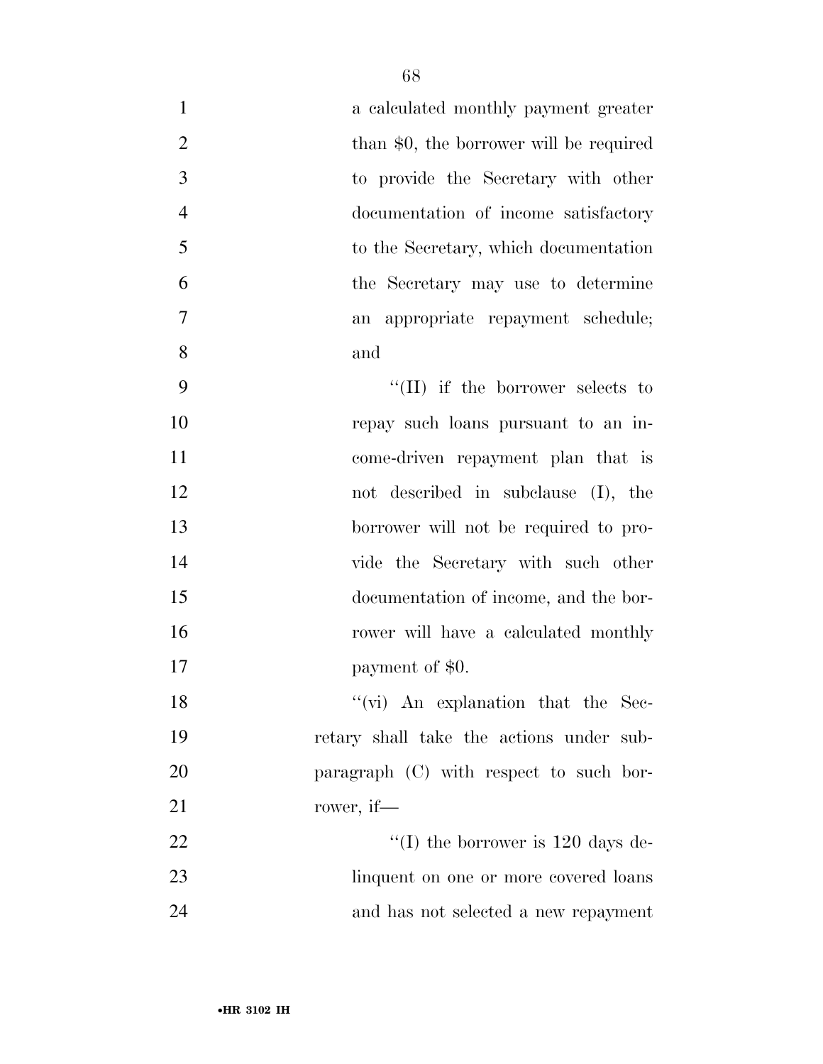a calculated monthly payment greater than $0, the borrower will be required to provide the Secretary with other documentation of income satisfactory to the Secretary, which documentation the Secretary may use to determine an appropriate repayment schedule; and

''(II) if the borrower selects to repay such loans pursuant to an income-driven repayment plan that is not described in subclause (I), the borrower will not be required to provide the Secretary with such other documentation of income, and the borrower will have a calculated monthly payment of $0.

''(vi) An explanation that the Secretary shall take the actions under subparagraph (C) with respect to such borrower, if—

''(I) the borrower is 120 days delinquent on one or more covered loans and has not selected a new repayment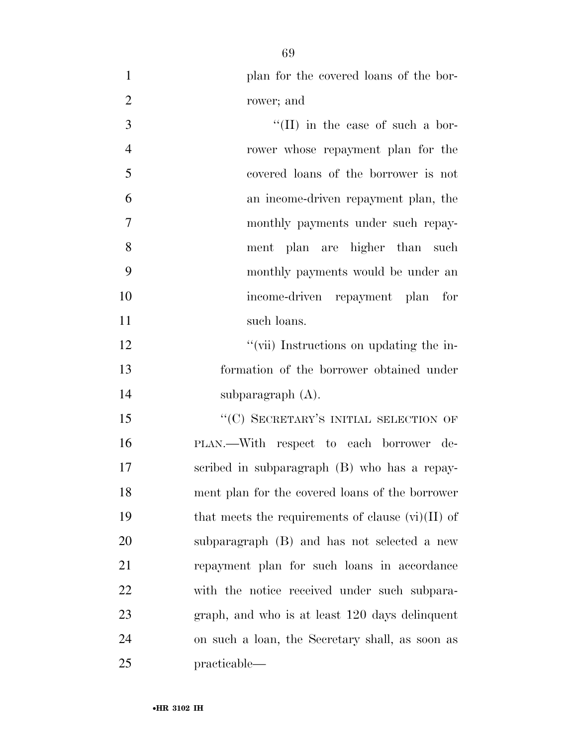plan for the covered loans of the borrower; and

''(II) in the case of such a borrower whose repayment plan for the covered loans of the borrower is not an income-driven repayment plan, the monthly payments under such repayment plan are higher than such monthly payments would be under an income-driven repayment plan for such loans.

''(vii) Instructions on updating the information of the borrower obtained under subparagraph (A).

''(C) SECRETARY'S INITIAL SELECTION OF PLAN.—With respect to each borrower described in subparagraph (B) who has a repayment plan for the covered loans of the borrower that meets the requirements of clause (vi)(II) of subparagraph (B) and has not selected a new repayment plan for such loans in accordance with the notice received under such subparagraph, and who is at least 120 days delinquent on such a loan, the Secretary shall, as soon as practicable—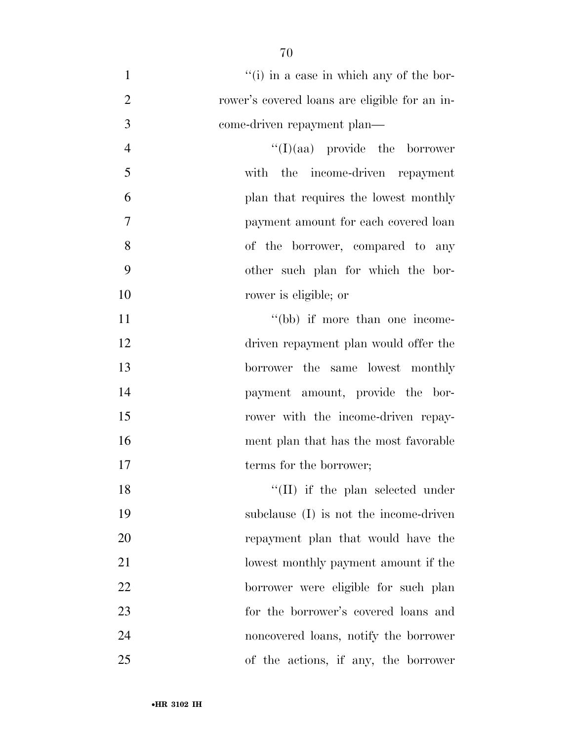''(i) in a case in which any of the borrower's covered loans are eligible for an income-driven repayment plan—

''(I)(aa) provide the borrower with the income-driven repayment plan that requires the lowest monthly payment amount for each covered loan of the borrower, compared to any other such plan for which the borrower is eligible; or

''(bb) if more than one income-driven repayment plan would offer the borrower the same lowest monthly payment amount, provide the borrower with the income-driven repayment plan that has the most favorable terms for the borrower;

''(II) if the plan selected under subclause (I) is not the income-driven repayment plan that would have the lowest monthly payment amount if the borrower were eligible for such plan for the borrower's covered loans and noncovered loans, notify the borrower of the actions, if any, the borrower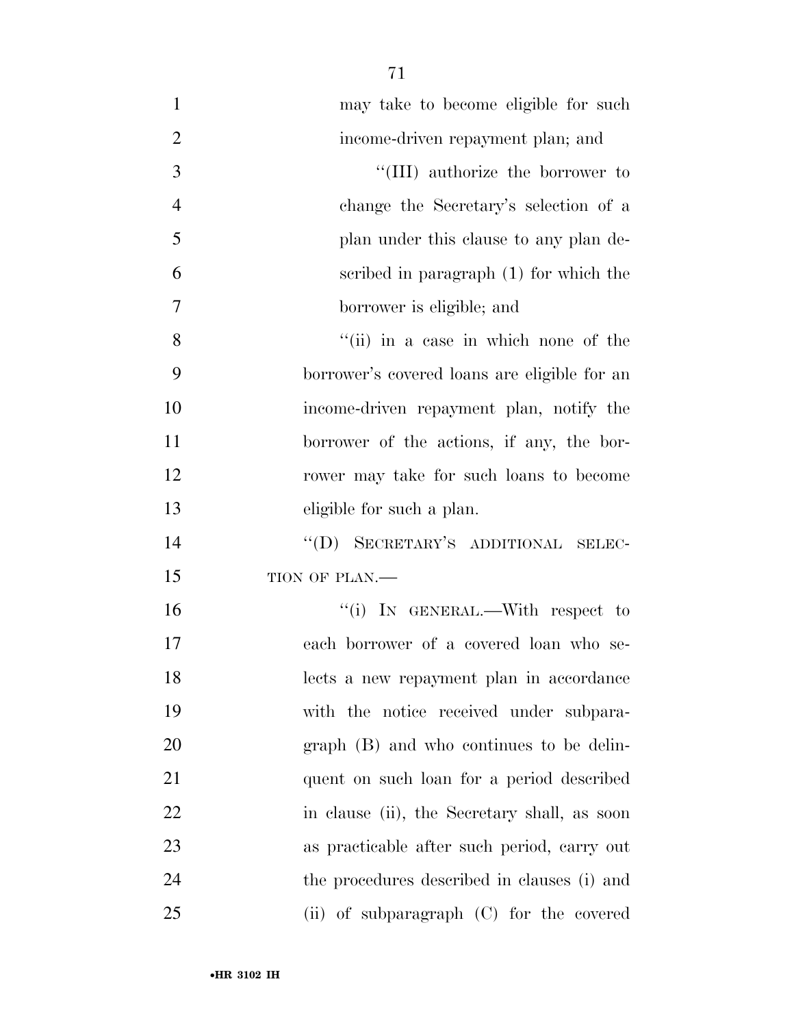may take to become eligible for such income-driven repayment plan; and

"(III) authorize the borrower to change the Secretary's selection of a plan under this clause to any plan described in paragraph (1) for which the borrower is eligible; and

"(ii) in a case in which none of the borrower's covered loans are eligible for an income-driven repayment plan, notify the borrower of the actions, if any, the borrower may take for such loans to become eligible for such a plan.

"(D) SECRETARY'S ADDITIONAL SELECTION OF PLAN.—

"(i) IN GENERAL.—With respect to each borrower of a covered loan who selects a new repayment plan in accordance with the notice received under subparagraph (B) and who continues to be delinquent on such loan for a period described in clause (ii), the Secretary shall, as soon as practicable after such period, carry out the procedures described in clauses (i) and (ii) of subparagraph (C) for the covered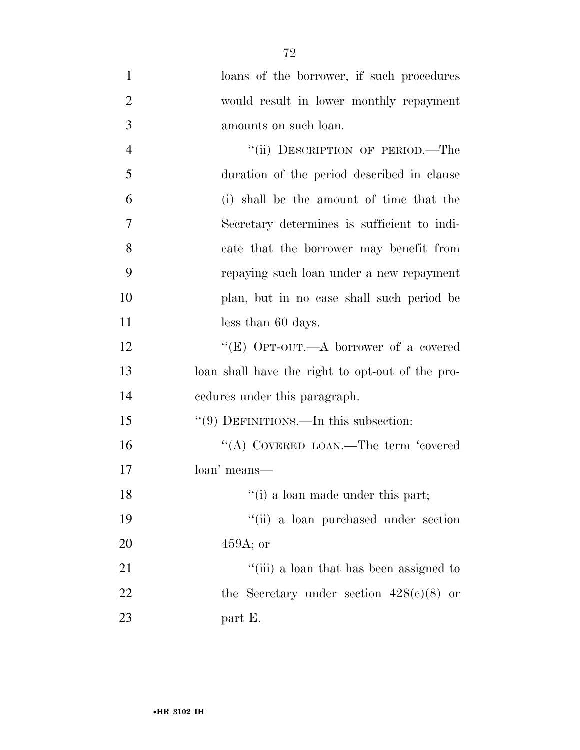loans of the borrower, if such procedures would result in lower monthly repayment amounts on such loan.

"(ii) DESCRIPTION OF PERIOD.—The duration of the period described in clause (i) shall be the amount of time that the Secretary determines is sufficient to indicate that the borrower may benefit from repaying such loan under a new repayment plan, but in no case shall such period be less than 60 days.

"(E) OPT-OUT.—A borrower of a covered loan shall have the right to opt-out of the procedures under this paragraph.

"(9) DEFINITIONS.—In this subsection:

"(A) COVERED LOAN.—The term 'covered loan' means—

"(i) a loan made under this part;

"(ii) a loan purchased under section 459A; or

"(iii) a loan that has been assigned to the Secretary under section 428(c)(8) or part E.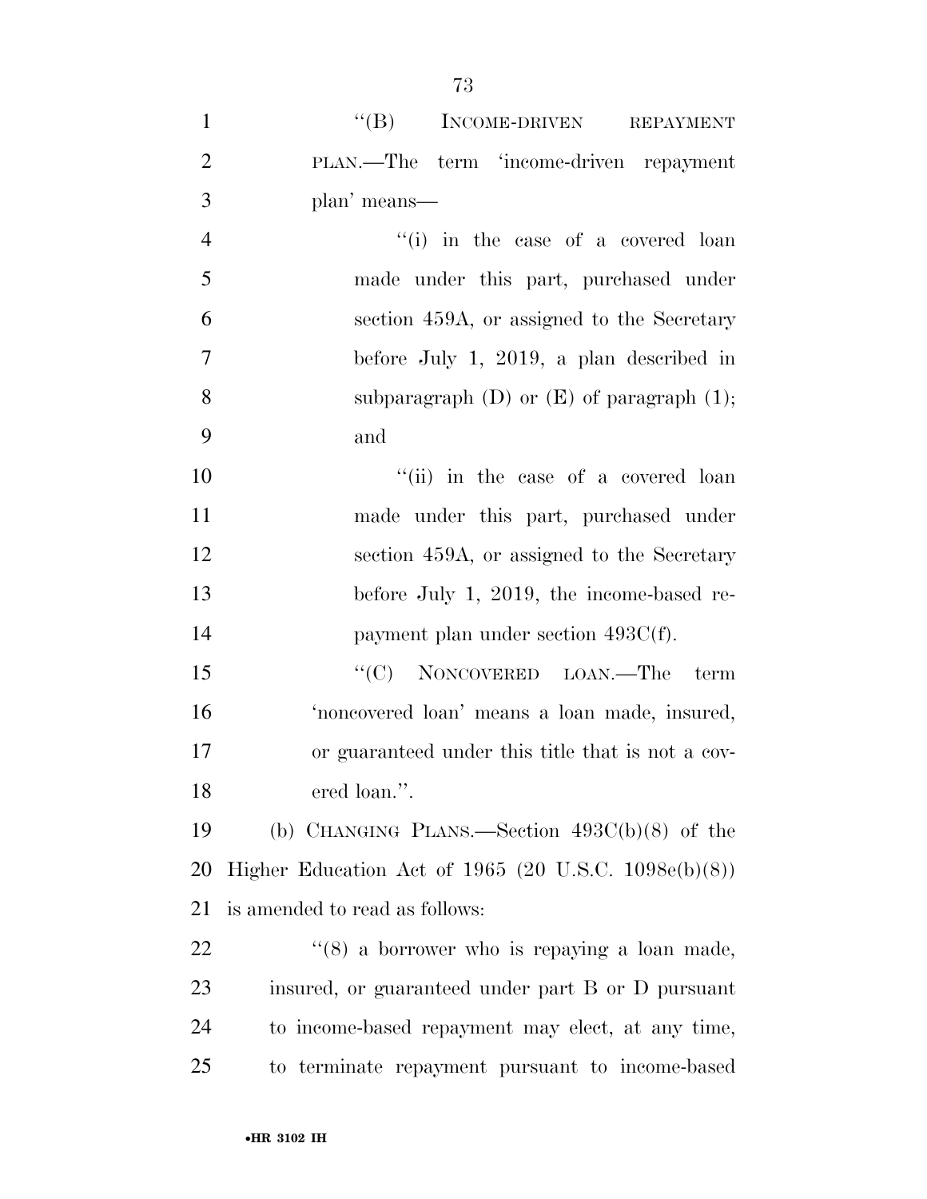"(B) INCOME-DRIVEN REPAYMENT PLAN.—The term 'income-driven repayment plan' means—

"(i) in the case of a covered loan made under this part, purchased under section 459A, or assigned to the Secretary before July 1, 2019, a plan described in subparagraph (D) or (E) of paragraph (1); and

"(ii) in the case of a covered loan made under this part, purchased under section 459A, or assigned to the Secretary before July 1, 2019, the income-based repayment plan under section 493C(f).

"(C) NONCOVERED LOAN.—The term 'noncovered loan' means a loan made, insured, or guaranteed under this title that is not a covered loan.".

(b) CHANGING PLANS.—Section 493C(b)(8) of the Higher Education Act of 1965 (20 U.S.C. 1098e(b)(8)) is amended to read as follows:

"(8) a borrower who is repaying a loan made, insured, or guaranteed under part B or D pursuant to income-based repayment may elect, at any time, to terminate repayment pursuant to income-based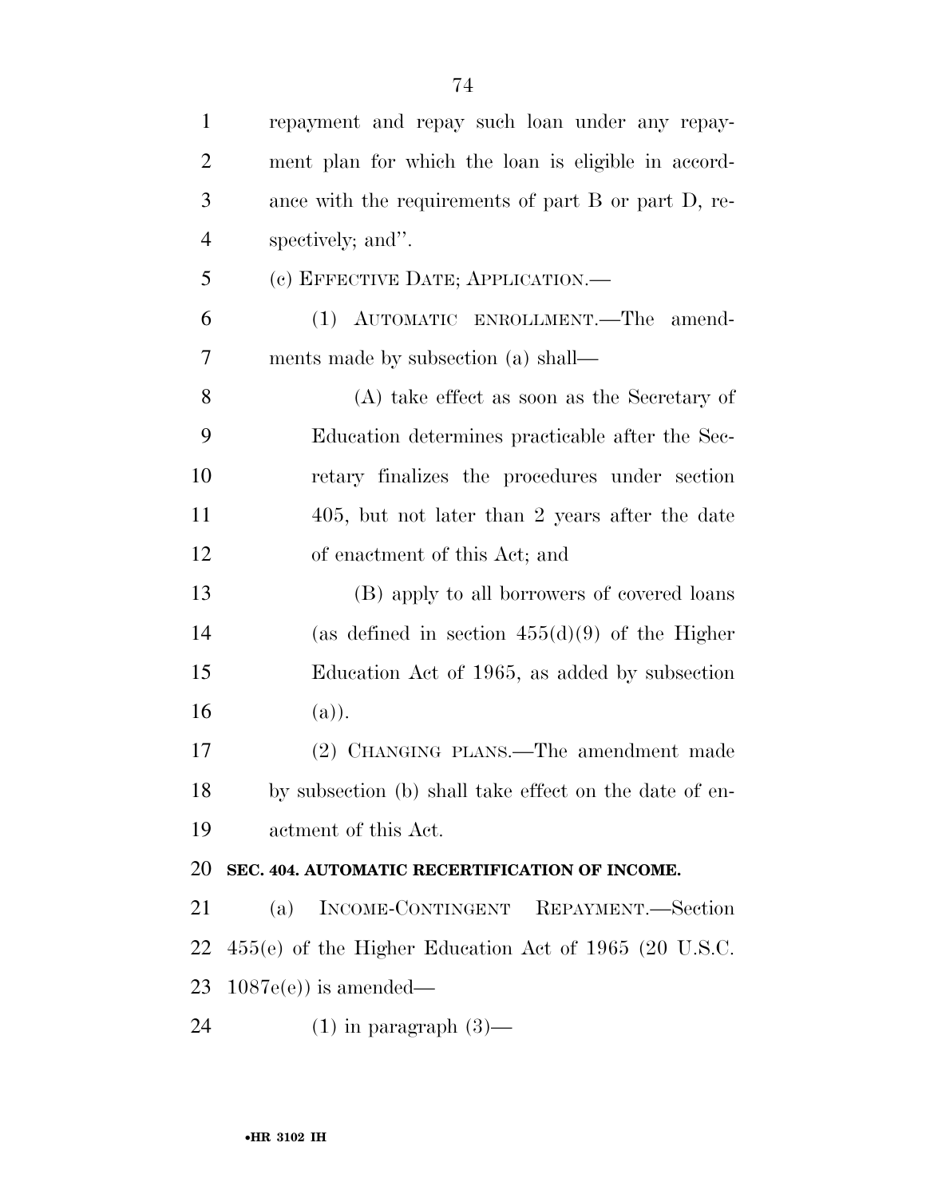repayment and repay such loan under any repayment plan for which the loan is eligible in accordance with the requirements of part B or part D, respectively; and''.

(c) EFFECTIVE DATE; APPLICATION.—

(1) AUTOMATIC ENROLLMENT.—The amendments made by subsection (a) shall—

(A) take effect as soon as the Secretary of Education determines practicable after the Secretary finalizes the procedures under section 405, but not later than 2 years after the date of enactment of this Act; and

(B) apply to all borrowers of covered loans (as defined in section 455(d)(9) of the Higher Education Act of 1965, as added by subsection (a)).

(2) CHANGING PLANS.—The amendment made by subsection (b) shall take effect on the date of enactment of this Act.

**SEC. 404. AUTOMATIC RECERTIFICATION OF INCOME.**

(a) INCOME-CONTINGENT REPAYMENT.—Section 455(e) of the Higher Education Act of 1965 (20 U.S.C. 1087e(e)) is amended—

(1) in paragraph (3)—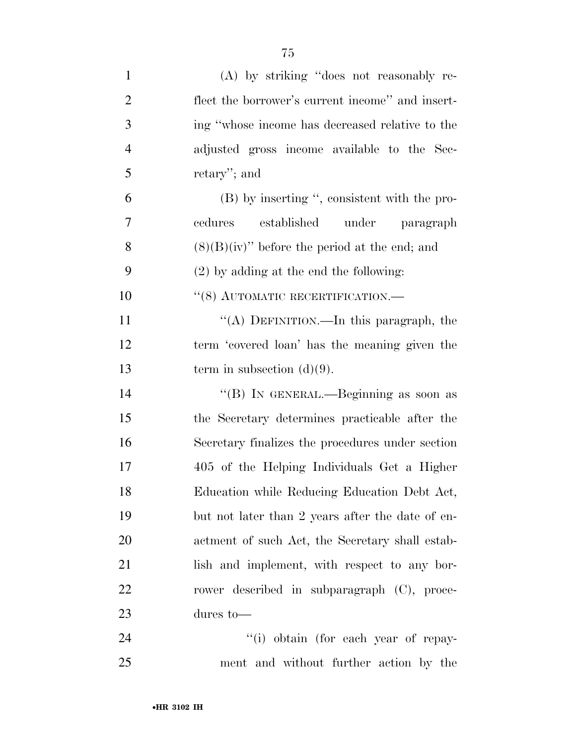(A) by striking "does not reasonably reflect the borrower's current income" and inserting "whose income has decreased relative to the adjusted gross income available to the Secretary"; and

(B) by inserting ", consistent with the procedures established under paragraph (8)(B)(iv)" before the period at the end; and

(2) by adding at the end the following:

"(8) AUTOMATIC RECERTIFICATION.—

"(A) DEFINITION.—In this paragraph, the term 'covered loan' has the meaning given the term in subsection (d)(9).

"(B) IN GENERAL.—Beginning as soon as the Secretary determines practicable after the Secretary finalizes the procedures under section 405 of the Helping Individuals Get a Higher Education while Reducing Education Debt Act, but not later than 2 years after the date of enactment of such Act, the Secretary shall establish and implement, with respect to any borrower described in subparagraph (C), procedures to—

"(i) obtain (for each year of repayment and without further action by the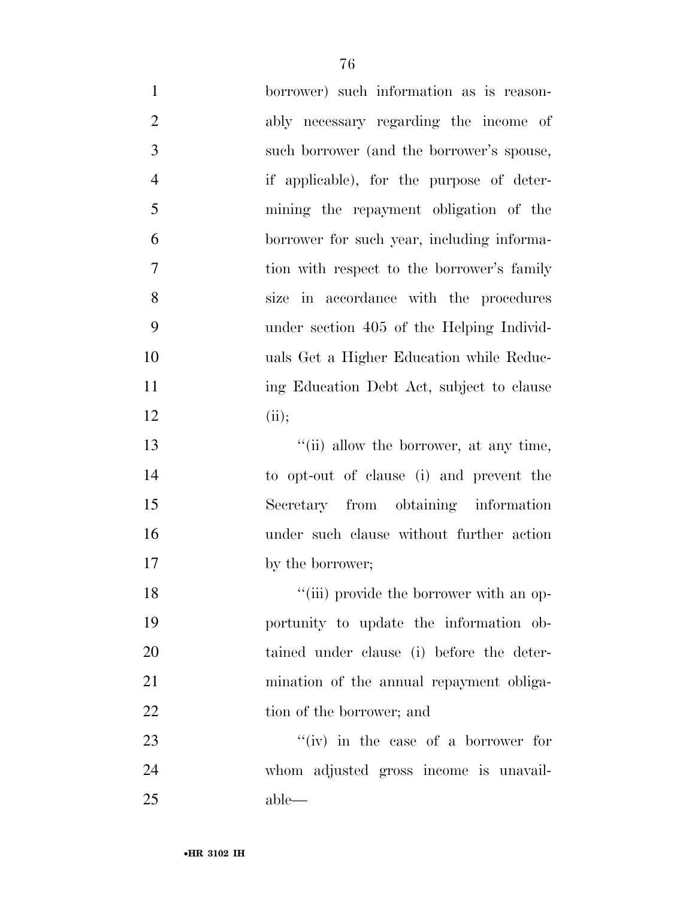borrower) such information as is reasonably necessary regarding the income of such borrower (and the borrower's spouse, if applicable), for the purpose of determining the repayment obligation of the borrower for such year, including information with respect to the borrower's family size in accordance with the procedures under section 405 of the Helping Individuals Get a Higher Education while Reducing Education Debt Act, subject to clause (ii);

"(ii) allow the borrower, at any time, to opt-out of clause (i) and prevent the Secretary from obtaining information under such clause without further action by the borrower;

"(iii) provide the borrower with an opportunity to update the information obtained under clause (i) before the determination of the annual repayment obligation of the borrower; and

"(iv) in the case of a borrower for whom adjusted gross income is unavailable—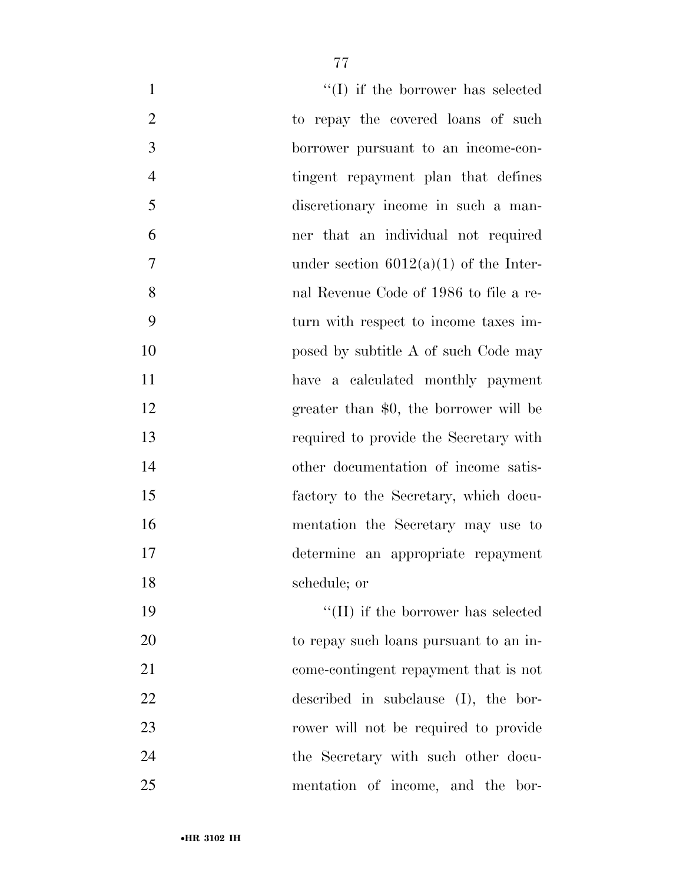"(I) if the borrower has selected to repay the covered loans of such borrower pursuant to an income-contingent repayment plan that defines discretionary income in such a manner that an individual not required under section 6012(a)(1) of the Internal Revenue Code of 1986 to file a return with respect to income taxes imposed by subtitle A of such Code may have a calculated monthly payment greater than $0, the borrower will be required to provide the Secretary with other documentation of income satisfactory to the Secretary, which documentation the Secretary may use to determine an appropriate repayment schedule; or

"(II) if the borrower has selected to repay such loans pursuant to an income-contingent repayment that is not described in subclause (I), the borrower will not be required to provide the Secretary with such other documentation of income, and the bor-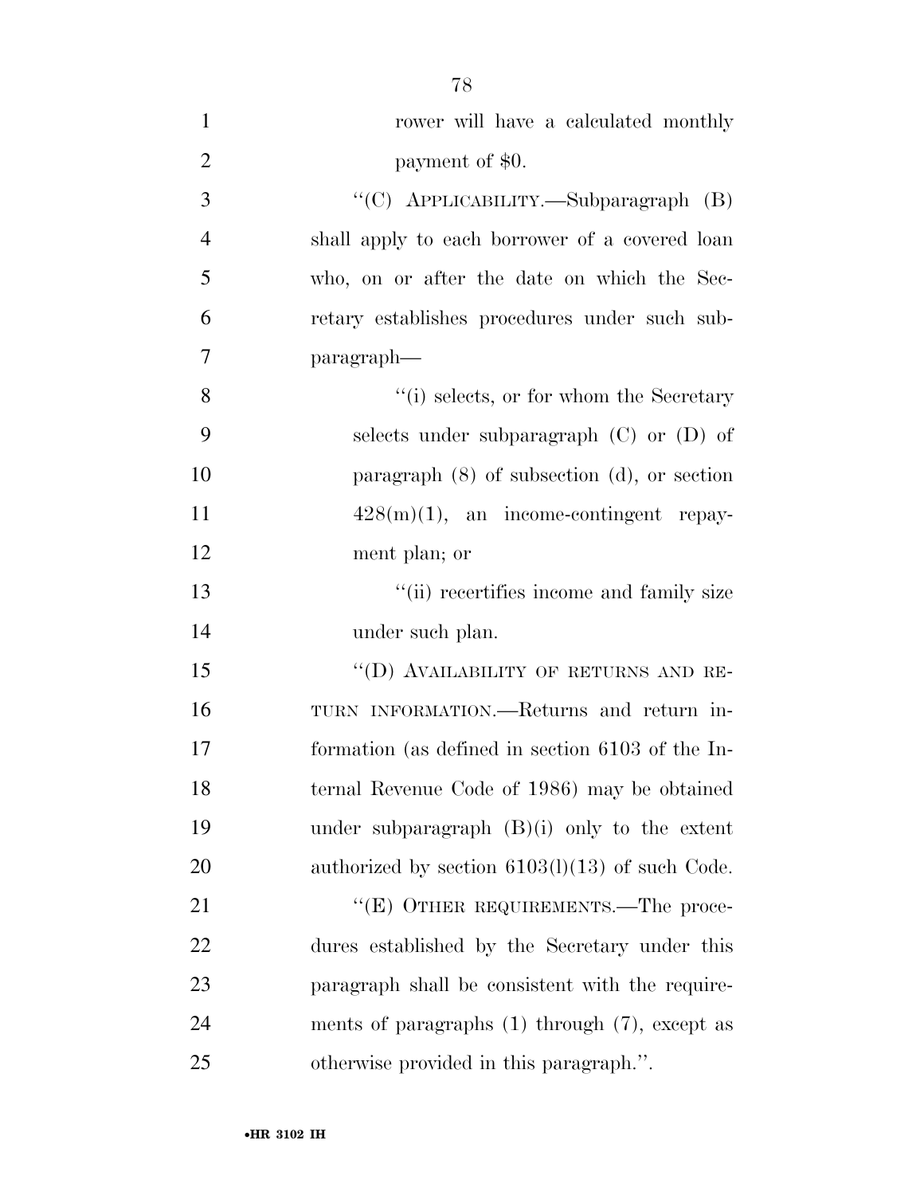rower will have a calculated monthly payment of $0.

"(C) APPLICABILITY.—Subparagraph (B) shall apply to each borrower of a covered loan who, on or after the date on which the Secretary establishes procedures under such subparagraph—

"(i) selects, or for whom the Secretary selects under subparagraph (C) or (D) of paragraph (8) of subsection (d), or section 428(m)(1), an income-contingent repayment plan; or

"(ii) recertifies income and family size under such plan.

"(D) AVAILABILITY OF RETURNS AND RETURN INFORMATION.—Returns and return information (as defined in section 6103 of the Internal Revenue Code of 1986) may be obtained under subparagraph (B)(i) only to the extent authorized by section 6103(l)(13) of such Code.

"(E) OTHER REQUIREMENTS.—The procedures established by the Secretary under this paragraph shall be consistent with the requirements of paragraphs (1) through (7), except as otherwise provided in this paragraph.".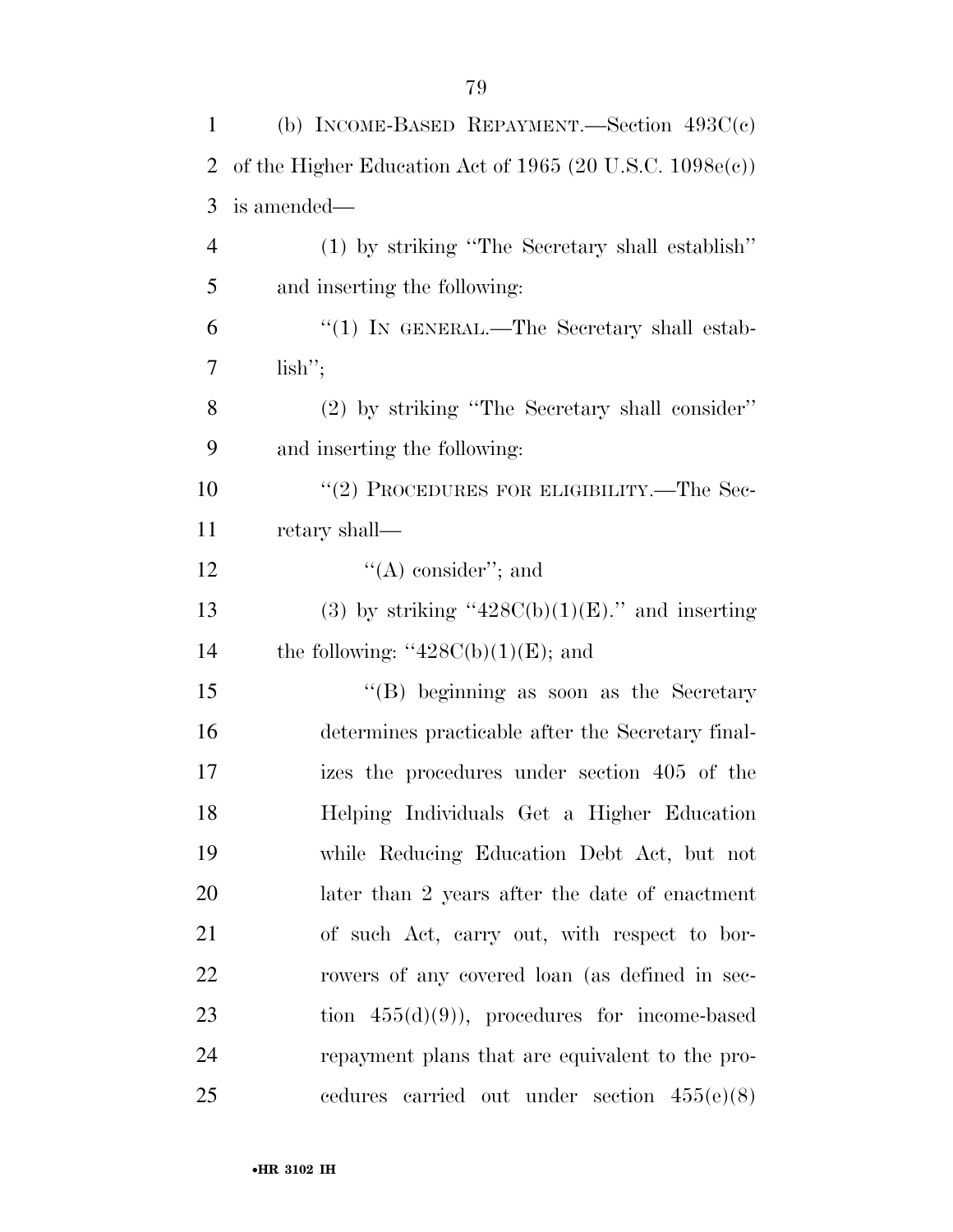(b) INCOME-BASED REPAYMENT.—Section 493C(c) of the Higher Education Act of 1965 (20 U.S.C. 1098e(c)) is amended—

(1) by striking ''The Secretary shall establish'' and inserting the following:

''(1) IN GENERAL.—The Secretary shall establish'';

(2) by striking ''The Secretary shall consider'' and inserting the following:

''(2) PROCEDURES FOR ELIGIBILITY.—The Secretary shall—

''(A) consider''; and

(3) by striking ''428C(b)(1)(E).'' and inserting the following: ''428C(b)(1)(E); and

''(B) beginning as soon as the Secretary determines practicable after the Secretary finalizes the procedures under section 405 of the Helping Individuals Get a Higher Education while Reducing Education Debt Act, but not later than 2 years after the date of enactment of such Act, carry out, with respect to borrowers of any covered loan (as defined in section 455(d)(9)), procedures for income-based repayment plans that are equivalent to the procedures carried out under section 455(e)(8)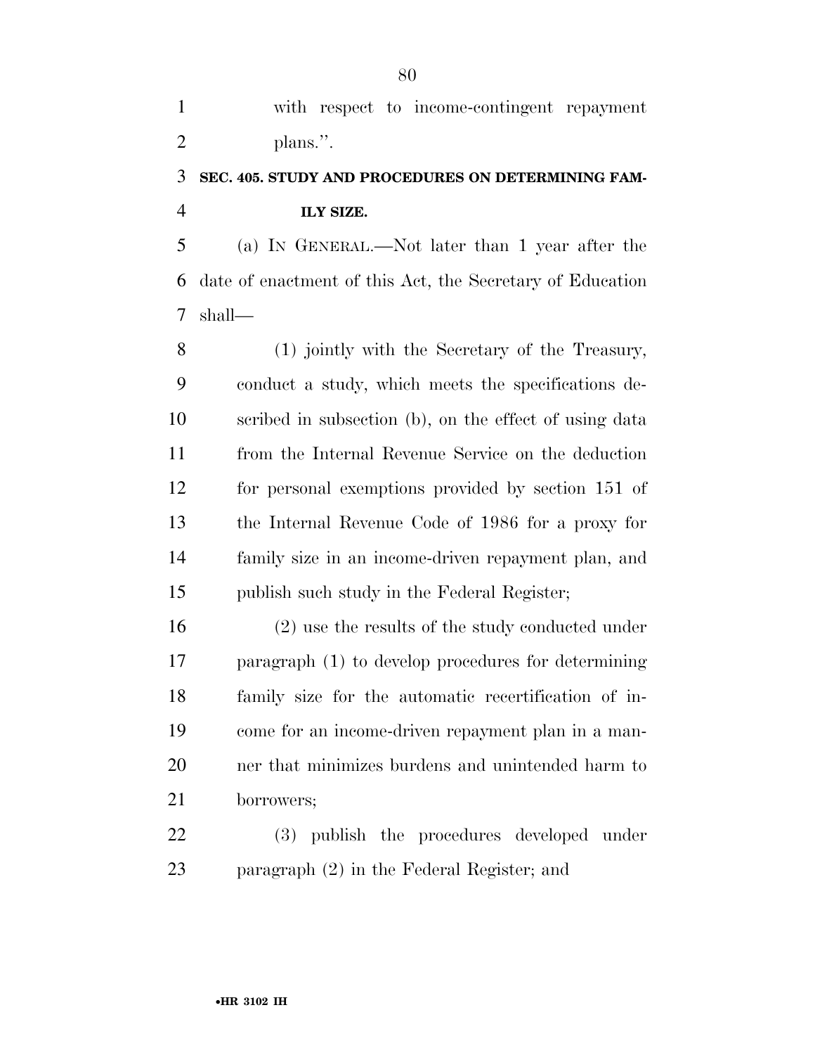with respect to income-contingent repayment plans.''.

**SEC. 405. STUDY AND PROCEDURES ON DETERMINING FAMILY SIZE.**

(a) IN GENERAL.—Not later than 1 year after the date of enactment of this Act, the Secretary of Education shall—

(1) jointly with the Secretary of the Treasury, conduct a study, which meets the specifications described in subsection (b), on the effect of using data from the Internal Revenue Service on the deduction for personal exemptions provided by section 151 of the Internal Revenue Code of 1986 for a proxy for family size in an income-driven repayment plan, and publish such study in the Federal Register;

(2) use the results of the study conducted under paragraph (1) to develop procedures for determining family size for the automatic recertification of income for an income-driven repayment plan in a manner that minimizes burdens and unintended harm to borrowers;

(3) publish the procedures developed under paragraph (2) in the Federal Register; and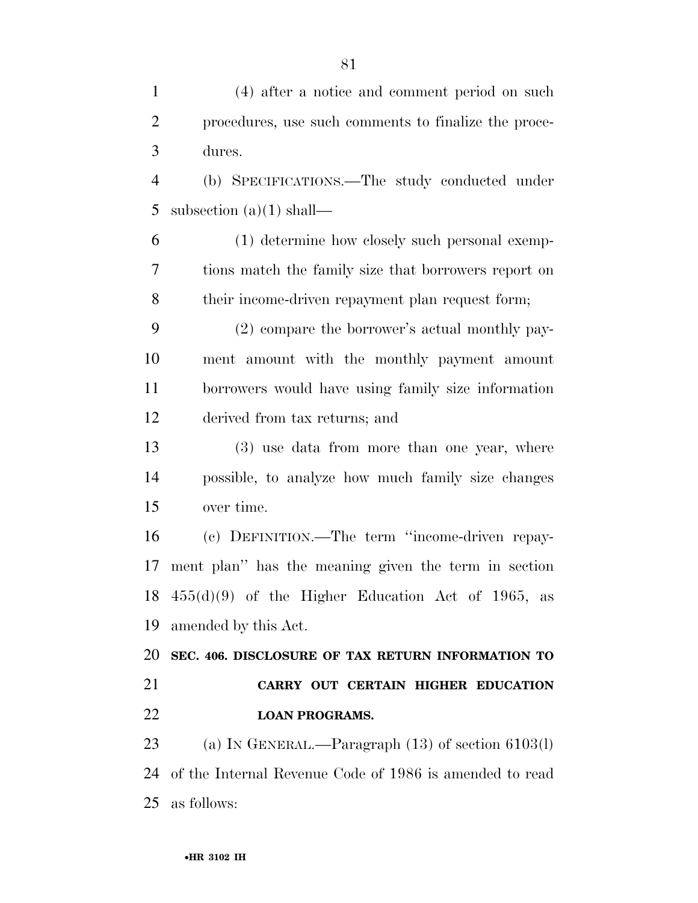(4) after a notice and comment period on such procedures, use such comments to finalize the procedures.

(b) SPECIFICATIONS.—The study conducted under subsection (a)(1) shall—

(1) determine how closely such personal exemptions match the family size that borrowers report on their income-driven repayment plan request form;

(2) compare the borrower's actual monthly payment amount with the monthly payment amount borrowers would have using family size information derived from tax returns; and

(3) use data from more than one year, where possible, to analyze how much family size changes over time.

(c) DEFINITION.—The term ''income-driven repayment plan'' has the meaning given the term in section 455(d)(9) of the Higher Education Act of 1965, as amended by this Act.

**SEC. 406. DISCLOSURE OF TAX RETURN INFORMATION TO CARRY OUT CERTAIN HIGHER EDUCATION LOAN PROGRAMS.**

(a) IN GENERAL.—Paragraph (13) of section 6103(l) of the Internal Revenue Code of 1986 is amended to read as follows: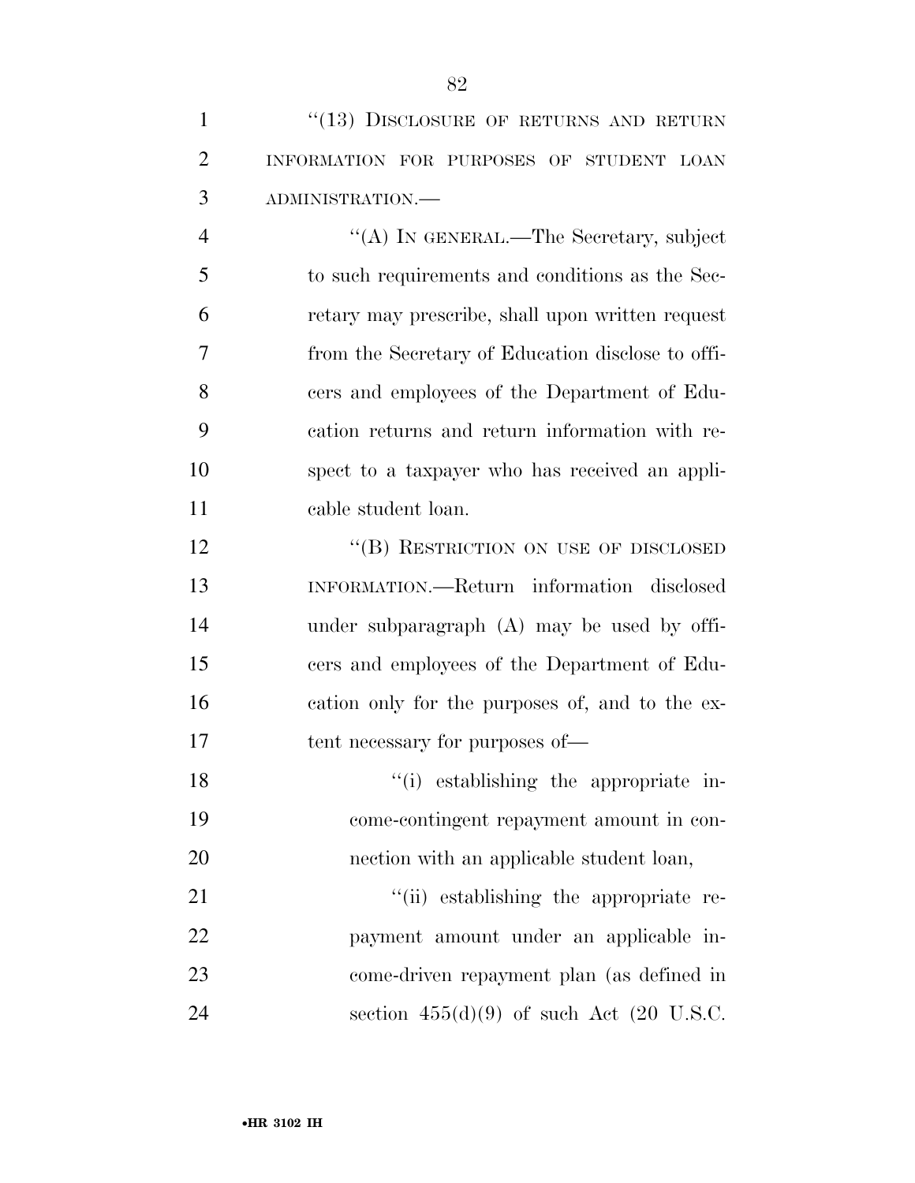"(13) DISCLOSURE OF RETURNS AND RETURN INFORMATION FOR PURPOSES OF STUDENT LOAN ADMINISTRATION.—

"(A) IN GENERAL.—The Secretary, subject to such requirements and conditions as the Secretary may prescribe, shall upon written request from the Secretary of Education disclose to officers and employees of the Department of Education returns and return information with respect to a taxpayer who has received an applicable student loan.

"(B) RESTRICTION ON USE OF DISCLOSED INFORMATION.—Return information disclosed under subparagraph (A) may be used by officers and employees of the Department of Education only for the purposes of, and to the extent necessary for purposes of—

"(i) establishing the appropriate income-contingent repayment amount in connection with an applicable student loan,

"(ii) establishing the appropriate repayment amount under an applicable income-driven repayment plan (as defined in section 455(d)(9) of such Act (20 U.S.C.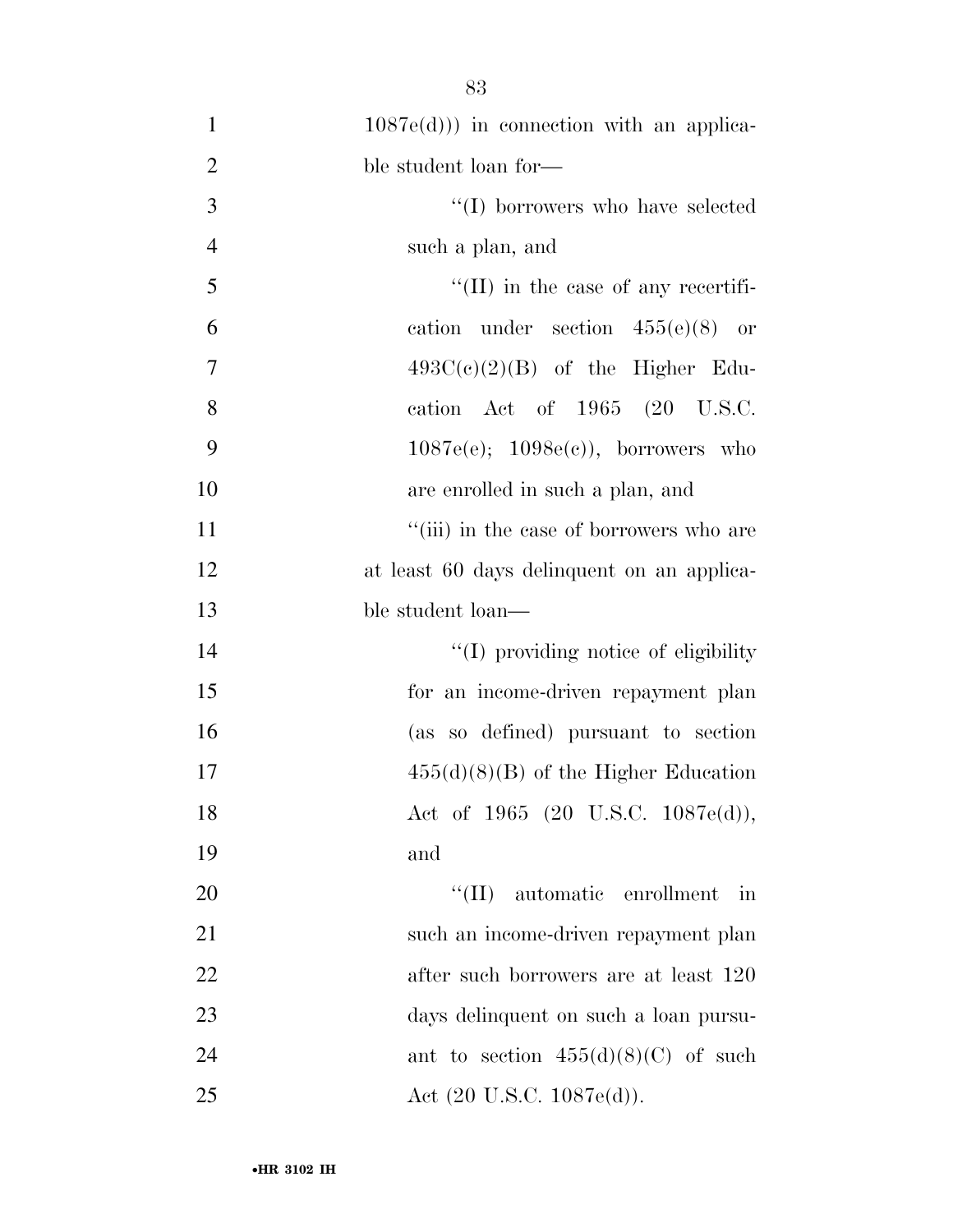1087e(d))) in connection with an applicable student loan for—

''(I) borrowers who have selected such a plan, and

''(II) in the case of any recertification under section 455(e)(8) or 493C(c)(2)(B) of the Higher Education Act of 1965 (20 U.S.C. 1087e(e); 1098e(c)), borrowers who are enrolled in such a plan, and

''(iii) in the case of borrowers who are at least 60 days delinquent on an applicable student loan—

''(I) providing notice of eligibility for an income-driven repayment plan (as so defined) pursuant to section 455(d)(8)(B) of the Higher Education Act of 1965 (20 U.S.C. 1087e(d)), and

''(II) automatic enrollment in such an income-driven repayment plan after such borrowers are at least 120 days delinquent on such a loan pursuant to section 455(d)(8)(C) of such Act (20 U.S.C. 1087e(d)).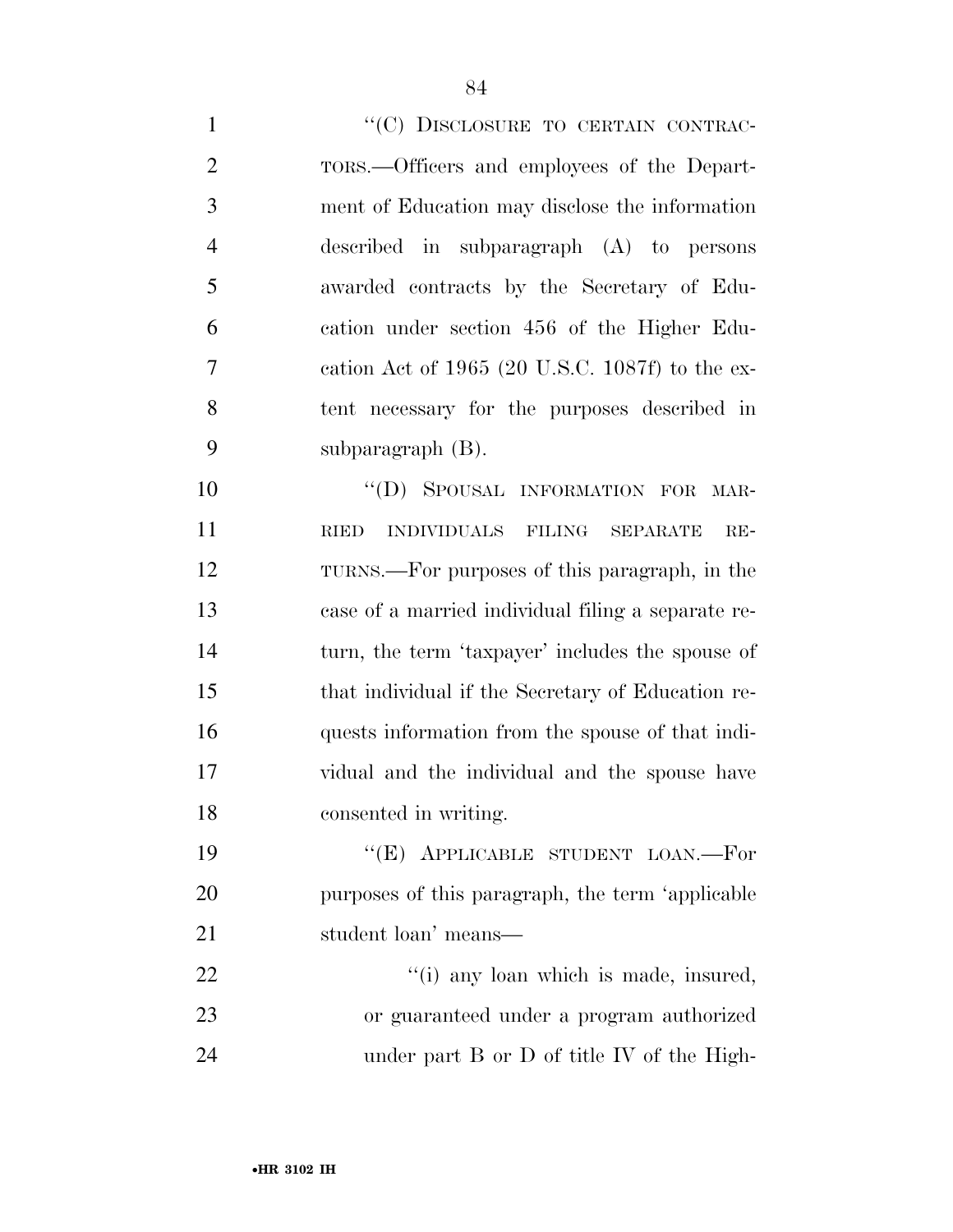"(C) DISCLOSURE TO CERTAIN CONTRACTORS.—Officers and employees of the Department of Education may disclose the information described in subparagraph (A) to persons awarded contracts by the Secretary of Education under section 456 of the Higher Education Act of 1965 (20 U.S.C. 1087f) to the extent necessary for the purposes described in subparagraph (B).

"(D) SPOUSAL INFORMATION FOR MARRIED INDIVIDUALS FILING SEPARATE RETURNS.—For purposes of this paragraph, in the case of a married individual filing a separate return, the term 'taxpayer' includes the spouse of that individual if the Secretary of Education requests information from the spouse of that individual and the individual and the spouse have consented in writing.

"(E) APPLICABLE STUDENT LOAN.—For purposes of this paragraph, the term 'applicable student loan' means—

"(i) any loan which is made, insured, or guaranteed under a program authorized under part B or D of title IV of the High-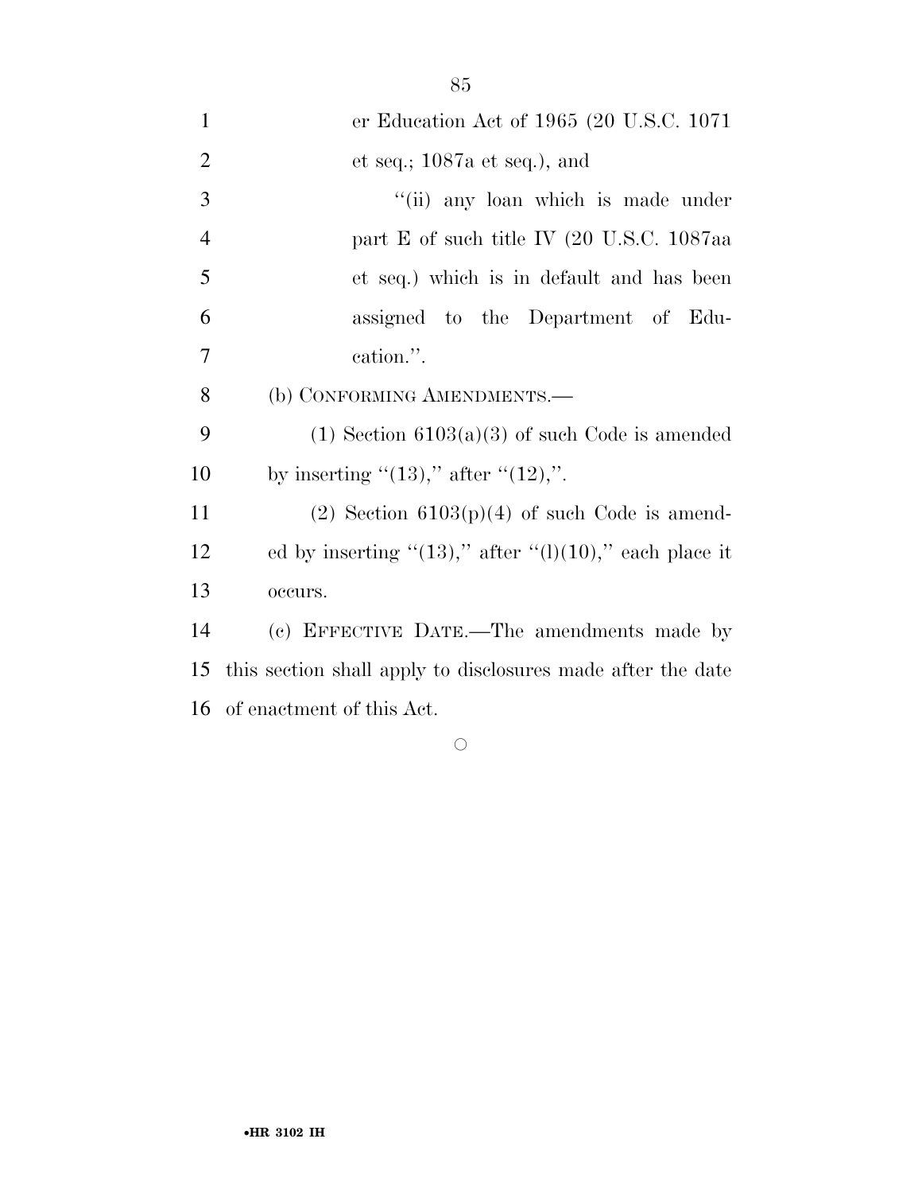er Education Act of 1965 (20 U.S.C. 1071 et seq.; 1087a et seq.), and

''(ii) any loan which is made under part E of such title IV (20 U.S.C. 1087aa et seq.) which is in default and has been assigned to the Department of Education.''.

(b) CONFORMING AMENDMENTS.—

(1) Section 6103(a)(3) of such Code is amended by inserting ''(13),'' after ''(12),''.

(2) Section 6103(p)(4) of such Code is amended by inserting ''(13),'' after ''(l)(10),'' each place it occurs.

(c) EFFECTIVE DATE.—The amendments made by this section shall apply to disclosures made after the date of enactment of this Act.

○